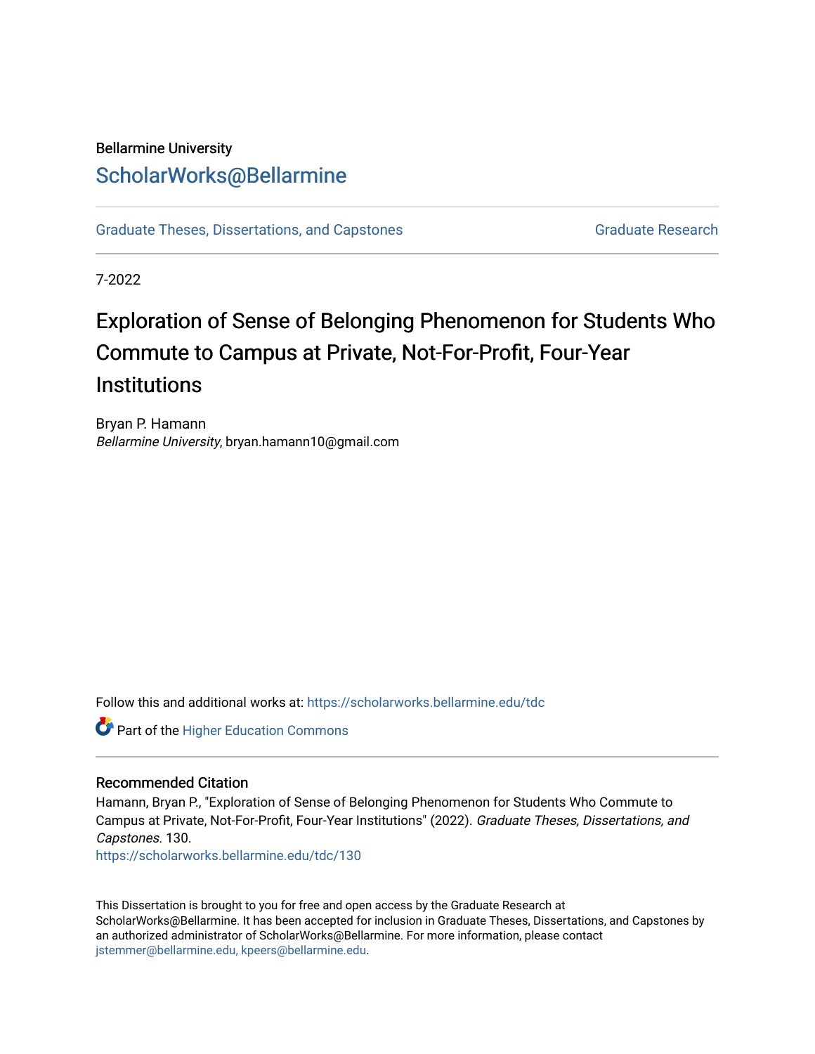Bellarmine University

## ScholarWorks@Bellarmine

Graduate Theses, Dissertations, and Capstones | Graduate Research

7-2022

# Exploration of Sense of Belonging Phenomenon for Students Who Commute to Campus at Private, Not-For-Profit, Four-Year Institutions

Bryan P. Hamann
*Bellarmine University*, bryan.hamann10@gmail.com

Follow this and additional works at: https://scholarworks.bellarmine.edu/tdc

Part of the Higher Education Commons

### Recommended Citation

Hamann, Bryan P., "Exploration of Sense of Belonging Phenomenon for Students Who Commute to Campus at Private, Not-For-Profit, Four-Year Institutions" (2022). *Graduate Theses, Dissertations, and Capstones*. 130.
https://scholarworks.bellarmine.edu/tdc/130

This Dissertation is brought to you for free and open access by the Graduate Research at ScholarWorks@Bellarmine. It has been accepted for inclusion in Graduate Theses, Dissertations, and Capstones by an authorized administrator of ScholarWorks@Bellarmine. For more information, please contact jstemmer@bellarmine.edu, kpeers@bellarmine.edu.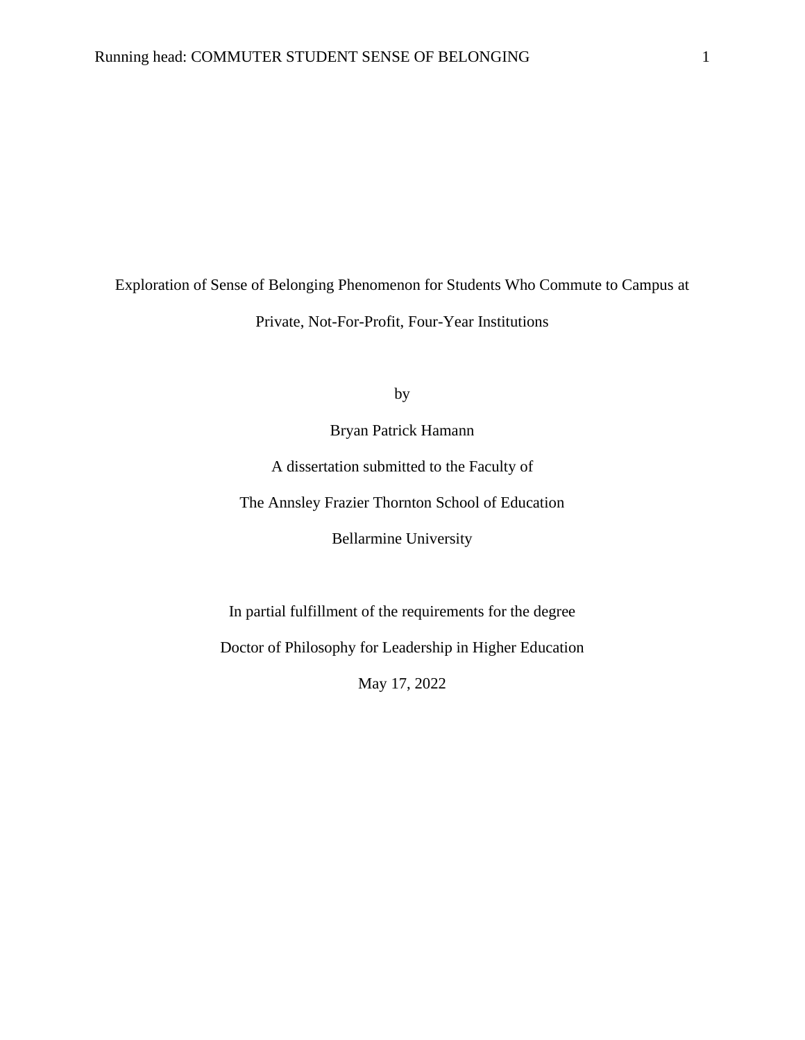# Exploration of Sense of Belonging Phenomenon for Students Who Commute to Campus at Private, Not-For-Profit, Four-Year Institutions

by

Bryan Patrick Hamann

A dissertation submitted to the Faculty of

The Annsley Frazier Thornton School of Education

Bellarmine University

In partial fulfillment of the requirements for the degree

Doctor of Philosophy for Leadership in Higher Education

May 17, 2022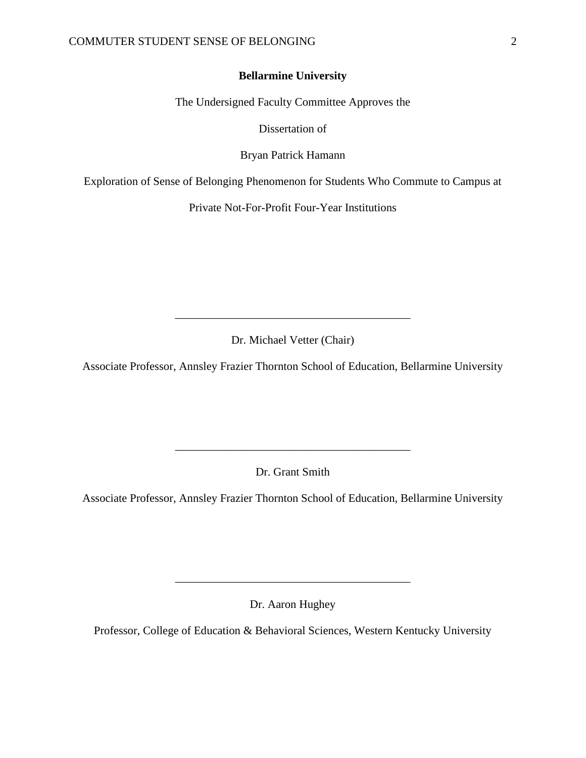**Bellarmine University**

The Undersigned Faculty Committee Approves the

Dissertation of

Bryan Patrick Hamann

Exploration of Sense of Belonging Phenomenon for Students Who Commute to Campus at Private Not-For-Profit Four-Year Institutions

_________________________________________

Dr. Michael Vetter (Chair)

Associate Professor, Annsley Frazier Thornton School of Education, Bellarmine University

_________________________________________

Dr. Grant Smith

Associate Professor, Annsley Frazier Thornton School of Education, Bellarmine University

_________________________________________

Dr. Aaron Hughey

Professor, College of Education & Behavioral Sciences, Western Kentucky University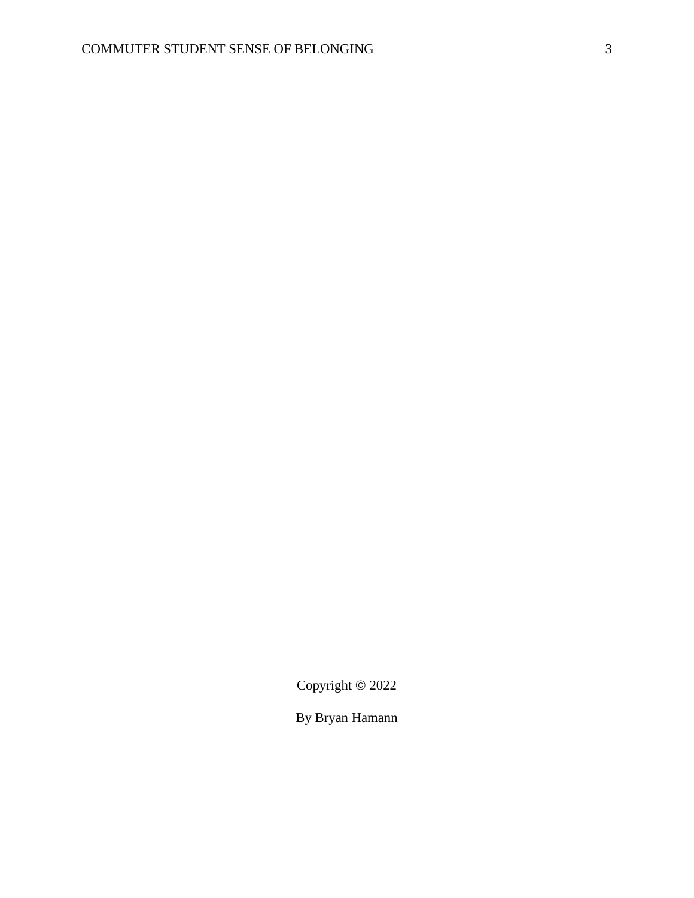Copyright © 2022

By Bryan Hamann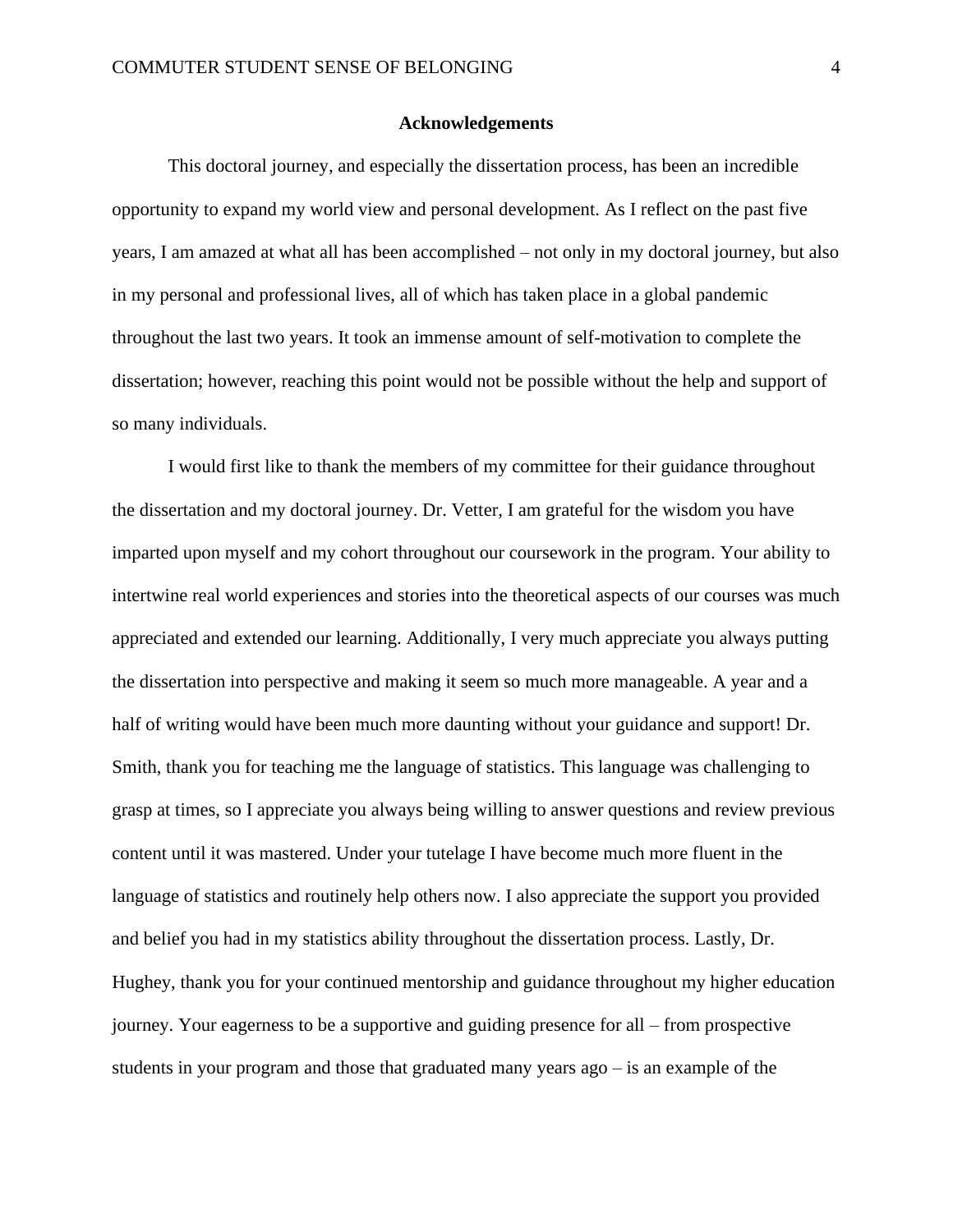## Acknowledgements

This doctoral journey, and especially the dissertation process, has been an incredible opportunity to expand my world view and personal development. As I reflect on the past five years, I am amazed at what all has been accomplished – not only in my doctoral journey, but also in my personal and professional lives, all of which has taken place in a global pandemic throughout the last two years. It took an immense amount of self-motivation to complete the dissertation; however, reaching this point would not be possible without the help and support of so many individuals.

I would first like to thank the members of my committee for their guidance throughout the dissertation and my doctoral journey. Dr. Vetter, I am grateful for the wisdom you have imparted upon myself and my cohort throughout our coursework in the program. Your ability to intertwine real world experiences and stories into the theoretical aspects of our courses was much appreciated and extended our learning. Additionally, I very much appreciate you always putting the dissertation into perspective and making it seem so much more manageable. A year and a half of writing would have been much more daunting without your guidance and support! Dr. Smith, thank you for teaching me the language of statistics. This language was challenging to grasp at times, so I appreciate you always being willing to answer questions and review previous content until it was mastered. Under your tutelage I have become much more fluent in the language of statistics and routinely help others now. I also appreciate the support you provided and belief you had in my statistics ability throughout the dissertation process. Lastly, Dr. Hughey, thank you for your continued mentorship and guidance throughout my higher education journey. Your eagerness to be a supportive and guiding presence for all – from prospective students in your program and those that graduated many years ago – is an example of the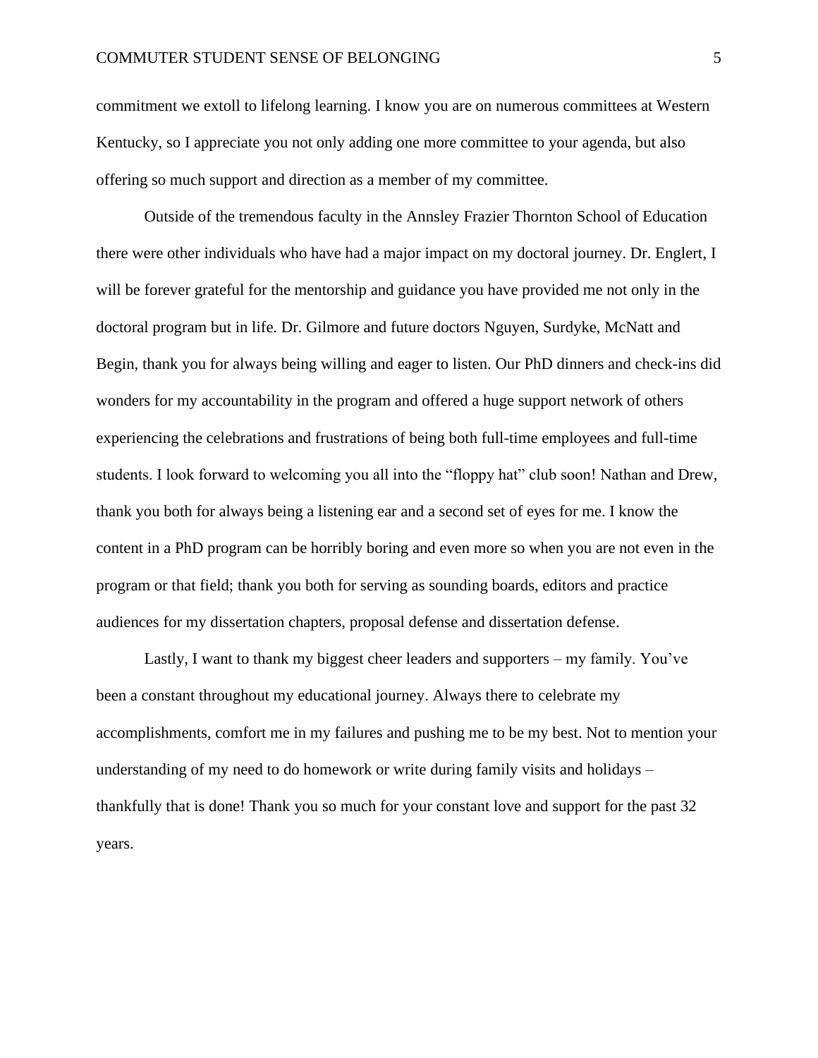commitment we extoll to lifelong learning. I know you are on numerous committees at Western Kentucky, so I appreciate you not only adding one more committee to your agenda, but also offering so much support and direction as a member of my committee.

Outside of the tremendous faculty in the Annsley Frazier Thornton School of Education there were other individuals who have had a major impact on my doctoral journey. Dr. Englert, I will be forever grateful for the mentorship and guidance you have provided me not only in the doctoral program but in life. Dr. Gilmore and future doctors Nguyen, Surdyke, McNatt and Begin, thank you for always being willing and eager to listen. Our PhD dinners and check-ins did wonders for my accountability in the program and offered a huge support network of others experiencing the celebrations and frustrations of being both full-time employees and full-time students. I look forward to welcoming you all into the "floppy hat" club soon! Nathan and Drew, thank you both for always being a listening ear and a second set of eyes for me. I know the content in a PhD program can be horribly boring and even more so when you are not even in the program or that field; thank you both for serving as sounding boards, editors and practice audiences for my dissertation chapters, proposal defense and dissertation defense.

Lastly, I want to thank my biggest cheer leaders and supporters – my family. You've been a constant throughout my educational journey. Always there to celebrate my accomplishments, comfort me in my failures and pushing me to be my best. Not to mention your understanding of my need to do homework or write during family visits and holidays – thankfully that is done! Thank you so much for your constant love and support for the past 32 years.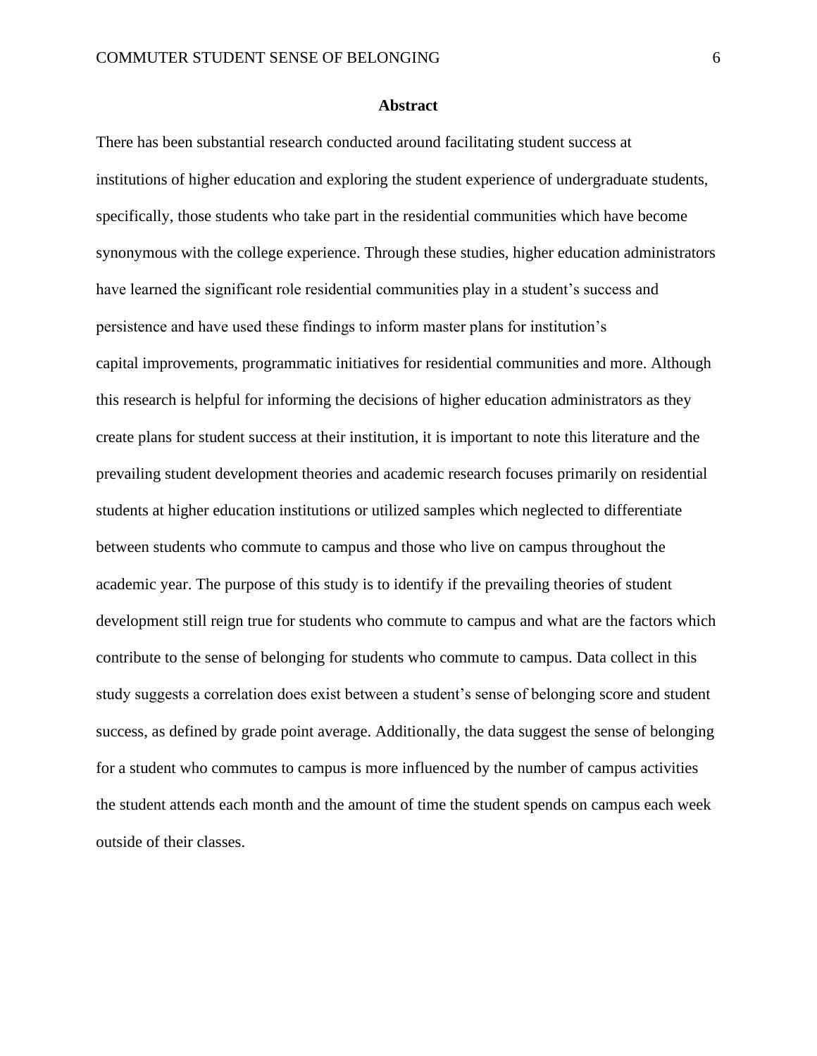## Abstract

There has been substantial research conducted around facilitating student success at institutions of higher education and exploring the student experience of undergraduate students, specifically, those students who take part in the residential communities which have become synonymous with the college experience. Through these studies, higher education administrators have learned the significant role residential communities play in a student's success and persistence and have used these findings to inform master plans for institution's capital improvements, programmatic initiatives for residential communities and more. Although this research is helpful for informing the decisions of higher education administrators as they create plans for student success at their institution, it is important to note this literature and the prevailing student development theories and academic research focuses primarily on residential students at higher education institutions or utilized samples which neglected to differentiate between students who commute to campus and those who live on campus throughout the academic year. The purpose of this study is to identify if the prevailing theories of student development still reign true for students who commute to campus and what are the factors which contribute to the sense of belonging for students who commute to campus. Data collect in this study suggests a correlation does exist between a student's sense of belonging score and student success, as defined by grade point average. Additionally, the data suggest the sense of belonging for a student who commutes to campus is more influenced by the number of campus activities the student attends each month and the amount of time the student spends on campus each week outside of their classes.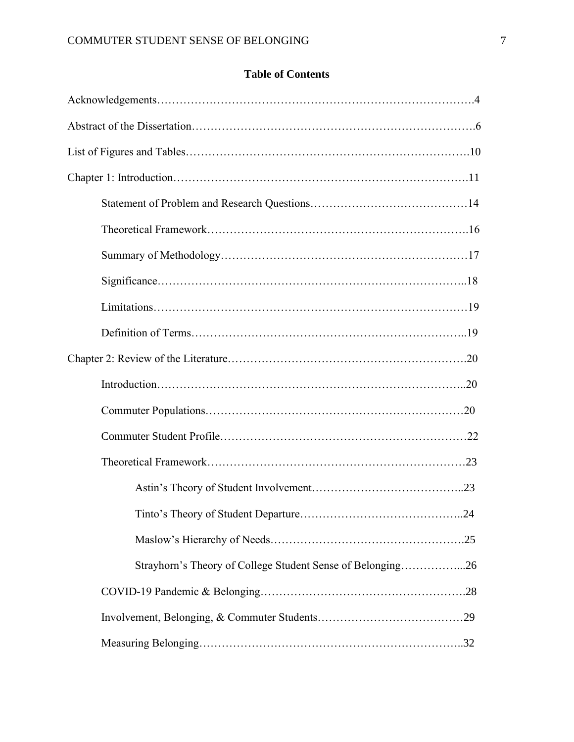## Table of Contents

Acknowledgements……………………………………………………………………………4

Abstract of the Dissertation…………………………………………………………………6

List of Figures and Tables……………………………………………………………………10

Chapter 1: Introduction………………………………………………………………………11

- Statement of Problem and Research Questions……………………………………14
- Theoretical Framework………………………………………………………………16
- Summary of Methodology……………………………………………………………17
- Significance……………………………………………………………………………18
- Limitations……………………………………………………………………………19
- Definition of Terms……………………………………………………………………19

Chapter 2: Review of the Literature…………………………………………………………20

- Introduction……………………………………………………………………………20
- Commuter Populations………………………………………………………………20
- Commuter Student Profile……………………………………………………………22
- Theoretical Framework………………………………………………………………23
    - Astin's Theory of Student Involvement…………………………………..23
    - Tinto's Theory of Student Departure……………………………………..24
    - Maslow's Hierarchy of Needs…………………………………………….25
    - Strayhorn's Theory of College Student Sense of Belonging……………...26
- COVID-19 Pandemic & Belonging…………………………………………………28
- Involvement, Belonging, & Commuter Students……………………………………29
- Measuring Belonging…………………………………………………………………32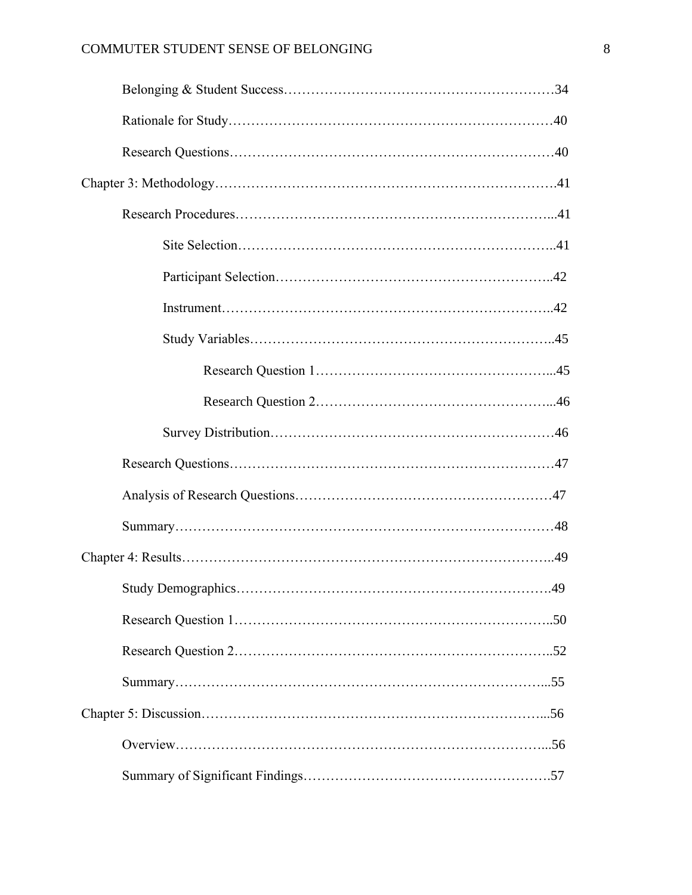Belonging & Student Success……………………………………………………34

Rationale for Study……………………………………………………………40

Research Questions……………………………………………………………40

Chapter 3: Methodology…………………………………………………………….41

Research Procedures…………………………………………………………...41

Site Selection…………………………………………………………..41

Participant Selection…………………………………………………..42

Instrument……………………………………………………………..42

Study Variables………………………………………………………..45

Research Question 1…………………………………………...45

Research Question 2…………………………………………...46

Survey Distribution……………………………………………………46

Research Questions……………………………………………………………47

Analysis of Research Questions………………………………………………47

Summary………………………………………………………………………48

Chapter 4: Results…………………………………………………………………..49

Study Demographics………………………………………………………….49

Research Question 1…………………………………………………………..50

Research Question 2…………………………………………………………..52

Summary……………………………………………………………………...55

Chapter 5: Discussion……………………………………………………………...56

Overview……………………………………………………………………...56

Summary of Significant Findings…………………………………………….57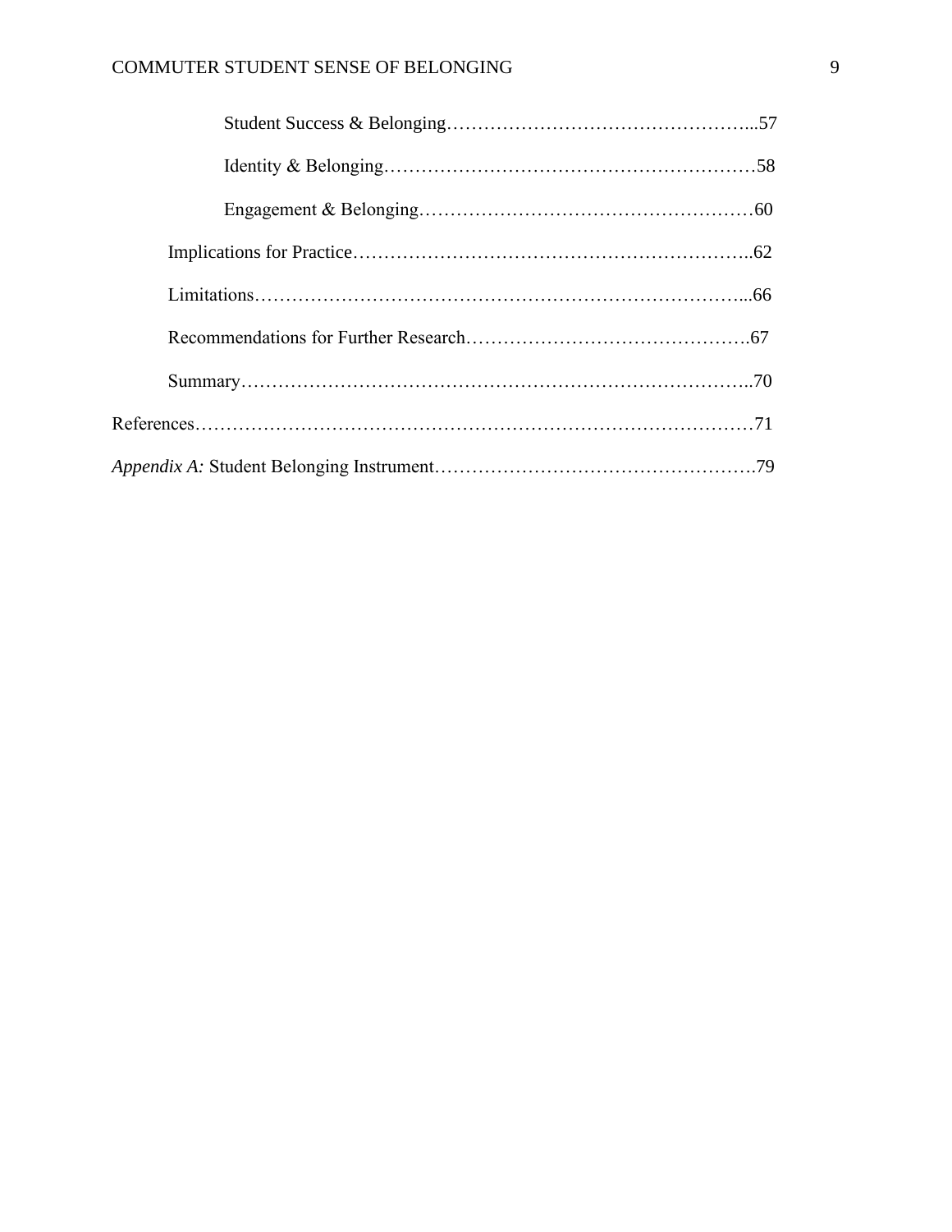Student Success & Belonging…………………………………………...57

Identity & Belonging……………………………………………………58

Engagement & Belonging………………………………………………60

Implications for Practice………………………………………………………..62

Limitations………………………………………………………………………...66

Recommendations for Further Research……………………………………….67

Summary…………………………………………………………………………..70

References……………………………………………………………………………71

*Appendix A:* Student Belonging Instrument…………………………………………….79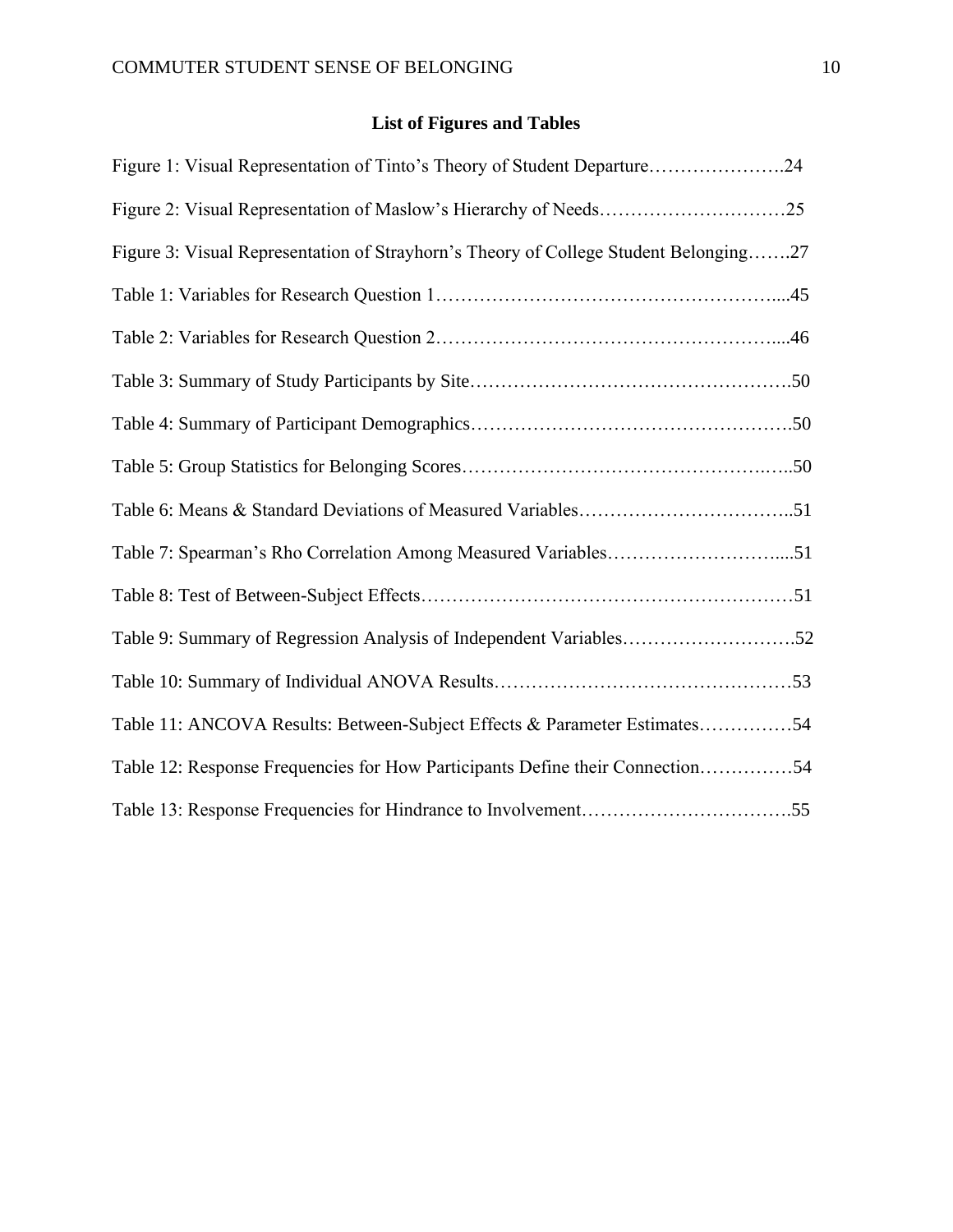## List of Figures and Tables

Figure 1: Visual Representation of Tinto's Theory of Student Departure………………….24

Figure 2: Visual Representation of Maslow's Hierarchy of Needs…………………………25

Figure 3: Visual Representation of Strayhorn's Theory of College Student Belonging…….27

Table 1: Variables for Research Question 1……………………………………………....45

Table 2: Variables for Research Question 2……………………………………………....46

Table 3: Summary of Study Participants by Site………………………………………….50

Table 4: Summary of Participant Demographics…………………………………………….50

Table 5: Group Statistics for Belonging Scores…………………………………………..…..50

Table 6: Means & Standard Deviations of Measured Variables……………………………..51

Table 7: Spearman's Rho Correlation Among Measured Variables………………………....51

Table 8: Test of Between-Subject Effects……………………………………………………51

Table 9: Summary of Regression Analysis of Independent Variables……………………….52

Table 10: Summary of Individual ANOVA Results…………………………………………53

Table 11: ANCOVA Results: Between-Subject Effects & Parameter Estimates……………54

Table 12: Response Frequencies for How Participants Define their Connection……………54

Table 13: Response Frequencies for Hindrance to Involvement…………………………….55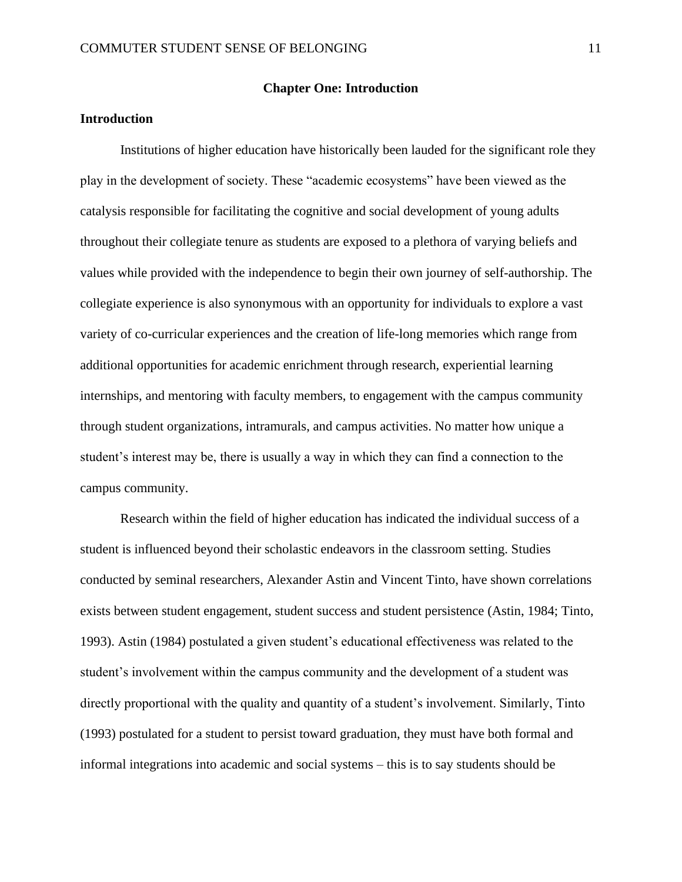# Chapter One: Introduction

## Introduction

Institutions of higher education have historically been lauded for the significant role they play in the development of society. These "academic ecosystems" have been viewed as the catalysis responsible for facilitating the cognitive and social development of young adults throughout their collegiate tenure as students are exposed to a plethora of varying beliefs and values while provided with the independence to begin their own journey of self-authorship. The collegiate experience is also synonymous with an opportunity for individuals to explore a vast variety of co-curricular experiences and the creation of life-long memories which range from additional opportunities for academic enrichment through research, experiential learning internships, and mentoring with faculty members, to engagement with the campus community through student organizations, intramurals, and campus activities. No matter how unique a student's interest may be, there is usually a way in which they can find a connection to the campus community.

Research within the field of higher education has indicated the individual success of a student is influenced beyond their scholastic endeavors in the classroom setting. Studies conducted by seminal researchers, Alexander Astin and Vincent Tinto, have shown correlations exists between student engagement, student success and student persistence (Astin, 1984; Tinto, 1993). Astin (1984) postulated a given student's educational effectiveness was related to the student's involvement within the campus community and the development of a student was directly proportional with the quality and quantity of a student's involvement. Similarly, Tinto (1993) postulated for a student to persist toward graduation, they must have both formal and informal integrations into academic and social systems – this is to say students should be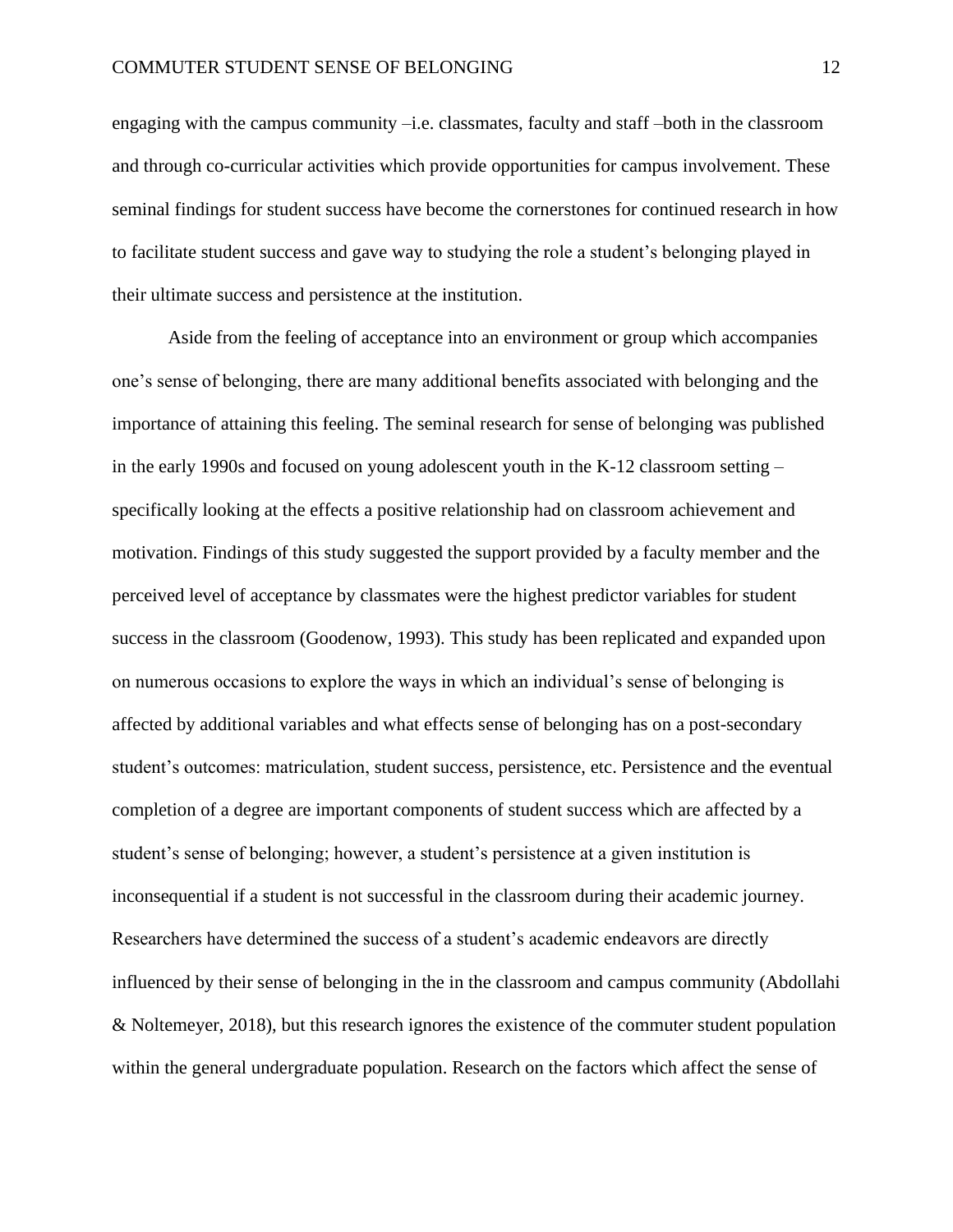engaging with the campus community –i.e. classmates, faculty and staff –both in the classroom and through co-curricular activities which provide opportunities for campus involvement. These seminal findings for student success have become the cornerstones for continued research in how to facilitate student success and gave way to studying the role a student's belonging played in their ultimate success and persistence at the institution.

Aside from the feeling of acceptance into an environment or group which accompanies one's sense of belonging, there are many additional benefits associated with belonging and the importance of attaining this feeling. The seminal research for sense of belonging was published in the early 1990s and focused on young adolescent youth in the K-12 classroom setting – specifically looking at the effects a positive relationship had on classroom achievement and motivation. Findings of this study suggested the support provided by a faculty member and the perceived level of acceptance by classmates were the highest predictor variables for student success in the classroom (Goodenow, 1993). This study has been replicated and expanded upon on numerous occasions to explore the ways in which an individual's sense of belonging is affected by additional variables and what effects sense of belonging has on a post-secondary student's outcomes: matriculation, student success, persistence, etc. Persistence and the eventual completion of a degree are important components of student success which are affected by a student's sense of belonging; however, a student's persistence at a given institution is inconsequential if a student is not successful in the classroom during their academic journey. Researchers have determined the success of a student's academic endeavors are directly influenced by their sense of belonging in the in the classroom and campus community (Abdollahi & Noltemeyer, 2018), but this research ignores the existence of the commuter student population within the general undergraduate population. Research on the factors which affect the sense of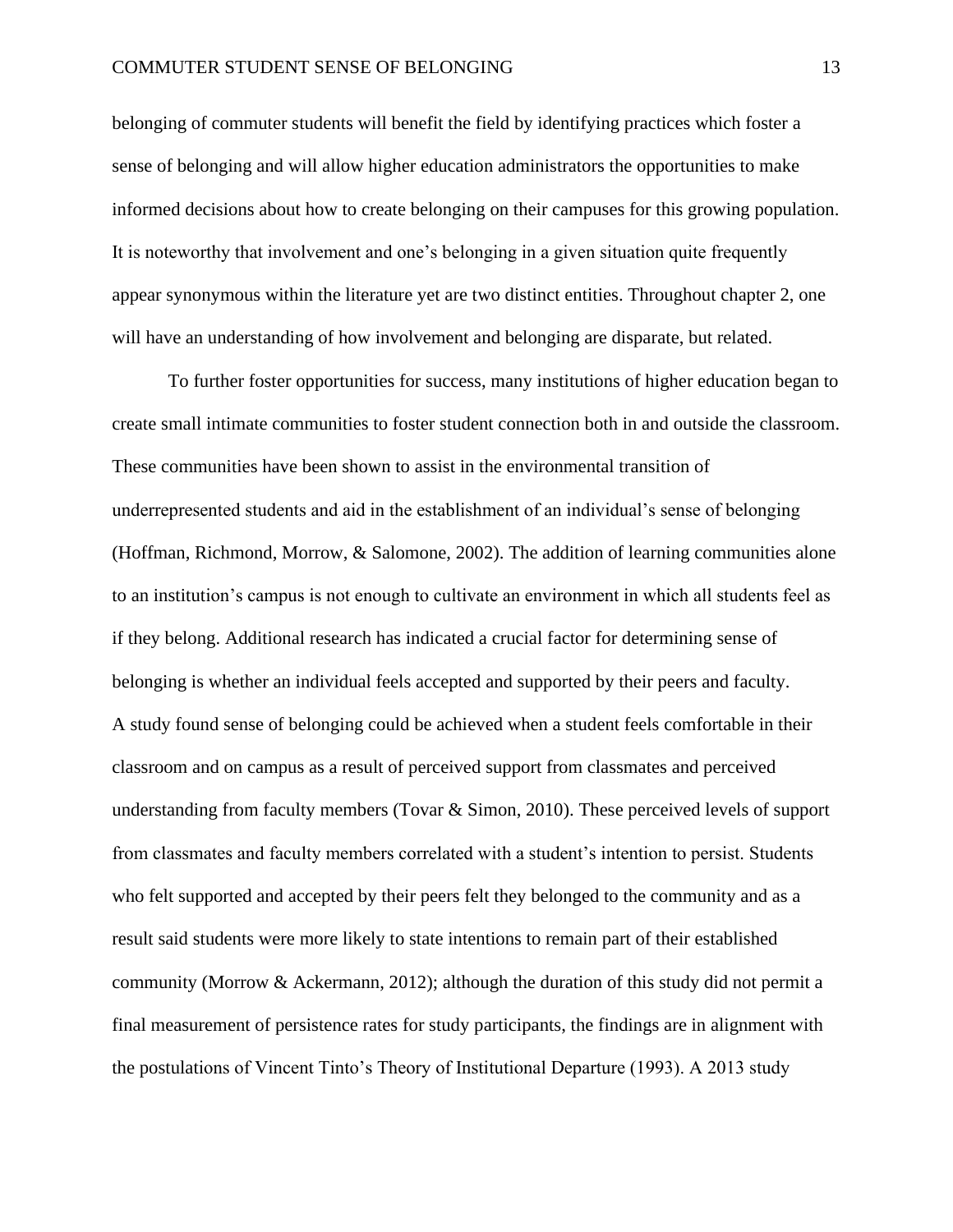belonging of commuter students will benefit the field by identifying practices which foster a sense of belonging and will allow higher education administrators the opportunities to make informed decisions about how to create belonging on their campuses for this growing population. It is noteworthy that involvement and one's belonging in a given situation quite frequently appear synonymous within the literature yet are two distinct entities. Throughout chapter 2, one will have an understanding of how involvement and belonging are disparate, but related.

To further foster opportunities for success, many institutions of higher education began to create small intimate communities to foster student connection both in and outside the classroom. These communities have been shown to assist in the environmental transition of underrepresented students and aid in the establishment of an individual's sense of belonging (Hoffman, Richmond, Morrow, & Salomone, 2002). The addition of learning communities alone to an institution's campus is not enough to cultivate an environment in which all students feel as if they belong. Additional research has indicated a crucial factor for determining sense of belonging is whether an individual feels accepted and supported by their peers and faculty. A study found sense of belonging could be achieved when a student feels comfortable in their classroom and on campus as a result of perceived support from classmates and perceived understanding from faculty members (Tovar & Simon, 2010). These perceived levels of support from classmates and faculty members correlated with a student's intention to persist. Students who felt supported and accepted by their peers felt they belonged to the community and as a result said students were more likely to state intentions to remain part of their established community (Morrow & Ackermann, 2012); although the duration of this study did not permit a final measurement of persistence rates for study participants, the findings are in alignment with the postulations of Vincent Tinto's Theory of Institutional Departure (1993). A 2013 study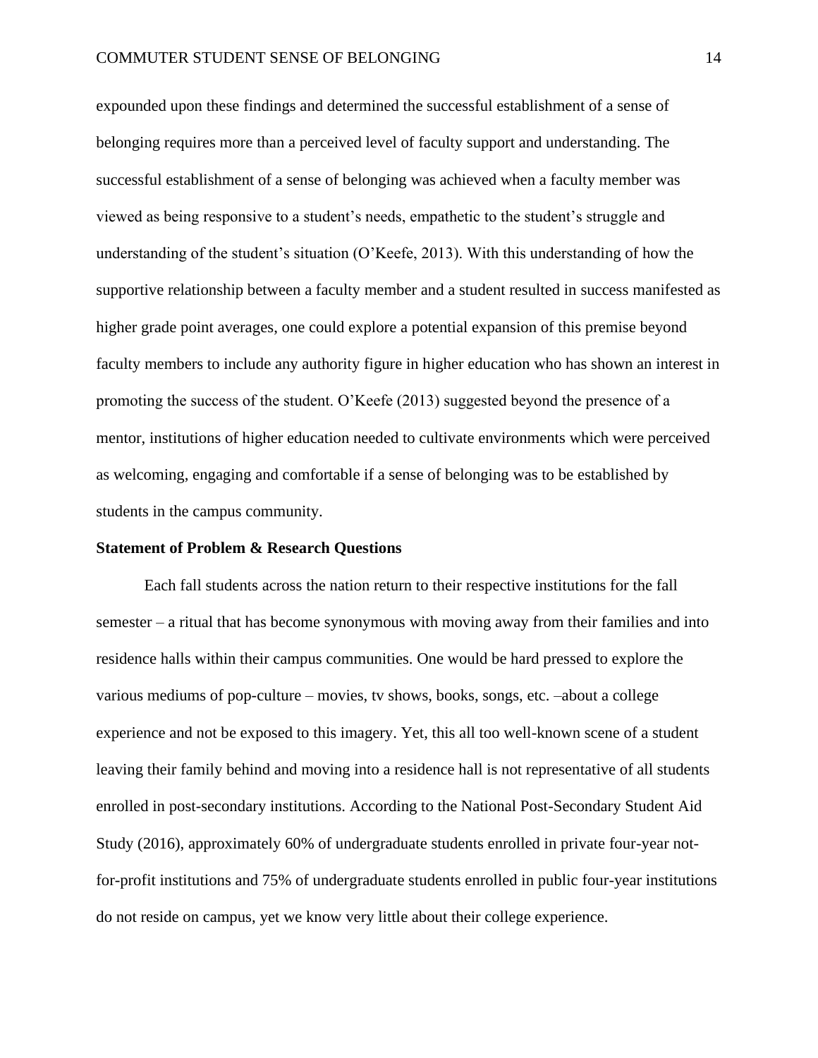expounded upon these findings and determined the successful establishment of a sense of belonging requires more than a perceived level of faculty support and understanding. The successful establishment of a sense of belonging was achieved when a faculty member was viewed as being responsive to a student's needs, empathetic to the student's struggle and understanding of the student's situation (O'Keefe, 2013). With this understanding of how the supportive relationship between a faculty member and a student resulted in success manifested as higher grade point averages, one could explore a potential expansion of this premise beyond faculty members to include any authority figure in higher education who has shown an interest in promoting the success of the student. O'Keefe (2013) suggested beyond the presence of a mentor, institutions of higher education needed to cultivate environments which were perceived as welcoming, engaging and comfortable if a sense of belonging was to be established by students in the campus community.

**Statement of Problem & Research Questions**

Each fall students across the nation return to their respective institutions for the fall semester – a ritual that has become synonymous with moving away from their families and into residence halls within their campus communities. One would be hard pressed to explore the various mediums of pop-culture – movies, tv shows, books, songs, etc. –about a college experience and not be exposed to this imagery. Yet, this all too well-known scene of a student leaving their family behind and moving into a residence hall is not representative of all students enrolled in post-secondary institutions. According to the National Post-Secondary Student Aid Study (2016), approximately 60% of undergraduate students enrolled in private four-year not-for-profit institutions and 75% of undergraduate students enrolled in public four-year institutions do not reside on campus, yet we know very little about their college experience.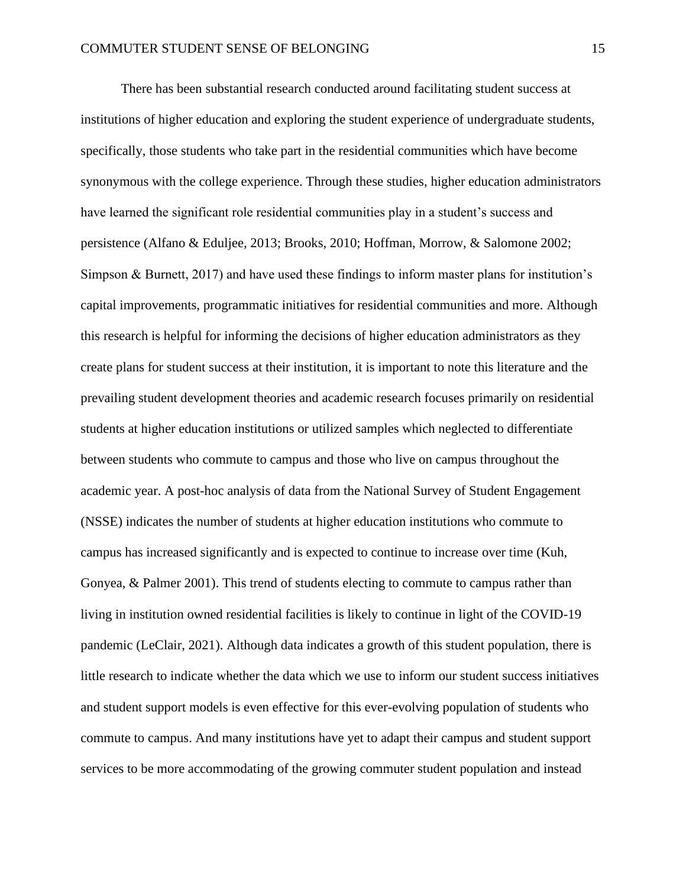There has been substantial research conducted around facilitating student success at institutions of higher education and exploring the student experience of undergraduate students, specifically, those students who take part in the residential communities which have become synonymous with the college experience. Through these studies, higher education administrators have learned the significant role residential communities play in a student's success and persistence (Alfano & Eduljee, 2013; Brooks, 2010; Hoffman, Morrow, & Salomone 2002; Simpson & Burnett, 2017) and have used these findings to inform master plans for institution's capital improvements, programmatic initiatives for residential communities and more. Although this research is helpful for informing the decisions of higher education administrators as they create plans for student success at their institution, it is important to note this literature and the prevailing student development theories and academic research focuses primarily on residential students at higher education institutions or utilized samples which neglected to differentiate between students who commute to campus and those who live on campus throughout the academic year. A post-hoc analysis of data from the National Survey of Student Engagement (NSSE) indicates the number of students at higher education institutions who commute to campus has increased significantly and is expected to continue to increase over time (Kuh, Gonyea, & Palmer 2001). This trend of students electing to commute to campus rather than living in institution owned residential facilities is likely to continue in light of the COVID-19 pandemic (LeClair, 2021). Although data indicates a growth of this student population, there is little research to indicate whether the data which we use to inform our student success initiatives and student support models is even effective for this ever-evolving population of students who commute to campus. And many institutions have yet to adapt their campus and student support services to be more accommodating of the growing commuter student population and instead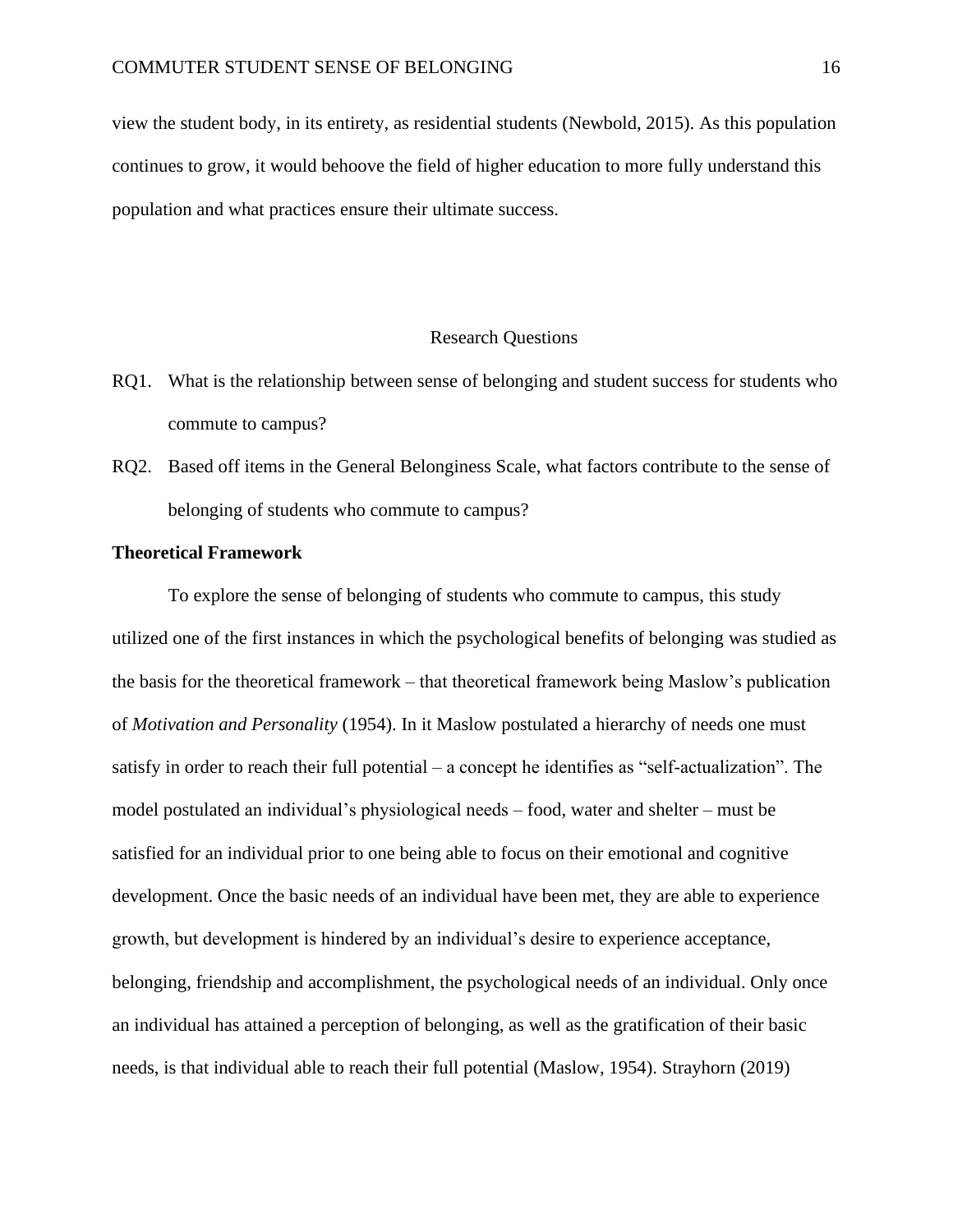view the student body, in its entirety, as residential students (Newbold, 2015). As this population continues to grow, it would behoove the field of higher education to more fully understand this population and what practices ensure their ultimate success.

## Research Questions

RQ1. What is the relationship between sense of belonging and student success for students who commute to campus?

RQ2. Based off items in the General Belonginess Scale, what factors contribute to the sense of belonging of students who commute to campus?

### Theoretical Framework

To explore the sense of belonging of students who commute to campus, this study utilized one of the first instances in which the psychological benefits of belonging was studied as the basis for the theoretical framework – that theoretical framework being Maslow's publication of *Motivation and Personality* (1954). In it Maslow postulated a hierarchy of needs one must satisfy in order to reach their full potential – a concept he identifies as "self-actualization". The model postulated an individual's physiological needs – food, water and shelter – must be satisfied for an individual prior to one being able to focus on their emotional and cognitive development. Once the basic needs of an individual have been met, they are able to experience growth, but development is hindered by an individual's desire to experience acceptance, belonging, friendship and accomplishment, the psychological needs of an individual. Only once an individual has attained a perception of belonging, as well as the gratification of their basic needs, is that individual able to reach their full potential (Maslow, 1954). Strayhorn (2019)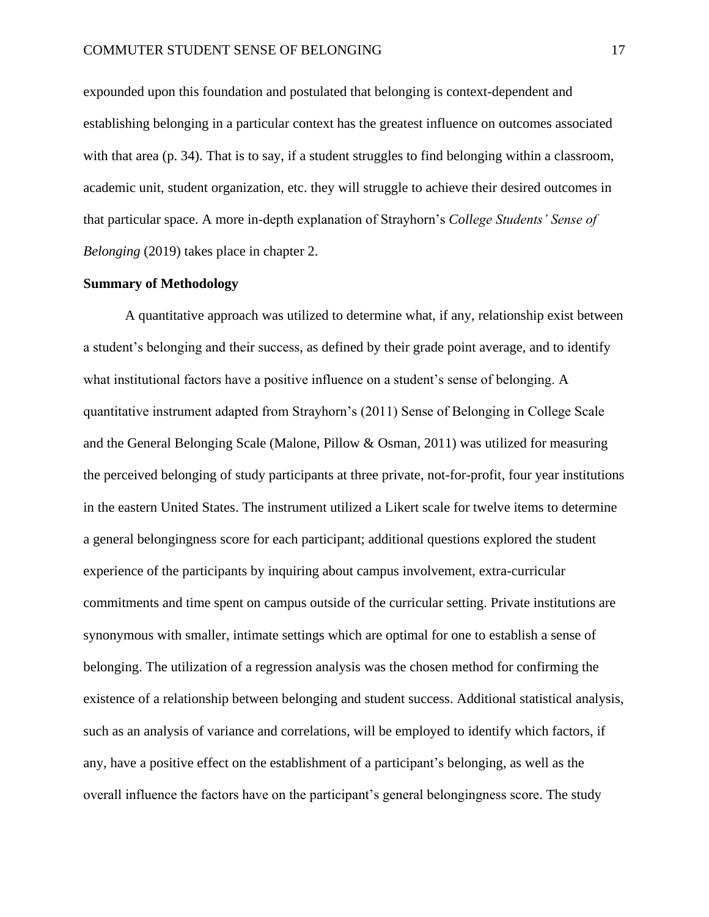expounded upon this foundation and postulated that belonging is context-dependent and establishing belonging in a particular context has the greatest influence on outcomes associated with that area (p. 34). That is to say, if a student struggles to find belonging within a classroom, academic unit, student organization, etc. they will struggle to achieve their desired outcomes in that particular space. A more in-depth explanation of Strayhorn's *College Students' Sense of Belonging* (2019) takes place in chapter 2.

**Summary of Methodology**

A quantitative approach was utilized to determine what, if any, relationship exist between a student's belonging and their success, as defined by their grade point average, and to identify what institutional factors have a positive influence on a student's sense of belonging. A quantitative instrument adapted from Strayhorn's (2011) Sense of Belonging in College Scale and the General Belonging Scale (Malone, Pillow & Osman, 2011) was utilized for measuring the perceived belonging of study participants at three private, not-for-profit, four year institutions in the eastern United States. The instrument utilized a Likert scale for twelve items to determine a general belongingness score for each participant; additional questions explored the student experience of the participants by inquiring about campus involvement, extra-curricular commitments and time spent on campus outside of the curricular setting. Private institutions are synonymous with smaller, intimate settings which are optimal for one to establish a sense of belonging. The utilization of a regression analysis was the chosen method for confirming the existence of a relationship between belonging and student success. Additional statistical analysis, such as an analysis of variance and correlations, will be employed to identify which factors, if any, have a positive effect on the establishment of a participant's belonging, as well as the overall influence the factors have on the participant's general belongingness score. The study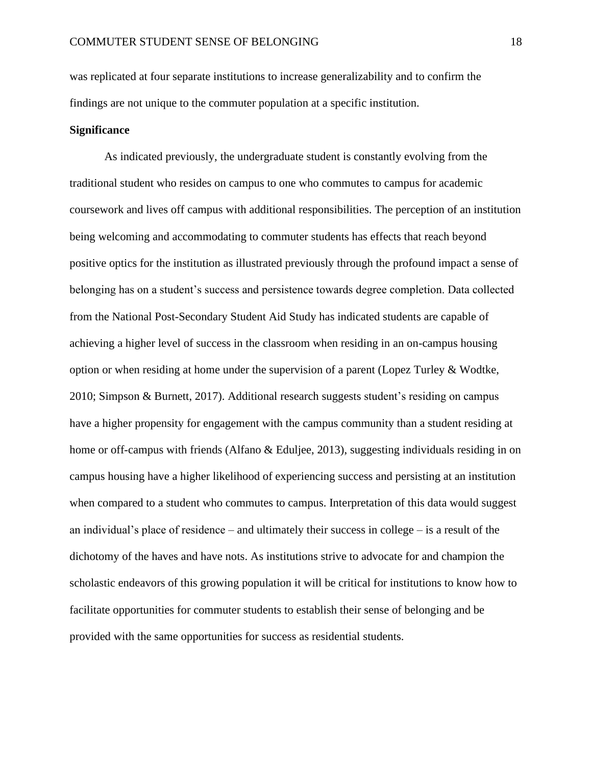was replicated at four separate institutions to increase generalizability and to confirm the findings are not unique to the commuter population at a specific institution.

**Significance**

As indicated previously, the undergraduate student is constantly evolving from the traditional student who resides on campus to one who commutes to campus for academic coursework and lives off campus with additional responsibilities. The perception of an institution being welcoming and accommodating to commuter students has effects that reach beyond positive optics for the institution as illustrated previously through the profound impact a sense of belonging has on a student's success and persistence towards degree completion. Data collected from the National Post-Secondary Student Aid Study has indicated students are capable of achieving a higher level of success in the classroom when residing in an on-campus housing option or when residing at home under the supervision of a parent (Lopez Turley & Wodtke, 2010; Simpson & Burnett, 2017). Additional research suggests student's residing on campus have a higher propensity for engagement with the campus community than a student residing at home or off-campus with friends (Alfano & Eduljee, 2013), suggesting individuals residing in on campus housing have a higher likelihood of experiencing success and persisting at an institution when compared to a student who commutes to campus. Interpretation of this data would suggest an individual's place of residence – and ultimately their success in college – is a result of the dichotomy of the haves and have nots. As institutions strive to advocate for and champion the scholastic endeavors of this growing population it will be critical for institutions to know how to facilitate opportunities for commuter students to establish their sense of belonging and be provided with the same opportunities for success as residential students.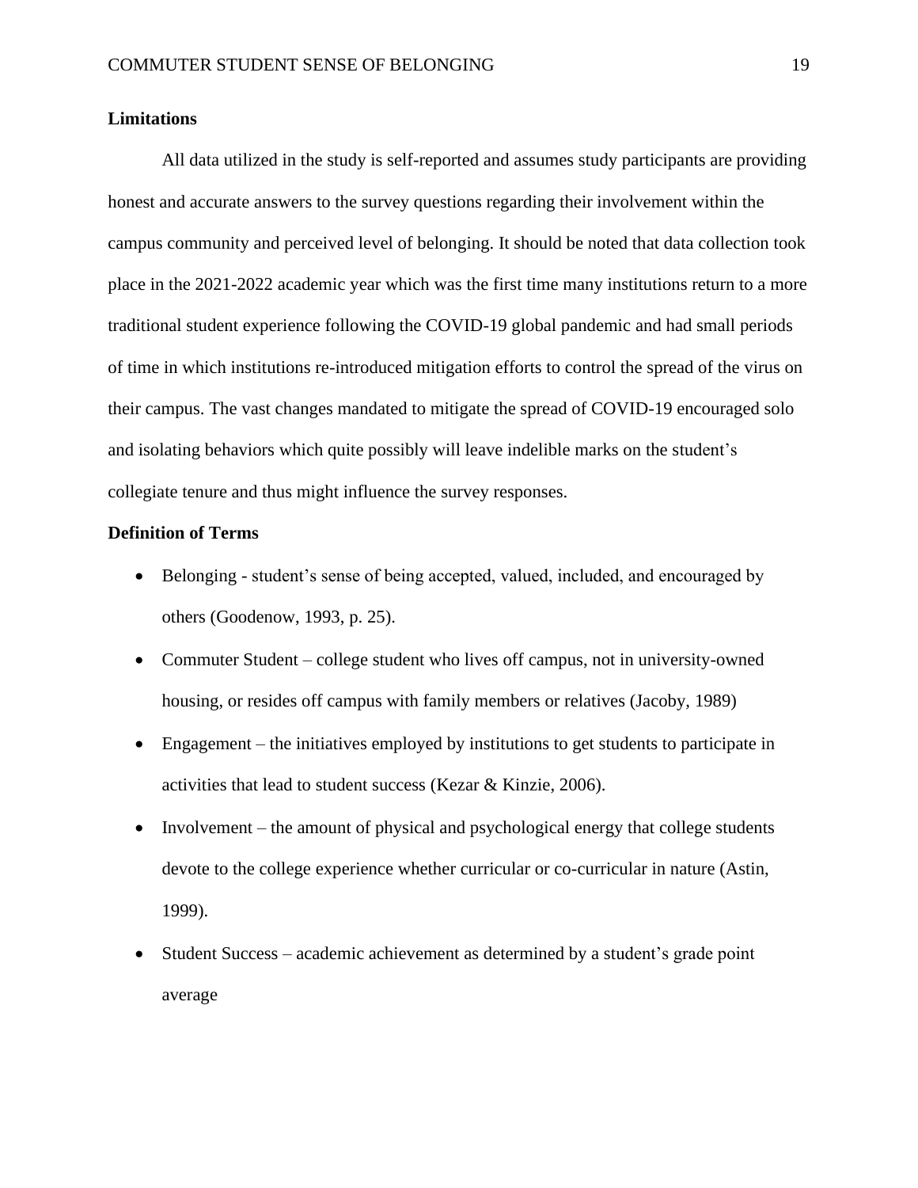**Limitations**

All data utilized in the study is self-reported and assumes study participants are providing honest and accurate answers to the survey questions regarding their involvement within the campus community and perceived level of belonging. It should be noted that data collection took place in the 2021-2022 academic year which was the first time many institutions return to a more traditional student experience following the COVID-19 global pandemic and had small periods of time in which institutions re-introduced mitigation efforts to control the spread of the virus on their campus. The vast changes mandated to mitigate the spread of COVID-19 encouraged solo and isolating behaviors which quite possibly will leave indelible marks on the student's collegiate tenure and thus might influence the survey responses.

**Definition of Terms**

- Belonging - student's sense of being accepted, valued, included, and encouraged by others (Goodenow, 1993, p. 25).
- Commuter Student – college student who lives off campus, not in university-owned housing, or resides off campus with family members or relatives (Jacoby, 1989)
- Engagement – the initiatives employed by institutions to get students to participate in activities that lead to student success (Kezar & Kinzie, 2006).
- Involvement – the amount of physical and psychological energy that college students devote to the college experience whether curricular or co-curricular in nature (Astin, 1999).
- Student Success – academic achievement as determined by a student's grade point average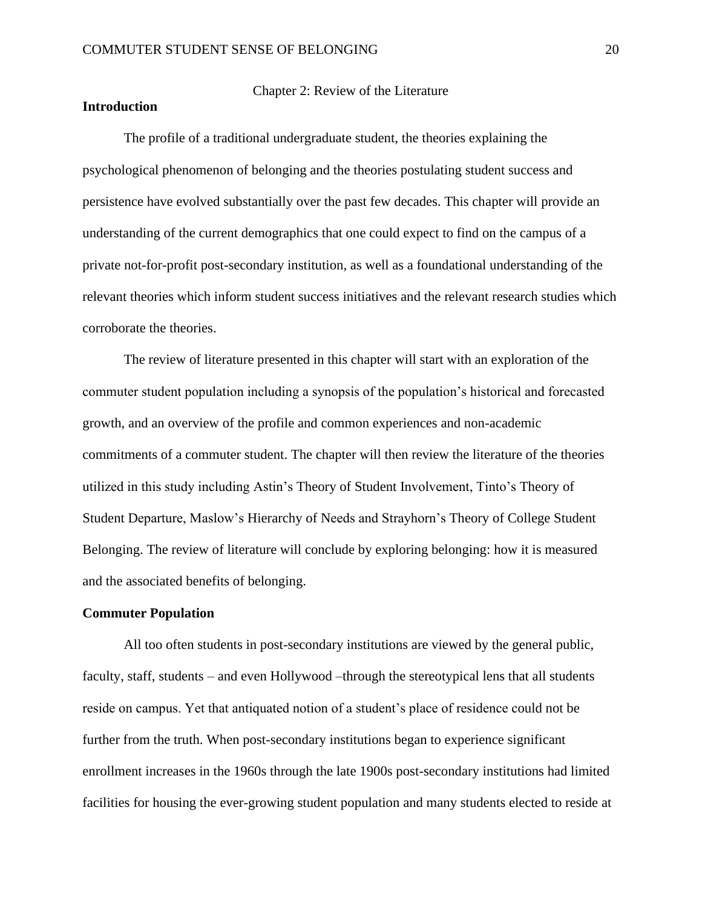# Chapter 2: Review of the Literature

## Introduction

The profile of a traditional undergraduate student, the theories explaining the psychological phenomenon of belonging and the theories postulating student success and persistence have evolved substantially over the past few decades. This chapter will provide an understanding of the current demographics that one could expect to find on the campus of a private not-for-profit post-secondary institution, as well as a foundational understanding of the relevant theories which inform student success initiatives and the relevant research studies which corroborate the theories.

The review of literature presented in this chapter will start with an exploration of the commuter student population including a synopsis of the population's historical and forecasted growth, and an overview of the profile and common experiences and non-academic commitments of a commuter student. The chapter will then review the literature of the theories utilized in this study including Astin's Theory of Student Involvement, Tinto's Theory of Student Departure, Maslow's Hierarchy of Needs and Strayhorn's Theory of College Student Belonging. The review of literature will conclude by exploring belonging: how it is measured and the associated benefits of belonging.

## Commuter Population

All too often students in post-secondary institutions are viewed by the general public, faculty, staff, students – and even Hollywood –through the stereotypical lens that all students reside on campus. Yet that antiquated notion of a student's place of residence could not be further from the truth. When post-secondary institutions began to experience significant enrollment increases in the 1960s through the late 1900s post-secondary institutions had limited facilities for housing the ever-growing student population and many students elected to reside at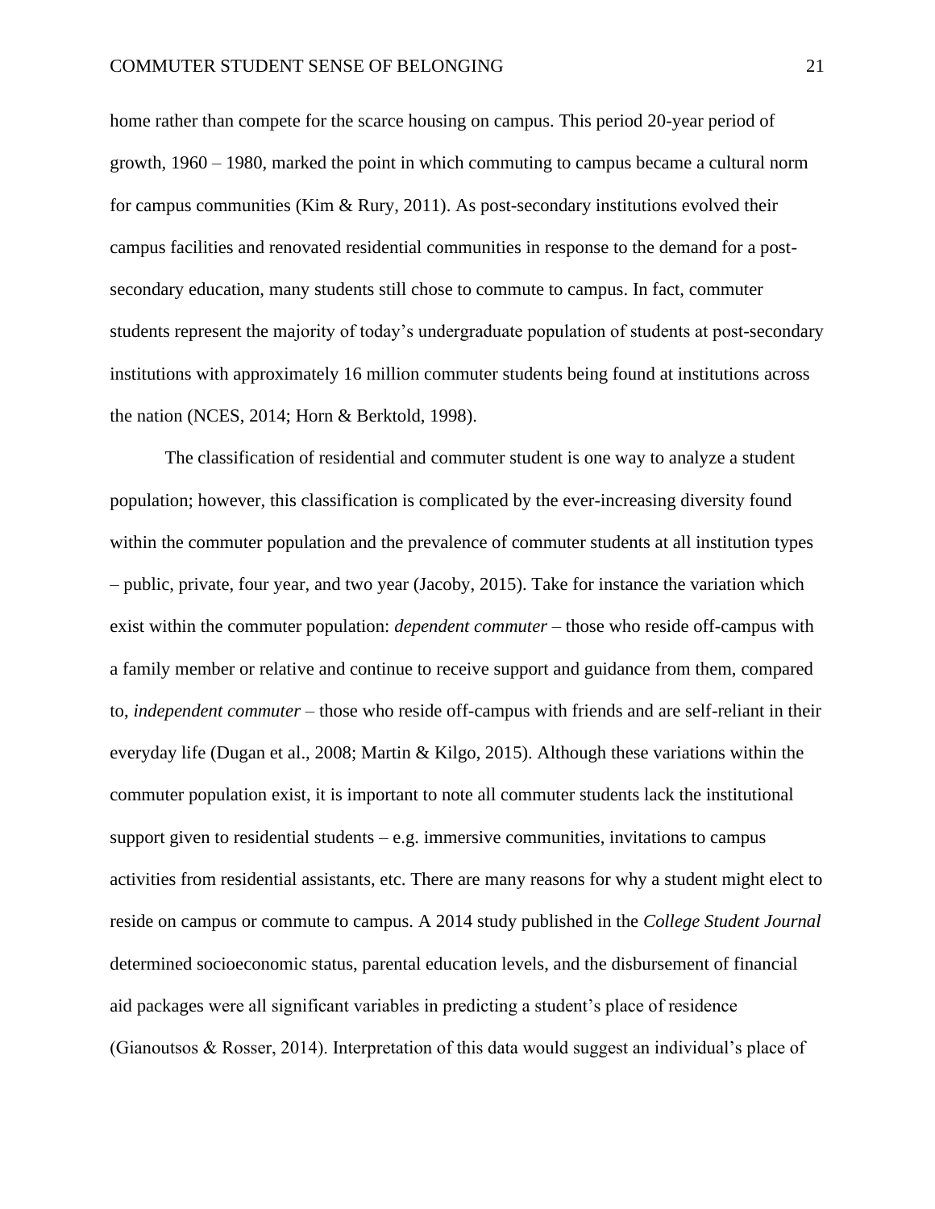home rather than compete for the scarce housing on campus. This period 20-year period of growth, 1960 – 1980, marked the point in which commuting to campus became a cultural norm for campus communities (Kim & Rury, 2011). As post-secondary institutions evolved their campus facilities and renovated residential communities in response to the demand for a post-secondary education, many students still chose to commute to campus. In fact, commuter students represent the majority of today's undergraduate population of students at post-secondary institutions with approximately 16 million commuter students being found at institutions across the nation (NCES, 2014; Horn & Berktold, 1998).

The classification of residential and commuter student is one way to analyze a student population; however, this classification is complicated by the ever-increasing diversity found within the commuter population and the prevalence of commuter students at all institution types – public, private, four year, and two year (Jacoby, 2015). Take for instance the variation which exist within the commuter population: *dependent commuter* – those who reside off-campus with a family member or relative and continue to receive support and guidance from them, compared to, *independent commuter* – those who reside off-campus with friends and are self-reliant in their everyday life (Dugan et al., 2008; Martin & Kilgo, 2015). Although these variations within the commuter population exist, it is important to note all commuter students lack the institutional support given to residential students – e.g. immersive communities, invitations to campus activities from residential assistants, etc. There are many reasons for why a student might elect to reside on campus or commute to campus. A 2014 study published in the *College Student Journal* determined socioeconomic status, parental education levels, and the disbursement of financial aid packages were all significant variables in predicting a student's place of residence (Gianoutsos & Rosser, 2014). Interpretation of this data would suggest an individual's place of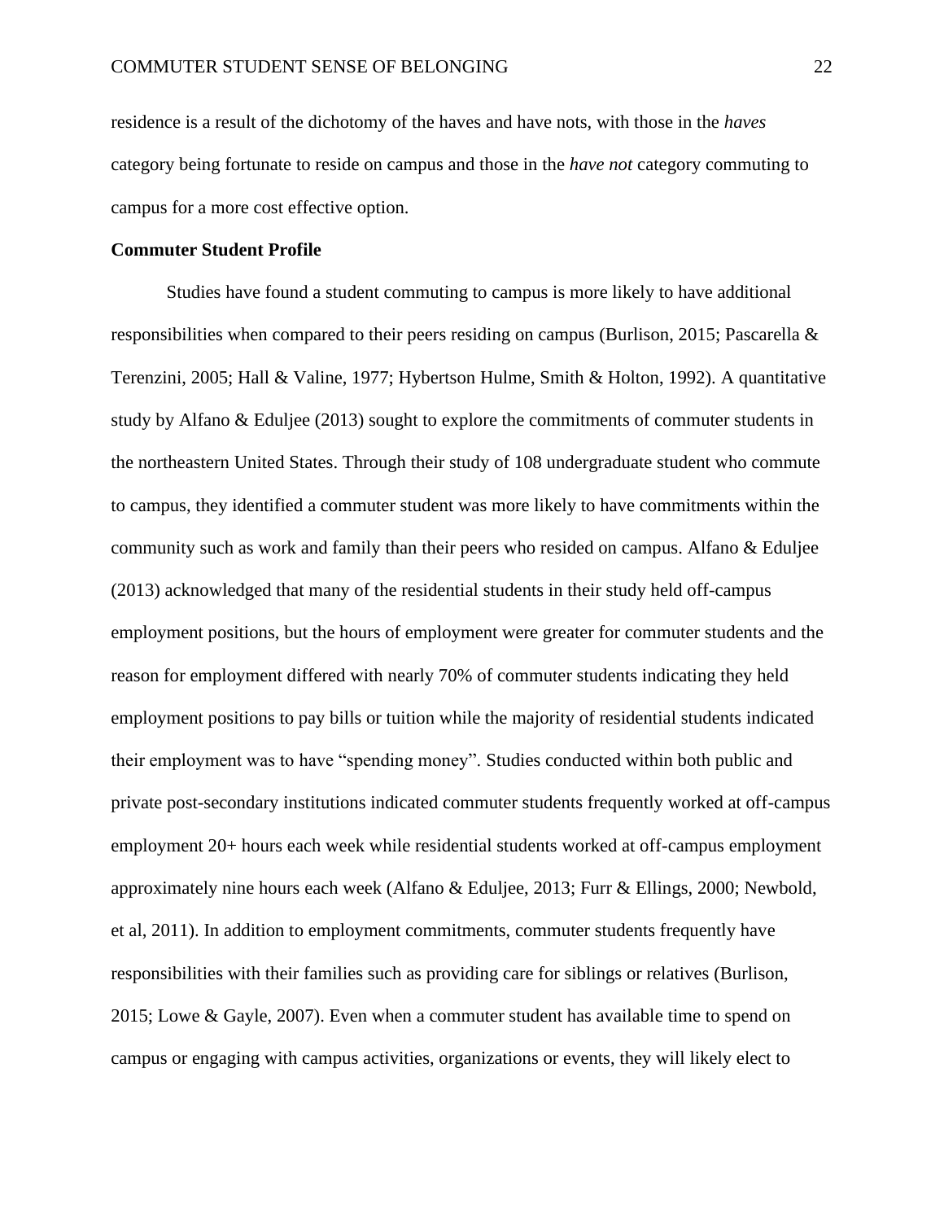residence is a result of the dichotomy of the haves and have nots, with those in the *haves* category being fortunate to reside on campus and those in the *have not* category commuting to campus for a more cost effective option.

**Commuter Student Profile**

Studies have found a student commuting to campus is more likely to have additional responsibilities when compared to their peers residing on campus (Burlison, 2015; Pascarella & Terenzini, 2005; Hall & Valine, 1977; Hybertson Hulme, Smith & Holton, 1992). A quantitative study by Alfano & Eduljee (2013) sought to explore the commitments of commuter students in the northeastern United States. Through their study of 108 undergraduate student who commute to campus, they identified a commuter student was more likely to have commitments within the community such as work and family than their peers who resided on campus. Alfano & Eduljee (2013) acknowledged that many of the residential students in their study held off-campus employment positions, but the hours of employment were greater for commuter students and the reason for employment differed with nearly 70% of commuter students indicating they held employment positions to pay bills or tuition while the majority of residential students indicated their employment was to have "spending money". Studies conducted within both public and private post-secondary institutions indicated commuter students frequently worked at off-campus employment 20+ hours each week while residential students worked at off-campus employment approximately nine hours each week (Alfano & Eduljee, 2013; Furr & Ellings, 2000; Newbold, et al, 2011). In addition to employment commitments, commuter students frequently have responsibilities with their families such as providing care for siblings or relatives (Burlison, 2015; Lowe & Gayle, 2007). Even when a commuter student has available time to spend on campus or engaging with campus activities, organizations or events, they will likely elect to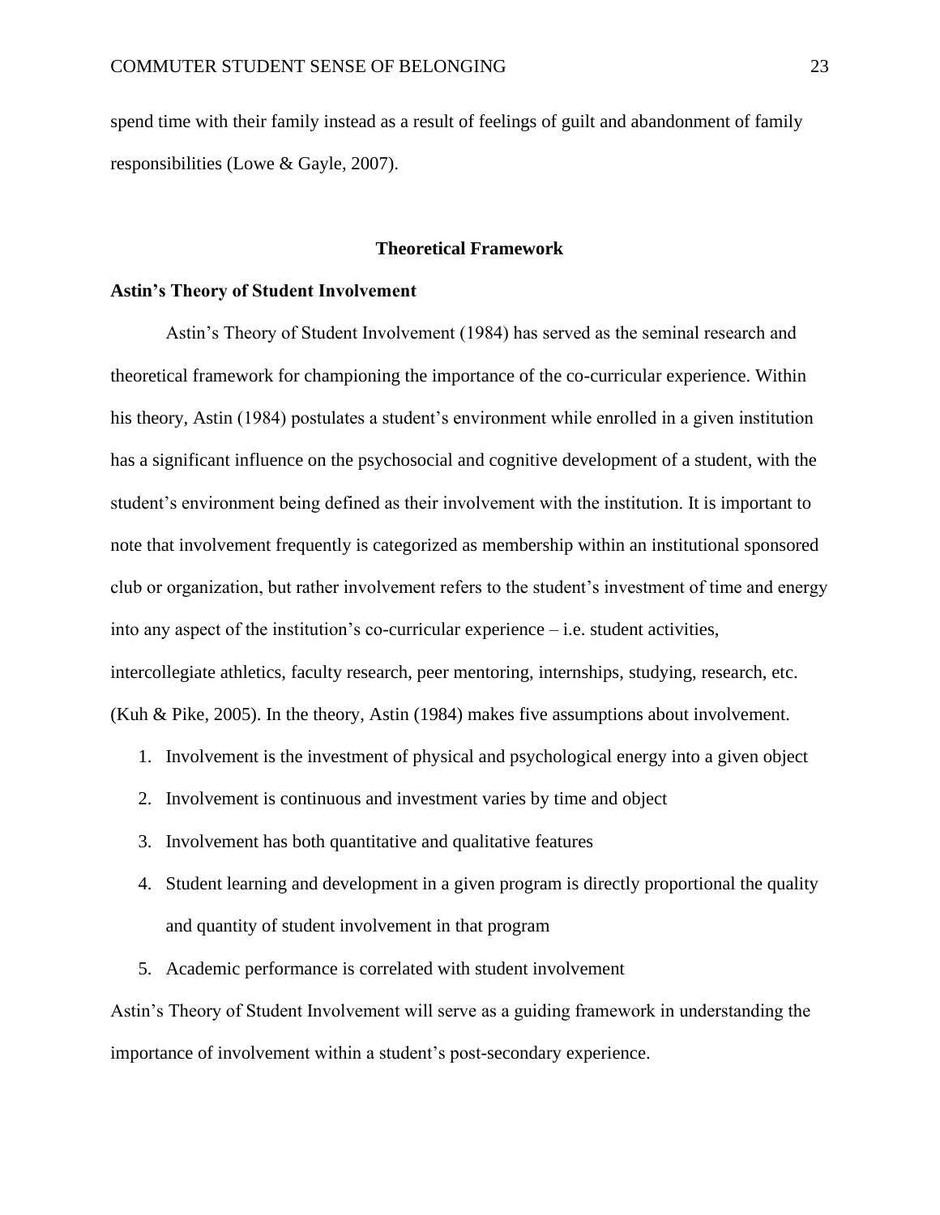spend time with their family instead as a result of feelings of guilt and abandonment of family responsibilities (Lowe & Gayle, 2007).

## Theoretical Framework

### Astin's Theory of Student Involvement

Astin's Theory of Student Involvement (1984) has served as the seminal research and theoretical framework for championing the importance of the co-curricular experience. Within his theory, Astin (1984) postulates a student's environment while enrolled in a given institution has a significant influence on the psychosocial and cognitive development of a student, with the student's environment being defined as their involvement with the institution. It is important to note that involvement frequently is categorized as membership within an institutional sponsored club or organization, but rather involvement refers to the student's investment of time and energy into any aspect of the institution's co-curricular experience – i.e. student activities, intercollegiate athletics, faculty research, peer mentoring, internships, studying, research, etc. (Kuh & Pike, 2005). In the theory, Astin (1984) makes five assumptions about involvement.

1. Involvement is the investment of physical and psychological energy into a given object
2. Involvement is continuous and investment varies by time and object
3. Involvement has both quantitative and qualitative features
4. Student learning and development in a given program is directly proportional the quality and quantity of student involvement in that program
5. Academic performance is correlated with student involvement

Astin's Theory of Student Involvement will serve as a guiding framework in understanding the importance of involvement within a student's post-secondary experience.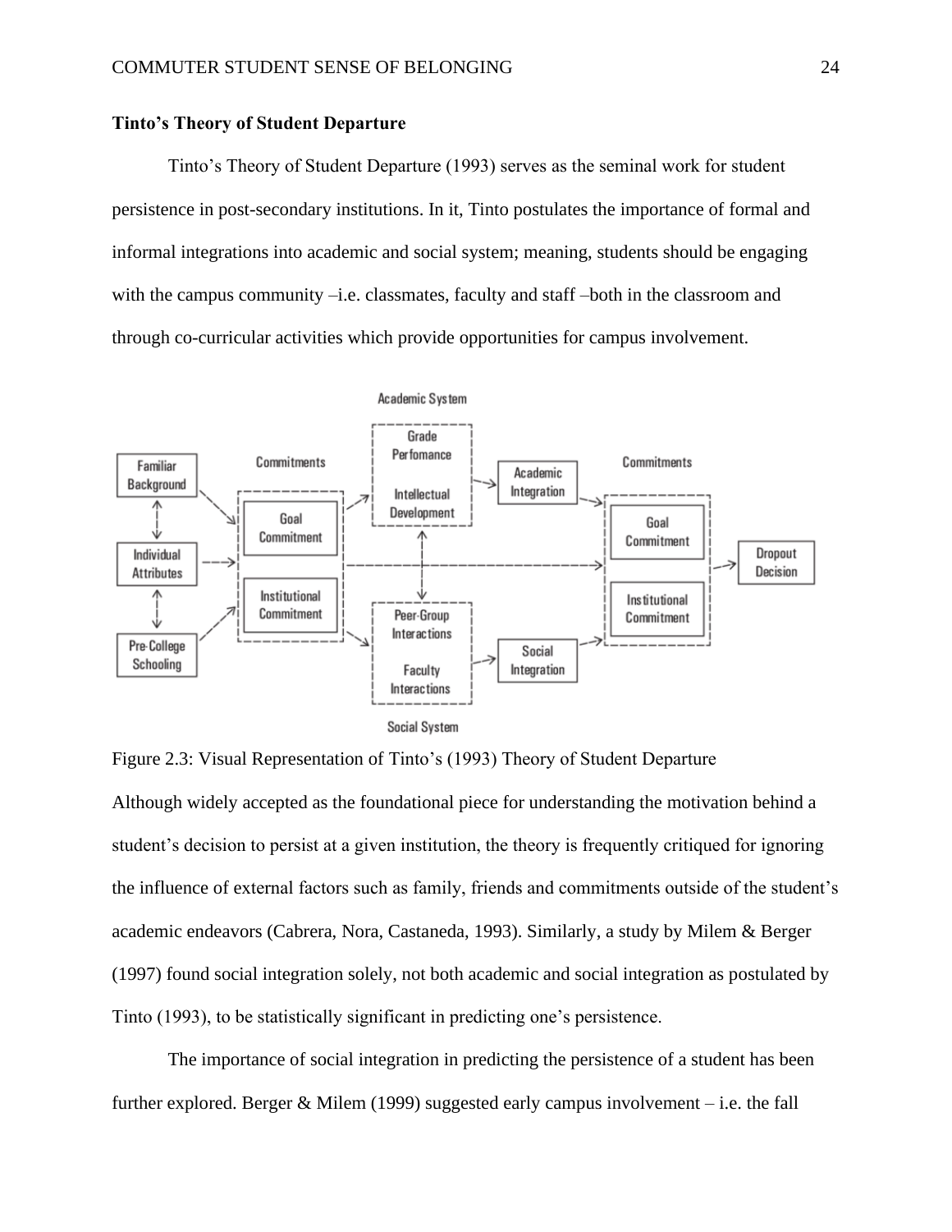**Tinto's Theory of Student Departure**

Tinto's Theory of Student Departure (1993) serves as the seminal work for student persistence in post-secondary institutions. In it, Tinto postulates the importance of formal and informal integrations into academic and social system; meaning, students should be engaging with the campus community –i.e. classmates, faculty and staff –both in the classroom and through co-curricular activities which provide opportunities for campus involvement.

Figure 2.3: Visual Representation of Tinto's (1993) Theory of Student Departure

Although widely accepted as the foundational piece for understanding the motivation behind a student's decision to persist at a given institution, the theory is frequently critiqued for ignoring the influence of external factors such as family, friends and commitments outside of the student's academic endeavors (Cabrera, Nora, Castaneda, 1993). Similarly, a study by Milem & Berger (1997) found social integration solely, not both academic and social integration as postulated by Tinto (1993), to be statistically significant in predicting one's persistence.

The importance of social integration in predicting the persistence of a student has been further explored. Berger & Milem (1999) suggested early campus involvement – i.e. the fall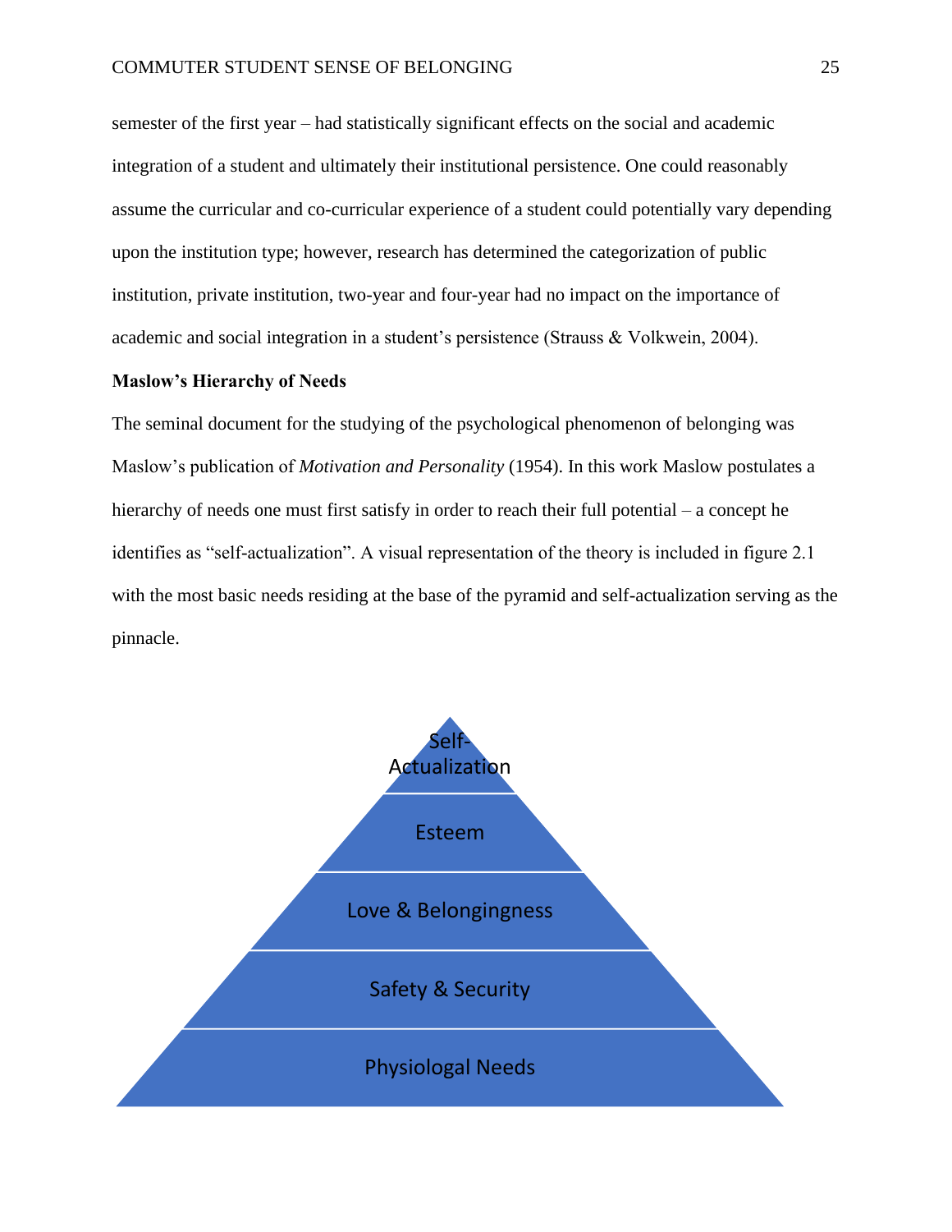semester of the first year – had statistically significant effects on the social and academic integration of a student and ultimately their institutional persistence. One could reasonably assume the curricular and co-curricular experience of a student could potentially vary depending upon the institution type; however, research has determined the categorization of public institution, private institution, two-year and four-year had no impact on the importance of academic and social integration in a student's persistence (Strauss & Volkwein, 2004).

**Maslow's Hierarchy of Needs**

The seminal document for the studying of the psychological phenomenon of belonging was Maslow's publication of *Motivation and Personality* (1954). In this work Maslow postulates a hierarchy of needs one must first satisfy in order to reach their full potential – a concept he identifies as "self-actualization". A visual representation of the theory is included in figure 2.1 with the most basic needs residing at the base of the pyramid and self-actualization serving as the pinnacle.

Self-Actualization

Esteem

Love & Belongingness

Safety & Security

Physiolog Needs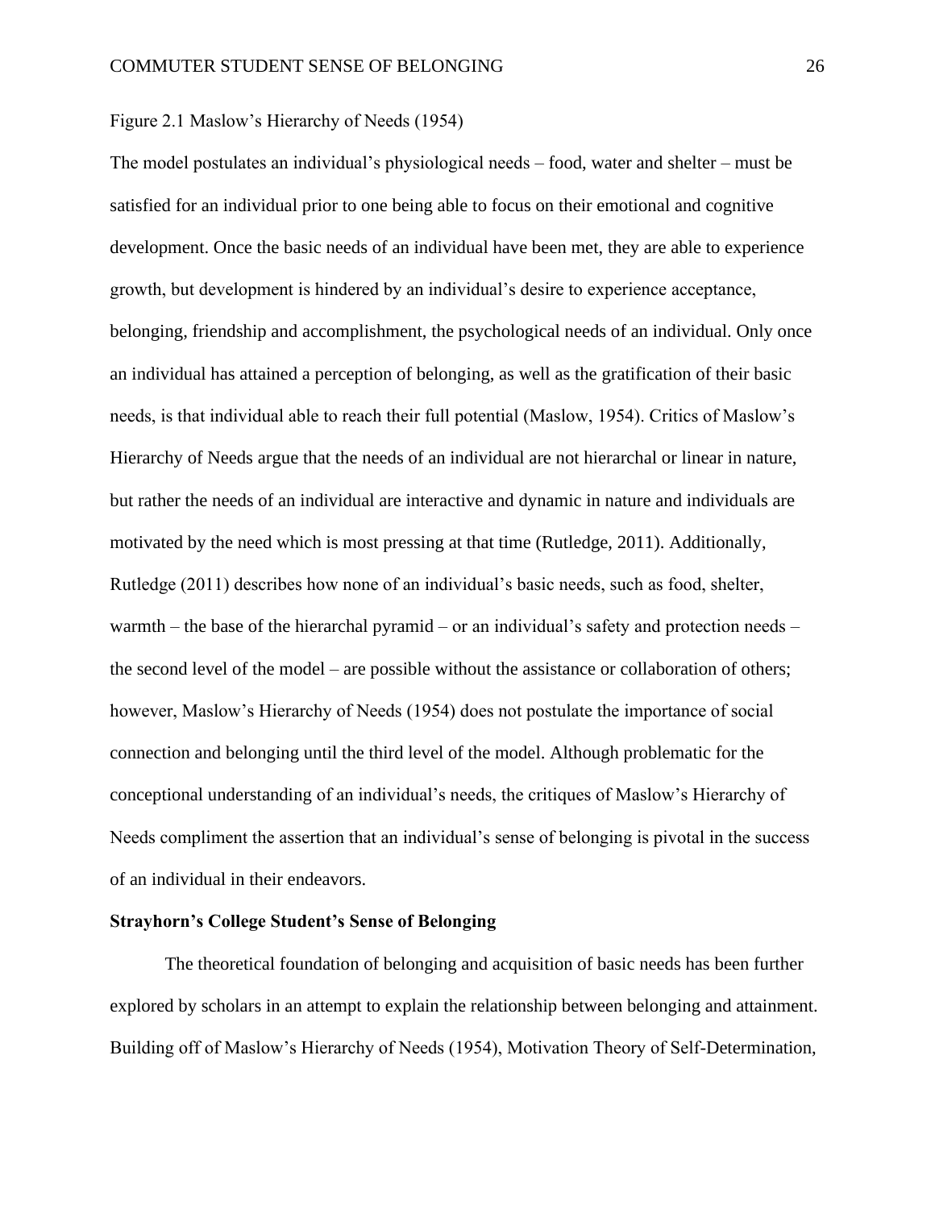Figure 2.1 Maslow's Hierarchy of Needs (1954)

The model postulates an individual's physiological needs – food, water and shelter – must be satisfied for an individual prior to one being able to focus on their emotional and cognitive development. Once the basic needs of an individual have been met, they are able to experience growth, but development is hindered by an individual's desire to experience acceptance, belonging, friendship and accomplishment, the psychological needs of an individual. Only once an individual has attained a perception of belonging, as well as the gratification of their basic needs, is that individual able to reach their full potential (Maslow, 1954). Critics of Maslow's Hierarchy of Needs argue that the needs of an individual are not hierarchal or linear in nature, but rather the needs of an individual are interactive and dynamic in nature and individuals are motivated by the need which is most pressing at that time (Rutledge, 2011). Additionally, Rutledge (2011) describes how none of an individual's basic needs, such as food, shelter, warmth – the base of the hierarchal pyramid – or an individual's safety and protection needs – the second level of the model – are possible without the assistance or collaboration of others; however, Maslow's Hierarchy of Needs (1954) does not postulate the importance of social connection and belonging until the third level of the model. Although problematic for the conceptional understanding of an individual's needs, the critiques of Maslow's Hierarchy of Needs compliment the assertion that an individual's sense of belonging is pivotal in the success of an individual in their endeavors.

**Strayhorn's College Student's Sense of Belonging**

The theoretical foundation of belonging and acquisition of basic needs has been further explored by scholars in an attempt to explain the relationship between belonging and attainment. Building off of Maslow's Hierarchy of Needs (1954), Motivation Theory of Self-Determination,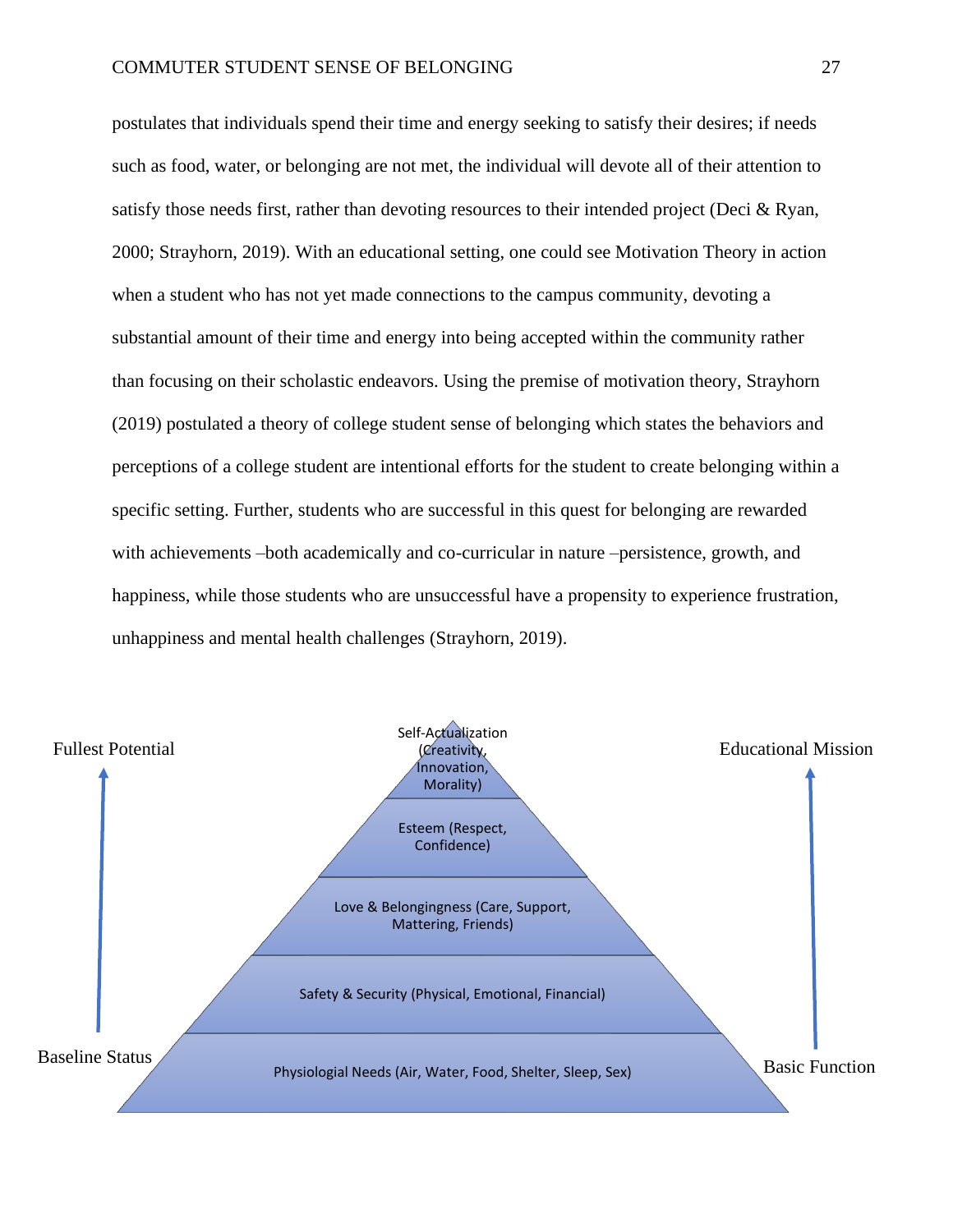postulates that individuals spend their time and energy seeking to satisfy their desires; if needs such as food, water, or belonging are not met, the individual will devote all of their attention to satisfy those needs first, rather than devoting resources to their intended project (Deci & Ryan, 2000; Strayhorn, 2019). With an educational setting, one could see Motivation Theory in action when a student who has not yet made connections to the campus community, devoting a substantial amount of their time and energy into being accepted within the community rather than focusing on their scholastic endeavors. Using the premise of motivation theory, Strayhorn (2019) postulated a theory of college student sense of belonging which states the behaviors and perceptions of a college student are intentional efforts for the student to create belonging within a specific setting. Further, students who are successful in this quest for belonging are rewarded with achievements –both academically and co-curricular in nature –persistence, growth, and happiness, while those students who are unsuccessful have a propensity to experience frustration, unhappiness and mental health challenges (Strayhorn, 2019).

Fullest Potential ↑ (from Baseline Status)

Educational Mission ↑ (from Basic Function)

- Self-Actualization (Creativity, Innovation, Morality)
- Esteem (Respect, Confidence)
- Love & Belongingness (Care, Support, Mattering, Friends)
- Safety & Security (Physical, Emotional, Financial)
- Physiologial Needs (Air, Water, Food, Shelter, Sleep, Sex)

Baseline Status

Basic Function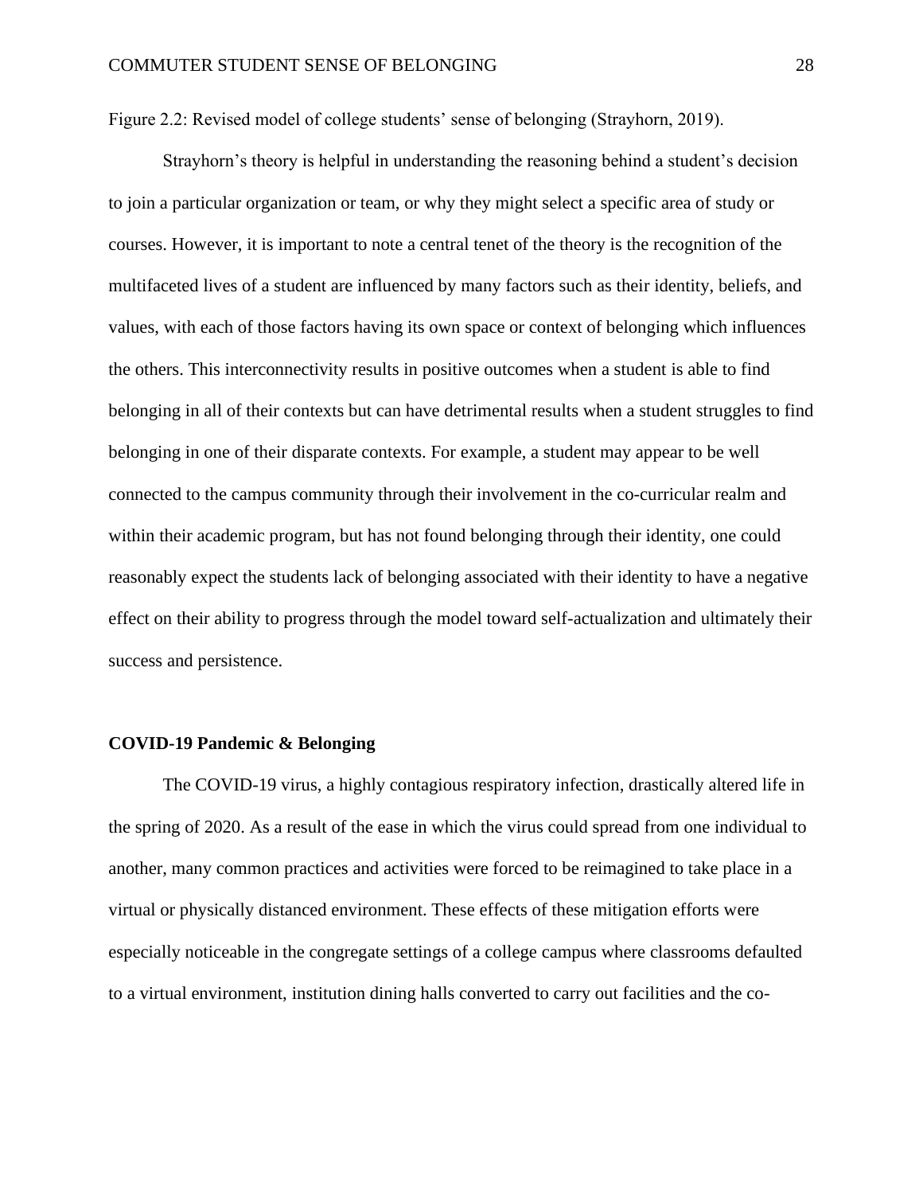Figure 2.2: Revised model of college students' sense of belonging (Strayhorn, 2019).

Strayhorn's theory is helpful in understanding the reasoning behind a student's decision to join a particular organization or team, or why they might select a specific area of study or courses. However, it is important to note a central tenet of the theory is the recognition of the multifaceted lives of a student are influenced by many factors such as their identity, beliefs, and values, with each of those factors having its own space or context of belonging which influences the others. This interconnectivity results in positive outcomes when a student is able to find belonging in all of their contexts but can have detrimental results when a student struggles to find belonging in one of their disparate contexts. For example, a student may appear to be well connected to the campus community through their involvement in the co-curricular realm and within their academic program, but has not found belonging through their identity, one could reasonably expect the students lack of belonging associated with their identity to have a negative effect on their ability to progress through the model toward self-actualization and ultimately their success and persistence.

## COVID-19 Pandemic & Belonging

The COVID-19 virus, a highly contagious respiratory infection, drastically altered life in the spring of 2020. As a result of the ease in which the virus could spread from one individual to another, many common practices and activities were forced to be reimagined to take place in a virtual or physically distanced environment. These effects of these mitigation efforts were especially noticeable in the congregate settings of a college campus where classrooms defaulted to a virtual environment, institution dining halls converted to carry out facilities and the co-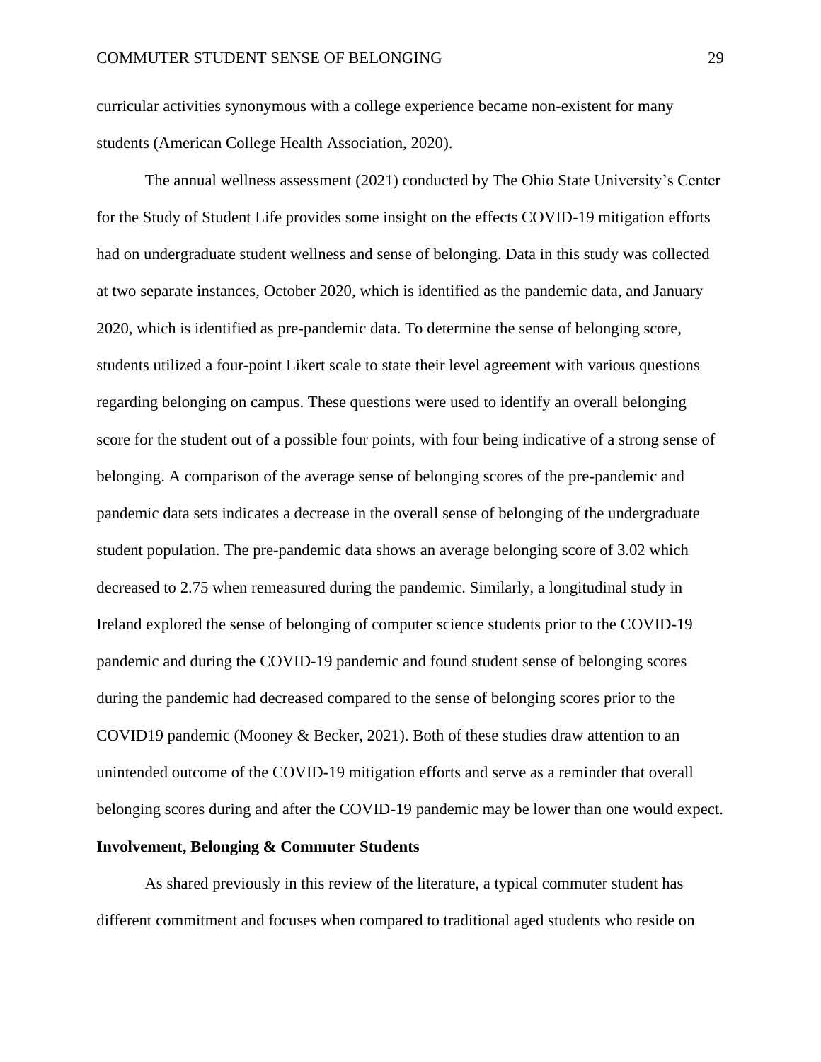curricular activities synonymous with a college experience became non-existent for many students (American College Health Association, 2020).

The annual wellness assessment (2021) conducted by The Ohio State University's Center for the Study of Student Life provides some insight on the effects COVID-19 mitigation efforts had on undergraduate student wellness and sense of belonging. Data in this study was collected at two separate instances, October 2020, which is identified as the pandemic data, and January 2020, which is identified as pre-pandemic data. To determine the sense of belonging score, students utilized a four-point Likert scale to state their level agreement with various questions regarding belonging on campus. These questions were used to identify an overall belonging score for the student out of a possible four points, with four being indicative of a strong sense of belonging. A comparison of the average sense of belonging scores of the pre-pandemic and pandemic data sets indicates a decrease in the overall sense of belonging of the undergraduate student population. The pre-pandemic data shows an average belonging score of 3.02 which decreased to 2.75 when remeasured during the pandemic. Similarly, a longitudinal study in Ireland explored the sense of belonging of computer science students prior to the COVID-19 pandemic and during the COVID-19 pandemic and found student sense of belonging scores during the pandemic had decreased compared to the sense of belonging scores prior to the COVID19 pandemic (Mooney & Becker, 2021). Both of these studies draw attention to an unintended outcome of the COVID-19 mitigation efforts and serve as a reminder that overall belonging scores during and after the COVID-19 pandemic may be lower than one would expect.

**Involvement, Belonging & Commuter Students**

As shared previously in this review of the literature, a typical commuter student has different commitment and focuses when compared to traditional aged students who reside on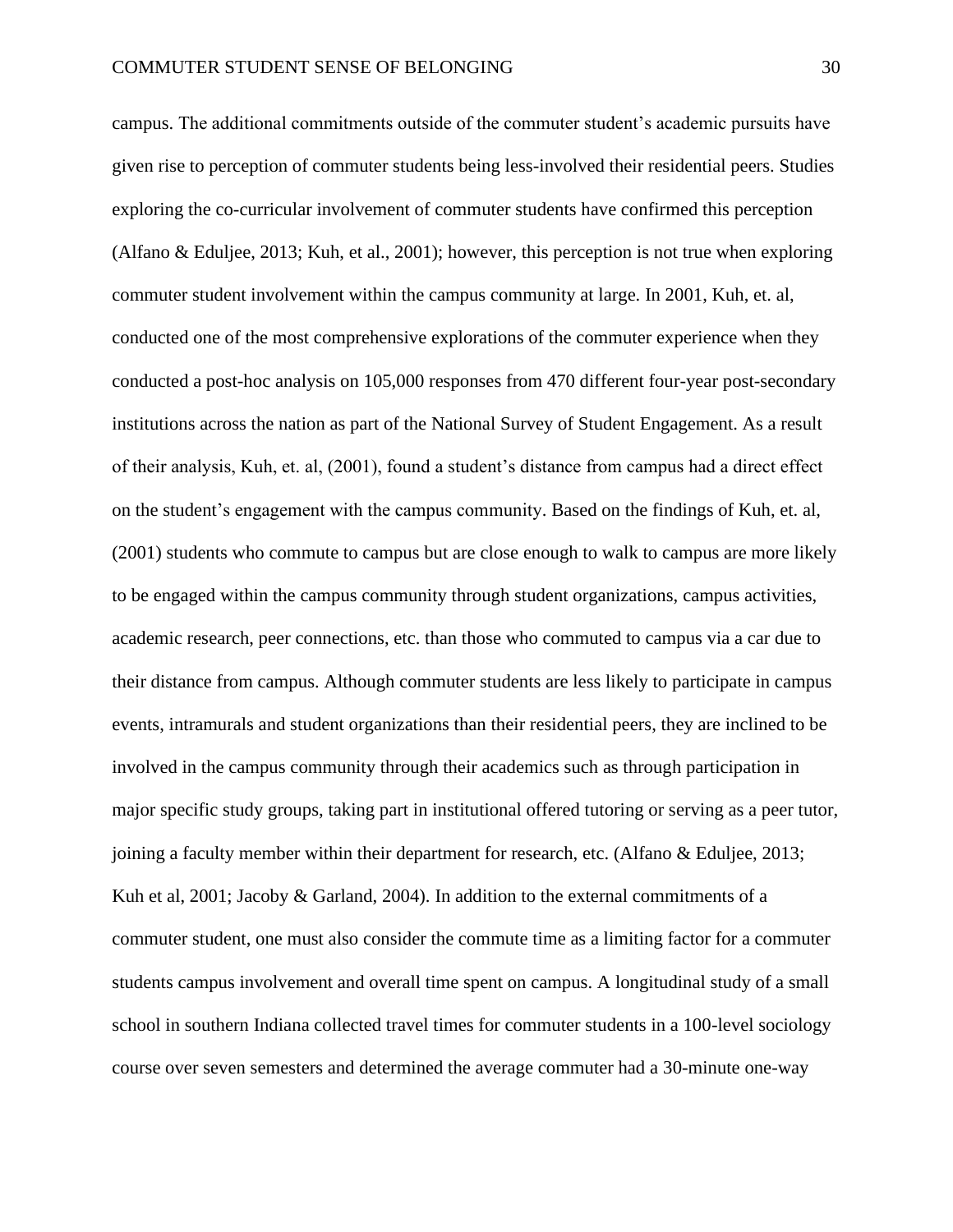campus. The additional commitments outside of the commuter student's academic pursuits have given rise to perception of commuter students being less-involved their residential peers. Studies exploring the co-curricular involvement of commuter students have confirmed this perception (Alfano & Eduljee, 2013; Kuh, et al., 2001); however, this perception is not true when exploring commuter student involvement within the campus community at large. In 2001, Kuh, et. al, conducted one of the most comprehensive explorations of the commuter experience when they conducted a post-hoc analysis on 105,000 responses from 470 different four-year post-secondary institutions across the nation as part of the National Survey of Student Engagement. As a result of their analysis, Kuh, et. al, (2001), found a student's distance from campus had a direct effect on the student's engagement with the campus community. Based on the findings of Kuh, et. al, (2001) students who commute to campus but are close enough to walk to campus are more likely to be engaged within the campus community through student organizations, campus activities, academic research, peer connections, etc. than those who commuted to campus via a car due to their distance from campus. Although commuter students are less likely to participate in campus events, intramurals and student organizations than their residential peers, they are inclined to be involved in the campus community through their academics such as through participation in major specific study groups, taking part in institutional offered tutoring or serving as a peer tutor, joining a faculty member within their department for research, etc. (Alfano & Eduljee, 2013; Kuh et al, 2001; Jacoby & Garland, 2004). In addition to the external commitments of a commuter student, one must also consider the commute time as a limiting factor for a commuter students campus involvement and overall time spent on campus. A longitudinal study of a small school in southern Indiana collected travel times for commuter students in a 100-level sociology course over seven semesters and determined the average commuter had a 30-minute one-way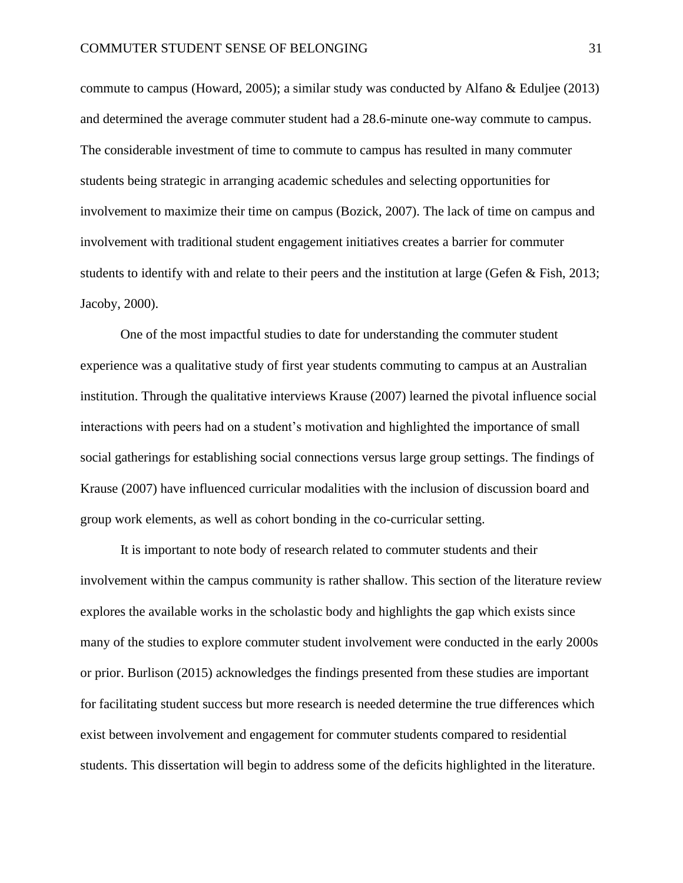commute to campus (Howard, 2005); a similar study was conducted by Alfano & Eduljee (2013) and determined the average commuter student had a 28.6-minute one-way commute to campus. The considerable investment of time to commute to campus has resulted in many commuter students being strategic in arranging academic schedules and selecting opportunities for involvement to maximize their time on campus (Bozick, 2007). The lack of time on campus and involvement with traditional student engagement initiatives creates a barrier for commuter students to identify with and relate to their peers and the institution at large (Gefen & Fish, 2013; Jacoby, 2000).

One of the most impactful studies to date for understanding the commuter student experience was a qualitative study of first year students commuting to campus at an Australian institution. Through the qualitative interviews Krause (2007) learned the pivotal influence social interactions with peers had on a student's motivation and highlighted the importance of small social gatherings for establishing social connections versus large group settings. The findings of Krause (2007) have influenced curricular modalities with the inclusion of discussion board and group work elements, as well as cohort bonding in the co-curricular setting.

It is important to note body of research related to commuter students and their involvement within the campus community is rather shallow. This section of the literature review explores the available works in the scholastic body and highlights the gap which exists since many of the studies to explore commuter student involvement were conducted in the early 2000s or prior. Burlison (2015) acknowledges the findings presented from these studies are important for facilitating student success but more research is needed determine the true differences which exist between involvement and engagement for commuter students compared to residential students. This dissertation will begin to address some of the deficits highlighted in the literature.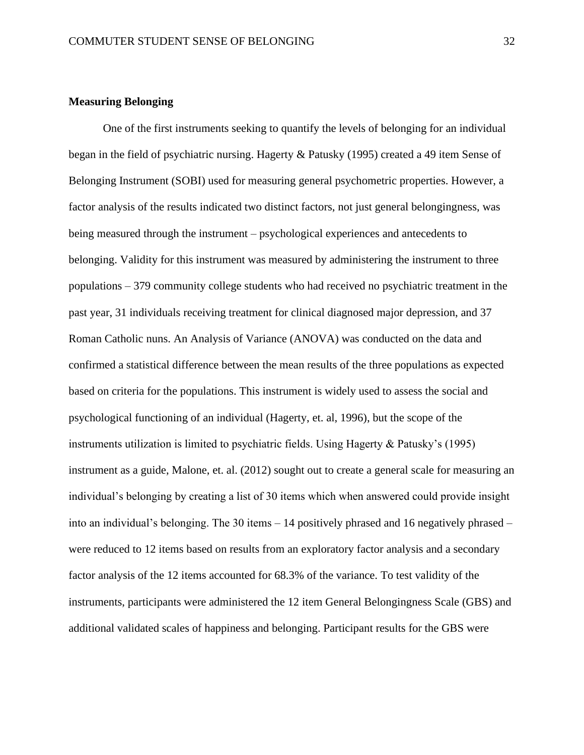**Measuring Belonging**

One of the first instruments seeking to quantify the levels of belonging for an individual began in the field of psychiatric nursing. Hagerty & Patusky (1995) created a 49 item Sense of Belonging Instrument (SOBI) used for measuring general psychometric properties. However, a factor analysis of the results indicated two distinct factors, not just general belongingness, was being measured through the instrument – psychological experiences and antecedents to belonging. Validity for this instrument was measured by administering the instrument to three populations – 379 community college students who had received no psychiatric treatment in the past year, 31 individuals receiving treatment for clinical diagnosed major depression, and 37 Roman Catholic nuns. An Analysis of Variance (ANOVA) was conducted on the data and confirmed a statistical difference between the mean results of the three populations as expected based on criteria for the populations. This instrument is widely used to assess the social and psychological functioning of an individual (Hagerty, et. al, 1996), but the scope of the instruments utilization is limited to psychiatric fields. Using Hagerty & Patusky's (1995) instrument as a guide, Malone, et. al. (2012) sought out to create a general scale for measuring an individual's belonging by creating a list of 30 items which when answered could provide insight into an individual's belonging. The 30 items – 14 positively phrased and 16 negatively phrased – were reduced to 12 items based on results from an exploratory factor analysis and a secondary factor analysis of the 12 items accounted for 68.3% of the variance. To test validity of the instruments, participants were administered the 12 item General Belongingness Scale (GBS) and additional validated scales of happiness and belonging. Participant results for the GBS were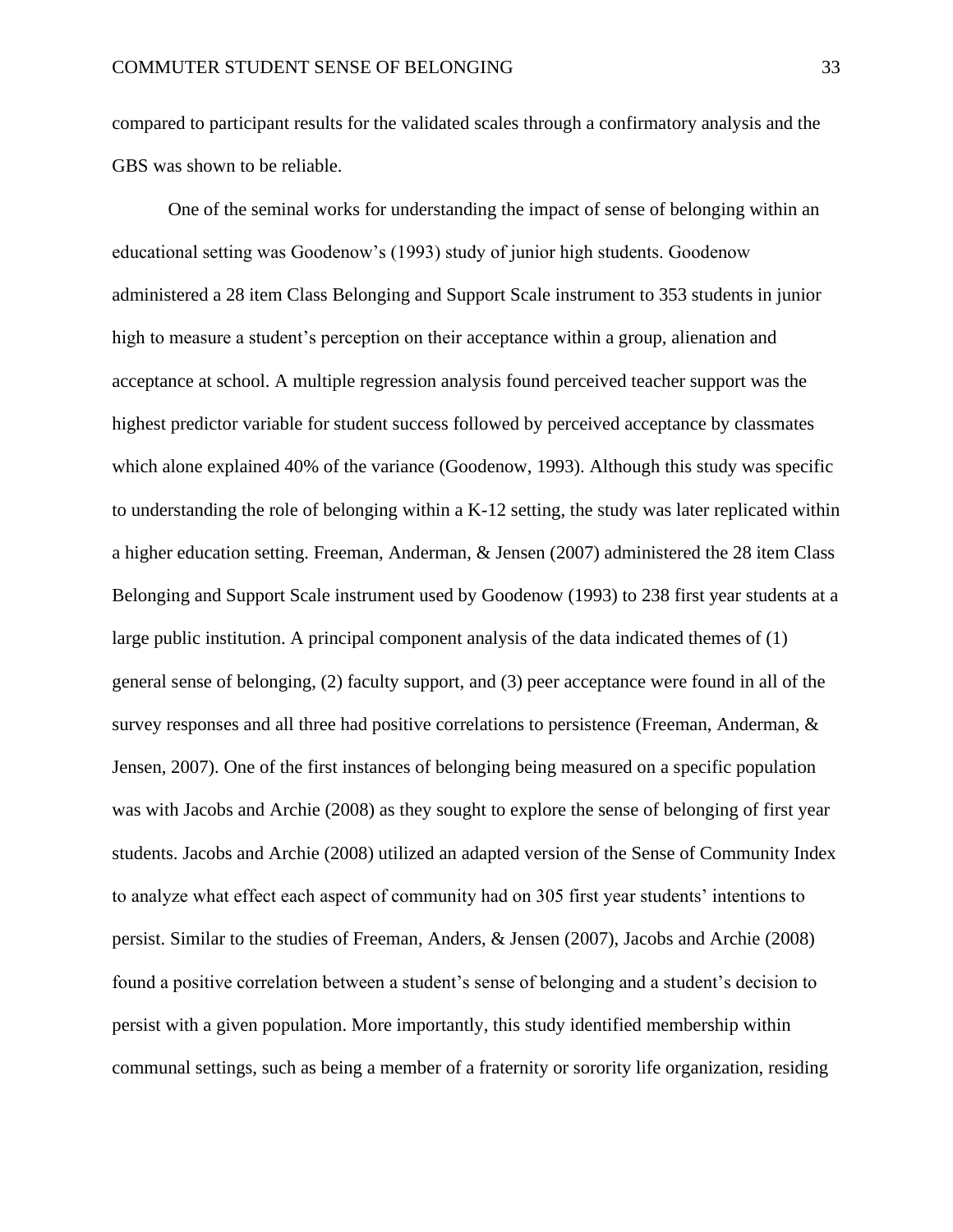compared to participant results for the validated scales through a confirmatory analysis and the GBS was shown to be reliable.

One of the seminal works for understanding the impact of sense of belonging within an educational setting was Goodenow's (1993) study of junior high students. Goodenow administered a 28 item Class Belonging and Support Scale instrument to 353 students in junior high to measure a student's perception on their acceptance within a group, alienation and acceptance at school. A multiple regression analysis found perceived teacher support was the highest predictor variable for student success followed by perceived acceptance by classmates which alone explained 40% of the variance (Goodenow, 1993). Although this study was specific to understanding the role of belonging within a K-12 setting, the study was later replicated within a higher education setting. Freeman, Anderman, & Jensen (2007) administered the 28 item Class Belonging and Support Scale instrument used by Goodenow (1993) to 238 first year students at a large public institution. A principal component analysis of the data indicated themes of (1) general sense of belonging, (2) faculty support, and (3) peer acceptance were found in all of the survey responses and all three had positive correlations to persistence (Freeman, Anderman, & Jensen, 2007). One of the first instances of belonging being measured on a specific population was with Jacobs and Archie (2008) as they sought to explore the sense of belonging of first year students. Jacobs and Archie (2008) utilized an adapted version of the Sense of Community Index to analyze what effect each aspect of community had on 305 first year students' intentions to persist. Similar to the studies of Freeman, Anders, & Jensen (2007), Jacobs and Archie (2008) found a positive correlation between a student's sense of belonging and a student's decision to persist with a given population. More importantly, this study identified membership within communal settings, such as being a member of a fraternity or sorority life organization, residing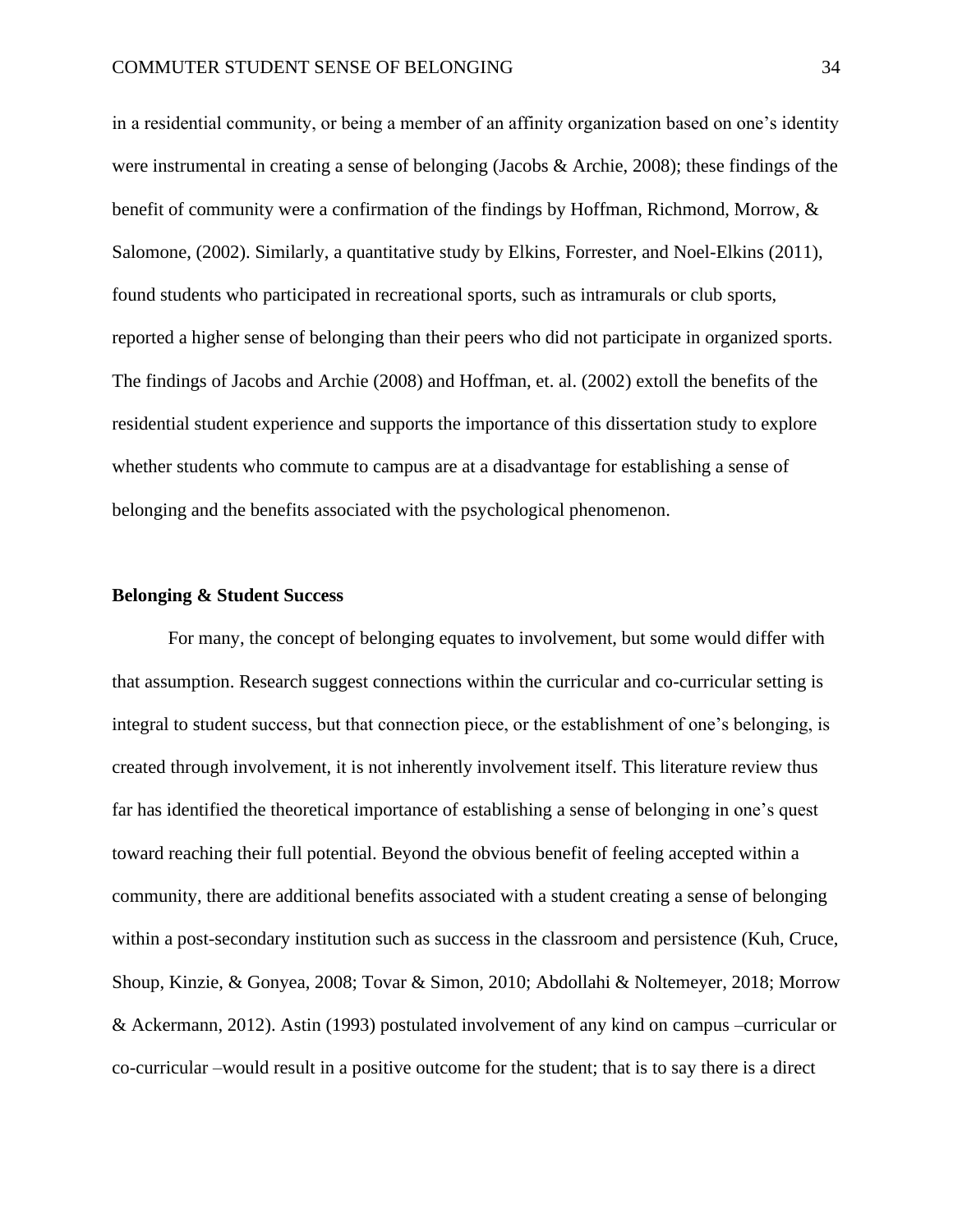in a residential community, or being a member of an affinity organization based on one's identity were instrumental in creating a sense of belonging (Jacobs & Archie, 2008); these findings of the benefit of community were a confirmation of the findings by Hoffman, Richmond, Morrow, & Salomone, (2002). Similarly, a quantitative study by Elkins, Forrester, and Noel-Elkins (2011), found students who participated in recreational sports, such as intramurals or club sports, reported a higher sense of belonging than their peers who did not participate in organized sports. The findings of Jacobs and Archie (2008) and Hoffman, et. al. (2002) extoll the benefits of the residential student experience and supports the importance of this dissertation study to explore whether students who commute to campus are at a disadvantage for establishing a sense of belonging and the benefits associated with the psychological phenomenon.

**Belonging & Student Success**

For many, the concept of belonging equates to involvement, but some would differ with that assumption. Research suggest connections within the curricular and co-curricular setting is integral to student success, but that connection piece, or the establishment of one's belonging, is created through involvement, it is not inherently involvement itself. This literature review thus far has identified the theoretical importance of establishing a sense of belonging in one's quest toward reaching their full potential. Beyond the obvious benefit of feeling accepted within a community, there are additional benefits associated with a student creating a sense of belonging within a post-secondary institution such as success in the classroom and persistence (Kuh, Cruce, Shoup, Kinzie, & Gonyea, 2008; Tovar & Simon, 2010; Abdollahi & Noltemeyer, 2018; Morrow & Ackermann, 2012). Astin (1993) postulated involvement of any kind on campus –curricular or co-curricular –would result in a positive outcome for the student; that is to say there is a direct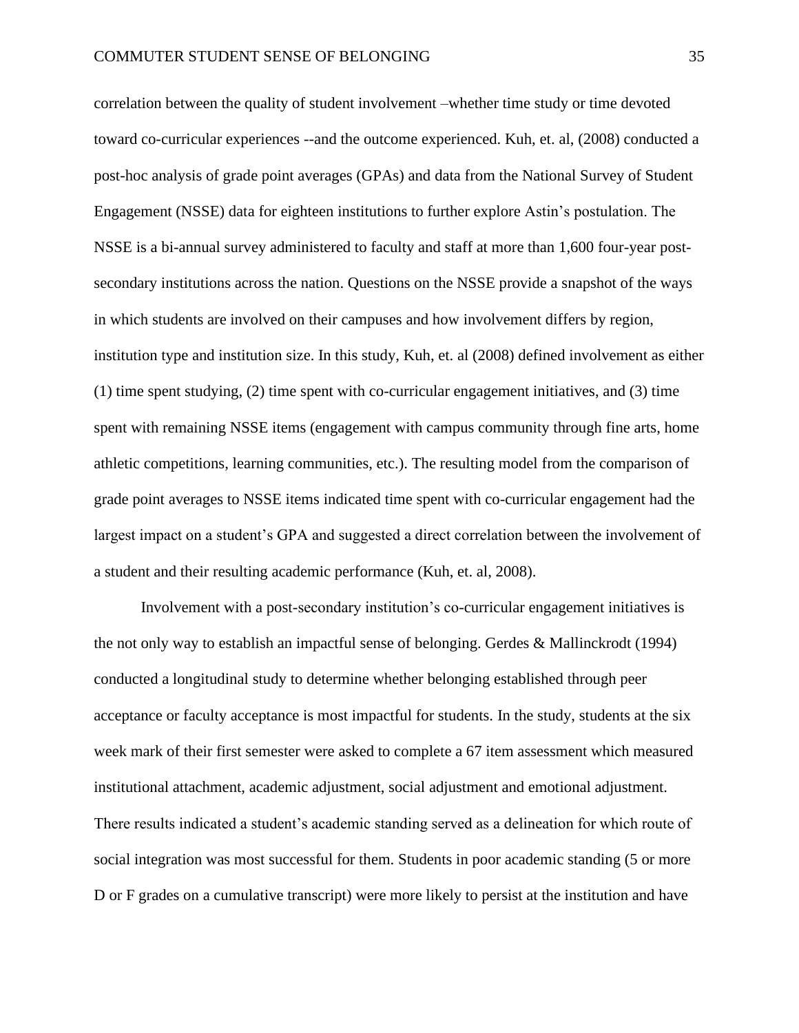correlation between the quality of student involvement –whether time study or time devoted toward co-curricular experiences --and the outcome experienced. Kuh, et. al, (2008) conducted a post-hoc analysis of grade point averages (GPAs) and data from the National Survey of Student Engagement (NSSE) data for eighteen institutions to further explore Astin's postulation. The NSSE is a bi-annual survey administered to faculty and staff at more than 1,600 four-year post-secondary institutions across the nation. Questions on the NSSE provide a snapshot of the ways in which students are involved on their campuses and how involvement differs by region, institution type and institution size. In this study, Kuh, et. al (2008) defined involvement as either (1) time spent studying, (2) time spent with co-curricular engagement initiatives, and (3) time spent with remaining NSSE items (engagement with campus community through fine arts, home athletic competitions, learning communities, etc.). The resulting model from the comparison of grade point averages to NSSE items indicated time spent with co-curricular engagement had the largest impact on a student's GPA and suggested a direct correlation between the involvement of a student and their resulting academic performance (Kuh, et. al, 2008).

Involvement with a post-secondary institution's co-curricular engagement initiatives is the not only way to establish an impactful sense of belonging. Gerdes & Mallinckrodt (1994) conducted a longitudinal study to determine whether belonging established through peer acceptance or faculty acceptance is most impactful for students. In the study, students at the six week mark of their first semester were asked to complete a 67 item assessment which measured institutional attachment, academic adjustment, social adjustment and emotional adjustment. There results indicated a student's academic standing served as a delineation for which route of social integration was most successful for them. Students in poor academic standing (5 or more D or F grades on a cumulative transcript) were more likely to persist at the institution and have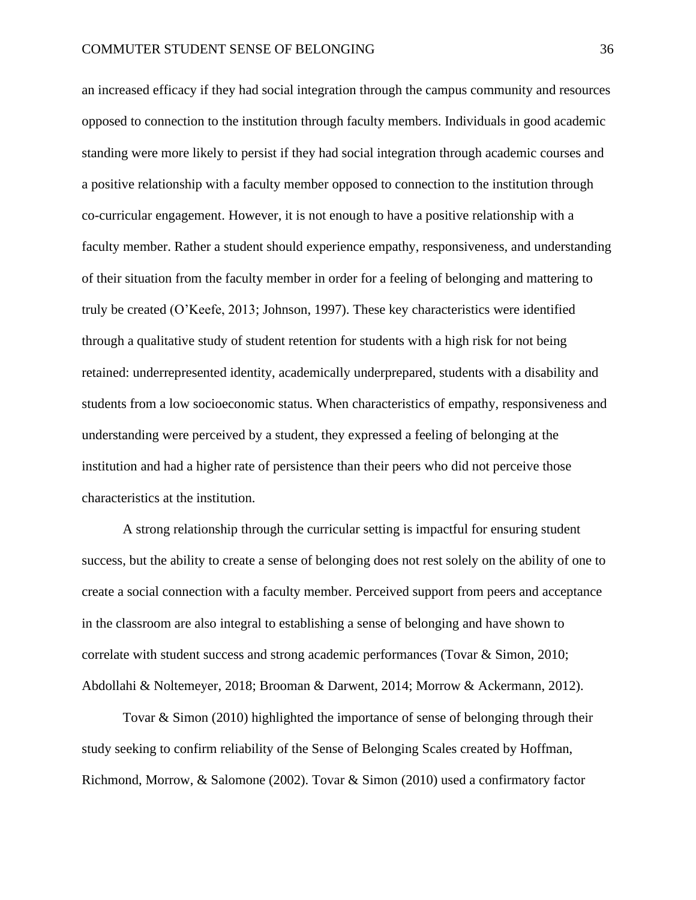an increased efficacy if they had social integration through the campus community and resources opposed to connection to the institution through faculty members. Individuals in good academic standing were more likely to persist if they had social integration through academic courses and a positive relationship with a faculty member opposed to connection to the institution through co-curricular engagement. However, it is not enough to have a positive relationship with a faculty member. Rather a student should experience empathy, responsiveness, and understanding of their situation from the faculty member in order for a feeling of belonging and mattering to truly be created (O'Keefe, 2013; Johnson, 1997). These key characteristics were identified through a qualitative study of student retention for students with a high risk for not being retained: underrepresented identity, academically underprepared, students with a disability and students from a low socioeconomic status. When characteristics of empathy, responsiveness and understanding were perceived by a student, they expressed a feeling of belonging at the institution and had a higher rate of persistence than their peers who did not perceive those characteristics at the institution.

A strong relationship through the curricular setting is impactful for ensuring student success, but the ability to create a sense of belonging does not rest solely on the ability of one to create a social connection with a faculty member. Perceived support from peers and acceptance in the classroom are also integral to establishing a sense of belonging and have shown to correlate with student success and strong academic performances (Tovar & Simon, 2010; Abdollahi & Noltemeyer, 2018; Brooman & Darwent, 2014; Morrow & Ackermann, 2012).

Tovar & Simon (2010) highlighted the importance of sense of belonging through their study seeking to confirm reliability of the Sense of Belonging Scales created by Hoffman, Richmond, Morrow, & Salomone (2002). Tovar & Simon (2010) used a confirmatory factor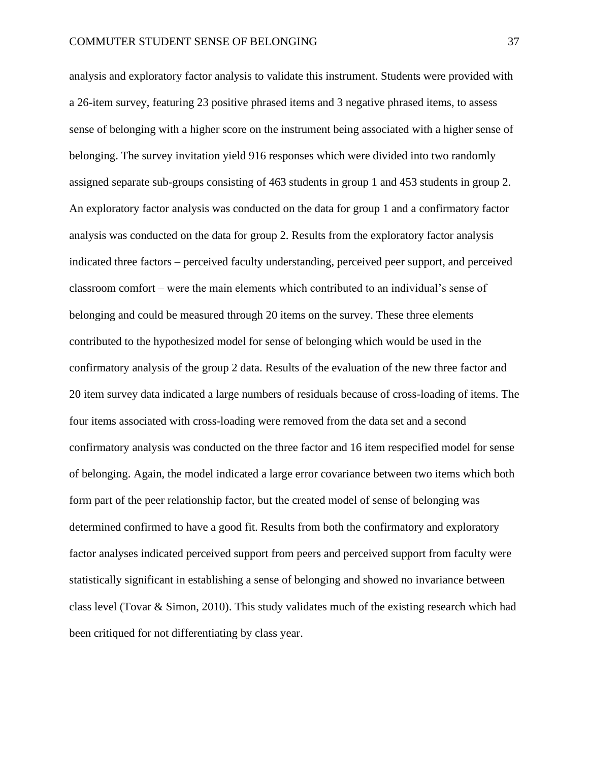analysis and exploratory factor analysis to validate this instrument. Students were provided with a 26-item survey, featuring 23 positive phrased items and 3 negative phrased items, to assess sense of belonging with a higher score on the instrument being associated with a higher sense of belonging. The survey invitation yield 916 responses which were divided into two randomly assigned separate sub-groups consisting of 463 students in group 1 and 453 students in group 2. An exploratory factor analysis was conducted on the data for group 1 and a confirmatory factor analysis was conducted on the data for group 2. Results from the exploratory factor analysis indicated three factors – perceived faculty understanding, perceived peer support, and perceived classroom comfort – were the main elements which contributed to an individual's sense of belonging and could be measured through 20 items on the survey. These three elements contributed to the hypothesized model for sense of belonging which would be used in the confirmatory analysis of the group 2 data. Results of the evaluation of the new three factor and 20 item survey data indicated a large numbers of residuals because of cross-loading of items. The four items associated with cross-loading were removed from the data set and a second confirmatory analysis was conducted on the three factor and 16 item respecified model for sense of belonging. Again, the model indicated a large error covariance between two items which both form part of the peer relationship factor, but the created model of sense of belonging was determined confirmed to have a good fit. Results from both the confirmatory and exploratory factor analyses indicated perceived support from peers and perceived support from faculty were statistically significant in establishing a sense of belonging and showed no invariance between class level (Tovar & Simon, 2010). This study validates much of the existing research which had been critiqued for not differentiating by class year.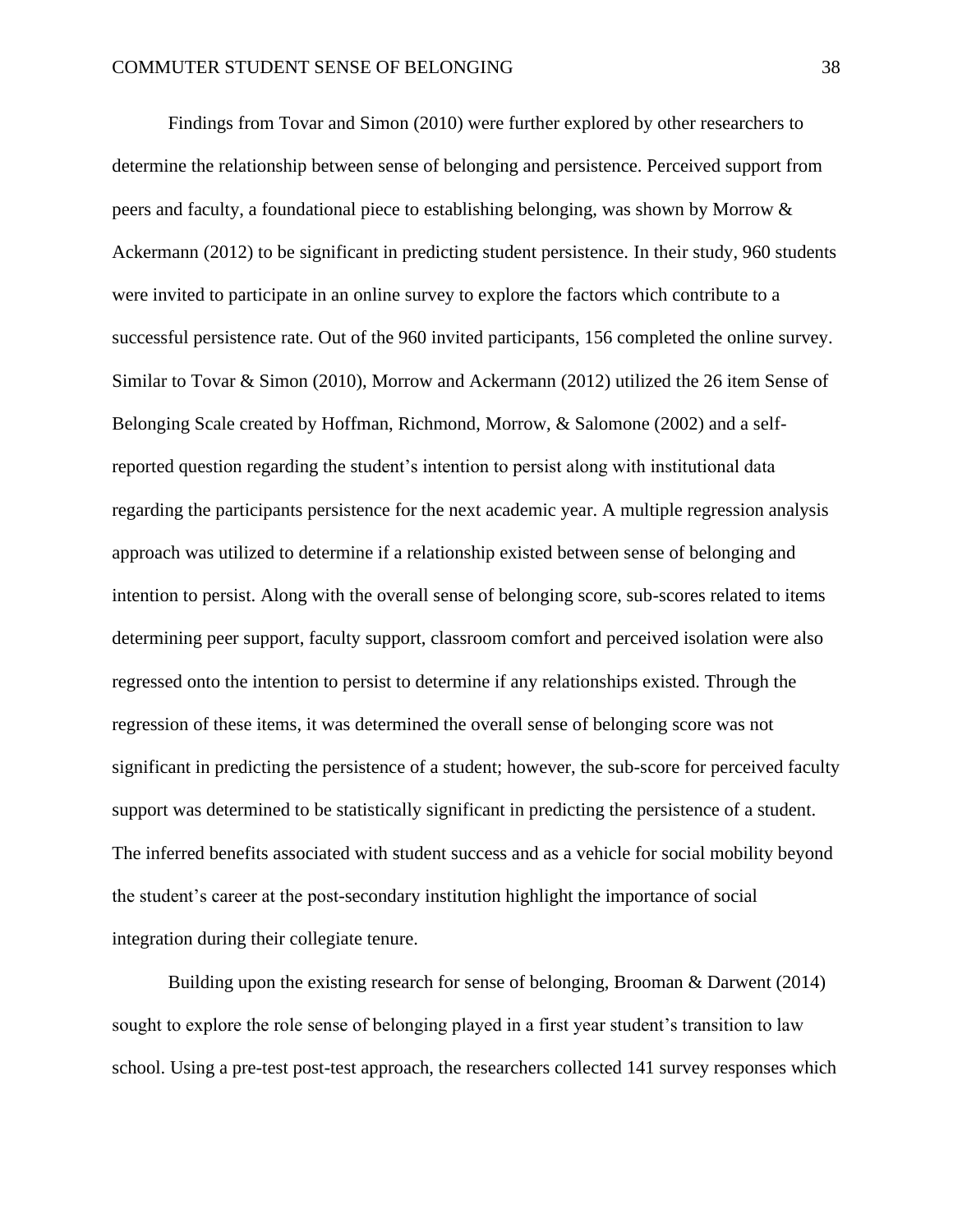Findings from Tovar and Simon (2010) were further explored by other researchers to determine the relationship between sense of belonging and persistence. Perceived support from peers and faculty, a foundational piece to establishing belonging, was shown by Morrow & Ackermann (2012) to be significant in predicting student persistence. In their study, 960 students were invited to participate in an online survey to explore the factors which contribute to a successful persistence rate. Out of the 960 invited participants, 156 completed the online survey. Similar to Tovar & Simon (2010), Morrow and Ackermann (2012) utilized the 26 item Sense of Belonging Scale created by Hoffman, Richmond, Morrow, & Salomone (2002) and a self-reported question regarding the student's intention to persist along with institutional data regarding the participants persistence for the next academic year. A multiple regression analysis approach was utilized to determine if a relationship existed between sense of belonging and intention to persist. Along with the overall sense of belonging score, sub-scores related to items determining peer support, faculty support, classroom comfort and perceived isolation were also regressed onto the intention to persist to determine if any relationships existed. Through the regression of these items, it was determined the overall sense of belonging score was not significant in predicting the persistence of a student; however, the sub-score for perceived faculty support was determined to be statistically significant in predicting the persistence of a student. The inferred benefits associated with student success and as a vehicle for social mobility beyond the student's career at the post-secondary institution highlight the importance of social integration during their collegiate tenure.

Building upon the existing research for sense of belonging, Brooman & Darwent (2014) sought to explore the role sense of belonging played in a first year student's transition to law school. Using a pre-test post-test approach, the researchers collected 141 survey responses which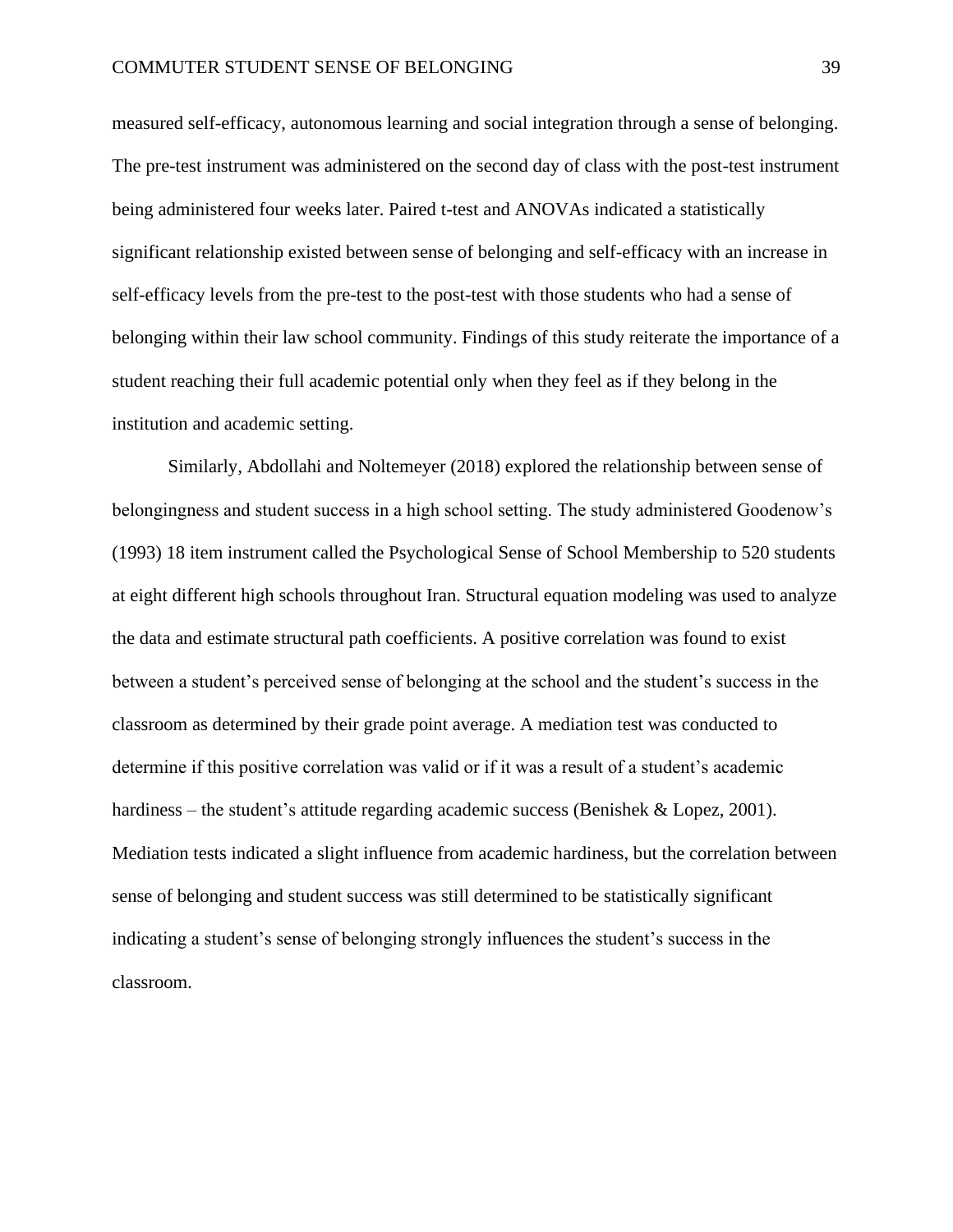measured self-efficacy, autonomous learning and social integration through a sense of belonging. The pre-test instrument was administered on the second day of class with the post-test instrument being administered four weeks later. Paired t-test and ANOVAs indicated a statistically significant relationship existed between sense of belonging and self-efficacy with an increase in self-efficacy levels from the pre-test to the post-test with those students who had a sense of belonging within their law school community. Findings of this study reiterate the importance of a student reaching their full academic potential only when they feel as if they belong in the institution and academic setting.

Similarly, Abdollahi and Noltemeyer (2018) explored the relationship between sense of belongingness and student success in a high school setting. The study administered Goodenow's (1993) 18 item instrument called the Psychological Sense of School Membership to 520 students at eight different high schools throughout Iran. Structural equation modeling was used to analyze the data and estimate structural path coefficients. A positive correlation was found to exist between a student's perceived sense of belonging at the school and the student's success in the classroom as determined by their grade point average. A mediation test was conducted to determine if this positive correlation was valid or if it was a result of a student's academic hardiness – the student's attitude regarding academic success (Benishek & Lopez, 2001). Mediation tests indicated a slight influence from academic hardiness, but the correlation between sense of belonging and student success was still determined to be statistically significant indicating a student's sense of belonging strongly influences the student's success in the classroom.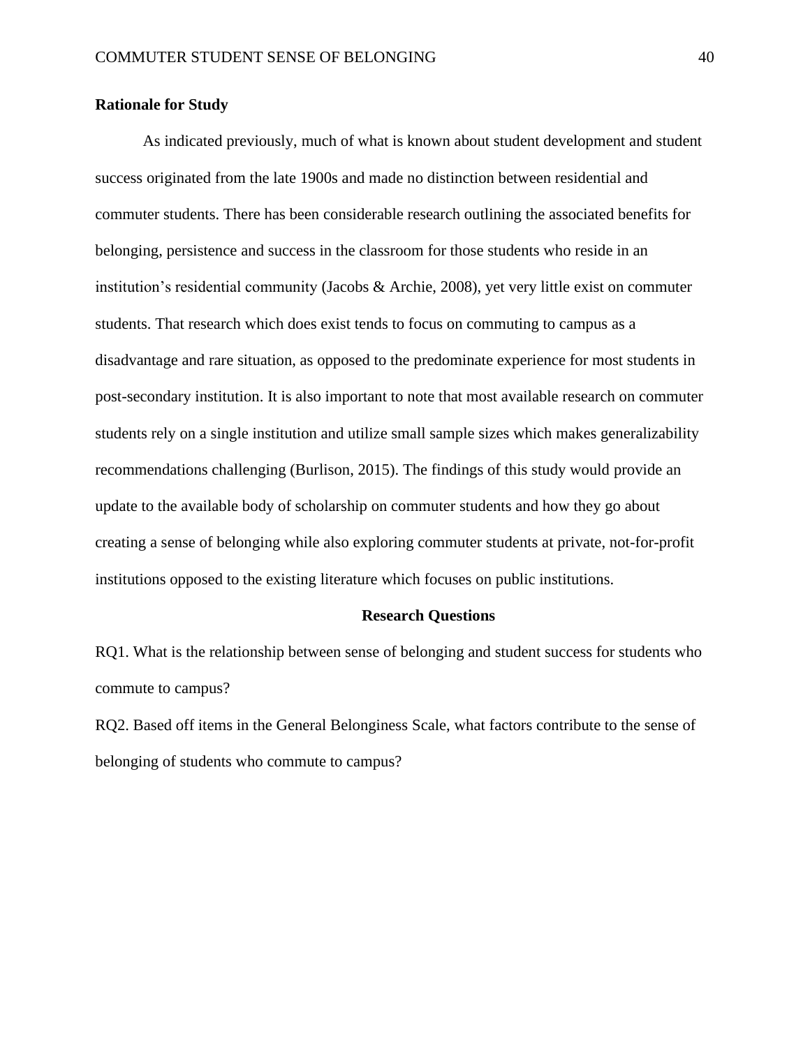**Rationale for Study**

As indicated previously, much of what is known about student development and student success originated from the late 1900s and made no distinction between residential and commuter students. There has been considerable research outlining the associated benefits for belonging, persistence and success in the classroom for those students who reside in an institution's residential community (Jacobs & Archie, 2008), yet very little exist on commuter students. That research which does exist tends to focus on commuting to campus as a disadvantage and rare situation, as opposed to the predominate experience for most students in post-secondary institution. It is also important to note that most available research on commuter students rely on a single institution and utilize small sample sizes which makes generalizability recommendations challenging (Burlison, 2015). The findings of this study would provide an update to the available body of scholarship on commuter students and how they go about creating a sense of belonging while also exploring commuter students at private, not-for-profit institutions opposed to the existing literature which focuses on public institutions.

## Research Questions

RQ1. What is the relationship between sense of belonging and student success for students who commute to campus?

RQ2. Based off items in the General Belonginess Scale, what factors contribute to the sense of belonging of students who commute to campus?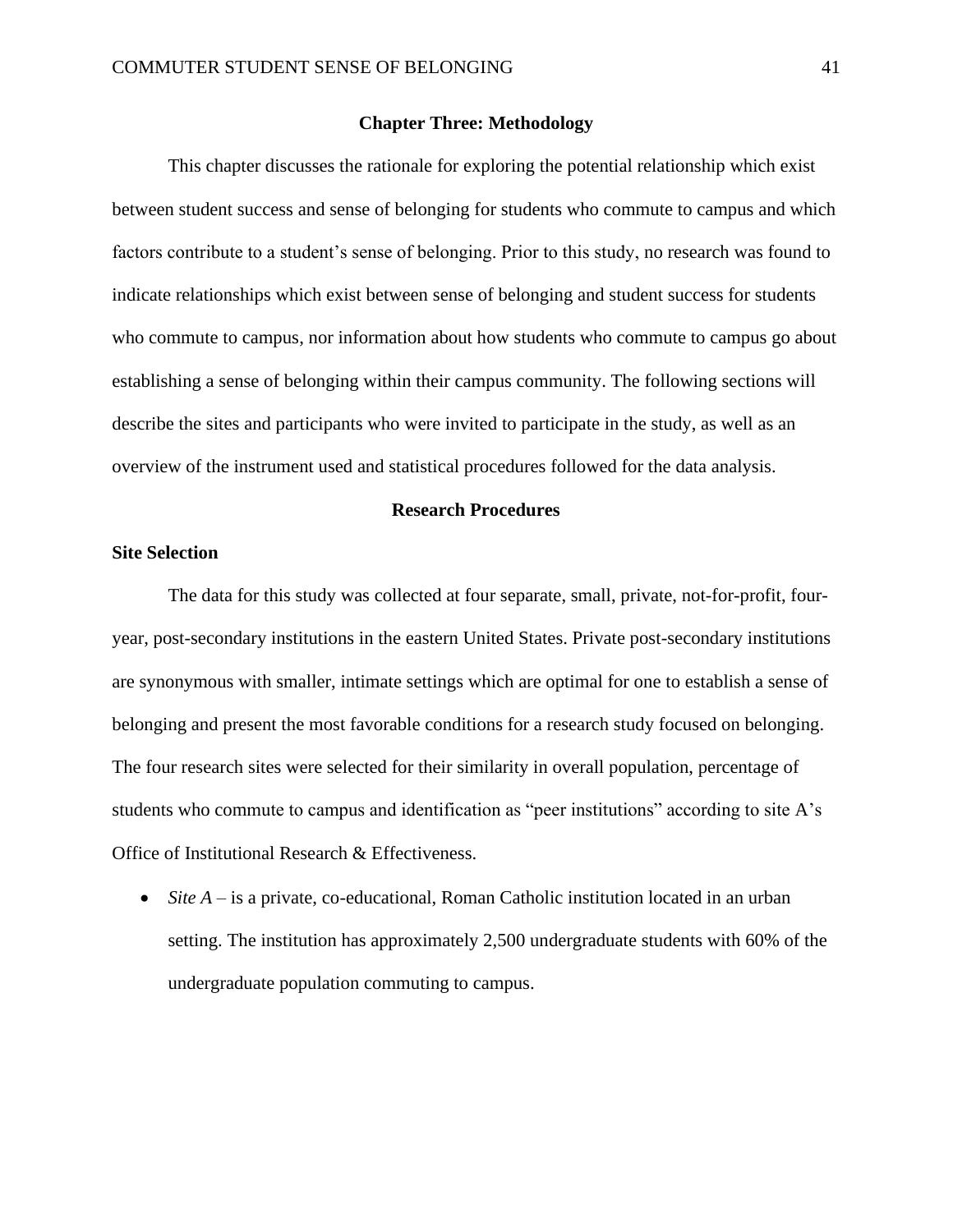## Chapter Three: Methodology

This chapter discusses the rationale for exploring the potential relationship which exist between student success and sense of belonging for students who commute to campus and which factors contribute to a student's sense of belonging. Prior to this study, no research was found to indicate relationships which exist between sense of belonging and student success for students who commute to campus, nor information about how students who commute to campus go about establishing a sense of belonging within their campus community. The following sections will describe the sites and participants who were invited to participate in the study, as well as an overview of the instrument used and statistical procedures followed for the data analysis.

### Research Procedures

#### Site Selection

The data for this study was collected at four separate, small, private, not-for-profit, four-year, post-secondary institutions in the eastern United States. Private post-secondary institutions are synonymous with smaller, intimate settings which are optimal for one to establish a sense of belonging and present the most favorable conditions for a research study focused on belonging. The four research sites were selected for their similarity in overall population, percentage of students who commute to campus and identification as "peer institutions" according to site A's Office of Institutional Research & Effectiveness.

- *Site A* – is a private, co-educational, Roman Catholic institution located in an urban setting. The institution has approximately 2,500 undergraduate students with 60% of the undergraduate population commuting to campus.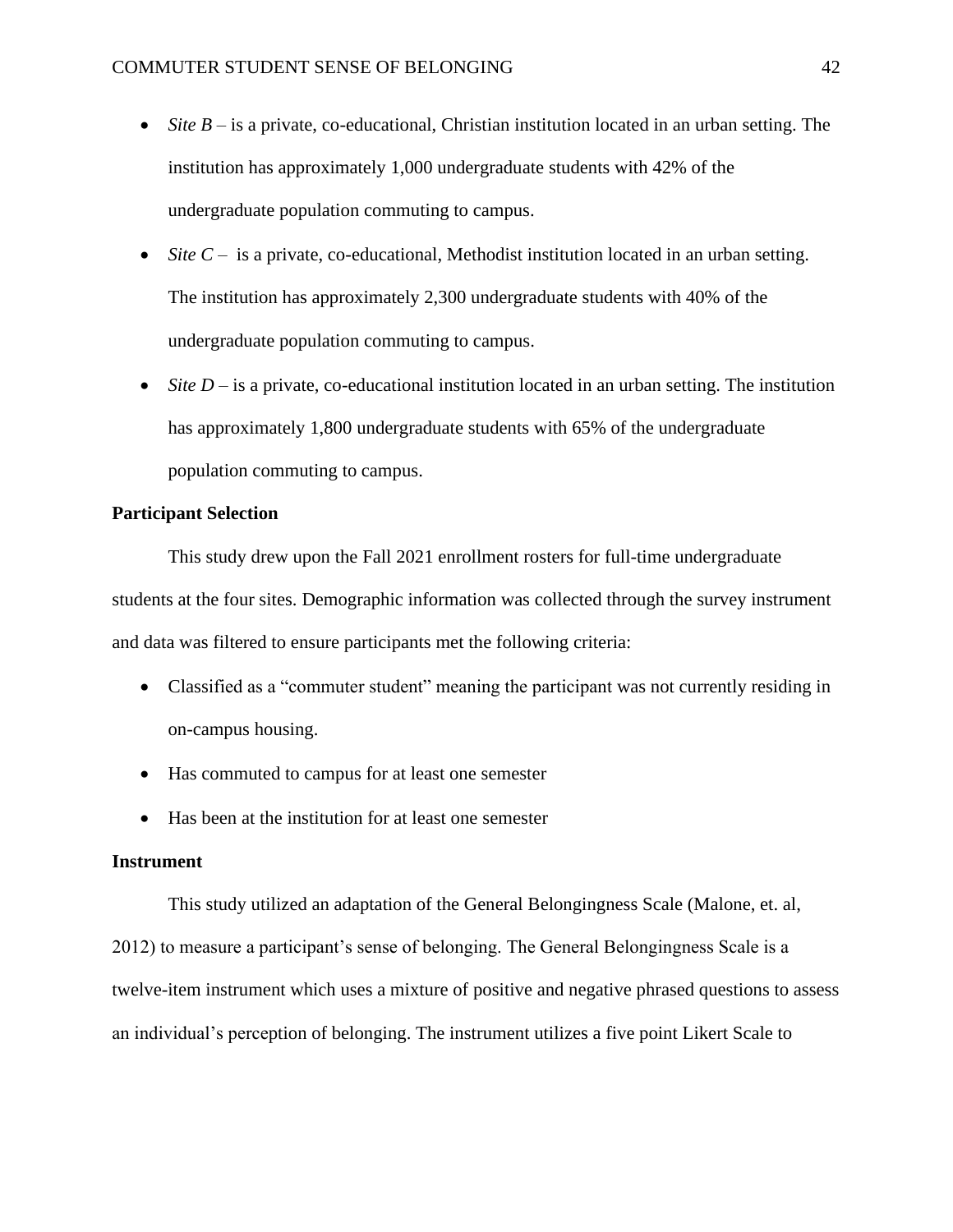- *Site B* – is a private, co-educational, Christian institution located in an urban setting. The institution has approximately 1,000 undergraduate students with 42% of the undergraduate population commuting to campus.
- *Site C* – is a private, co-educational, Methodist institution located in an urban setting. The institution has approximately 2,300 undergraduate students with 40% of the undergraduate population commuting to campus.
- *Site D* – is a private, co-educational institution located in an urban setting. The institution has approximately 1,800 undergraduate students with 65% of the undergraduate population commuting to campus.

## Participant Selection

This study drew upon the Fall 2021 enrollment rosters for full-time undergraduate students at the four sites. Demographic information was collected through the survey instrument and data was filtered to ensure participants met the following criteria:

- Classified as a "commuter student" meaning the participant was not currently residing in on-campus housing.
- Has commuted to campus for at least one semester
- Has been at the institution for at least one semester

## Instrument

This study utilized an adaptation of the General Belongingness Scale (Malone, et. al, 2012) to measure a participant's sense of belonging. The General Belongingness Scale is a twelve-item instrument which uses a mixture of positive and negative phrased questions to assess an individual's perception of belonging. The instrument utilizes a five point Likert Scale to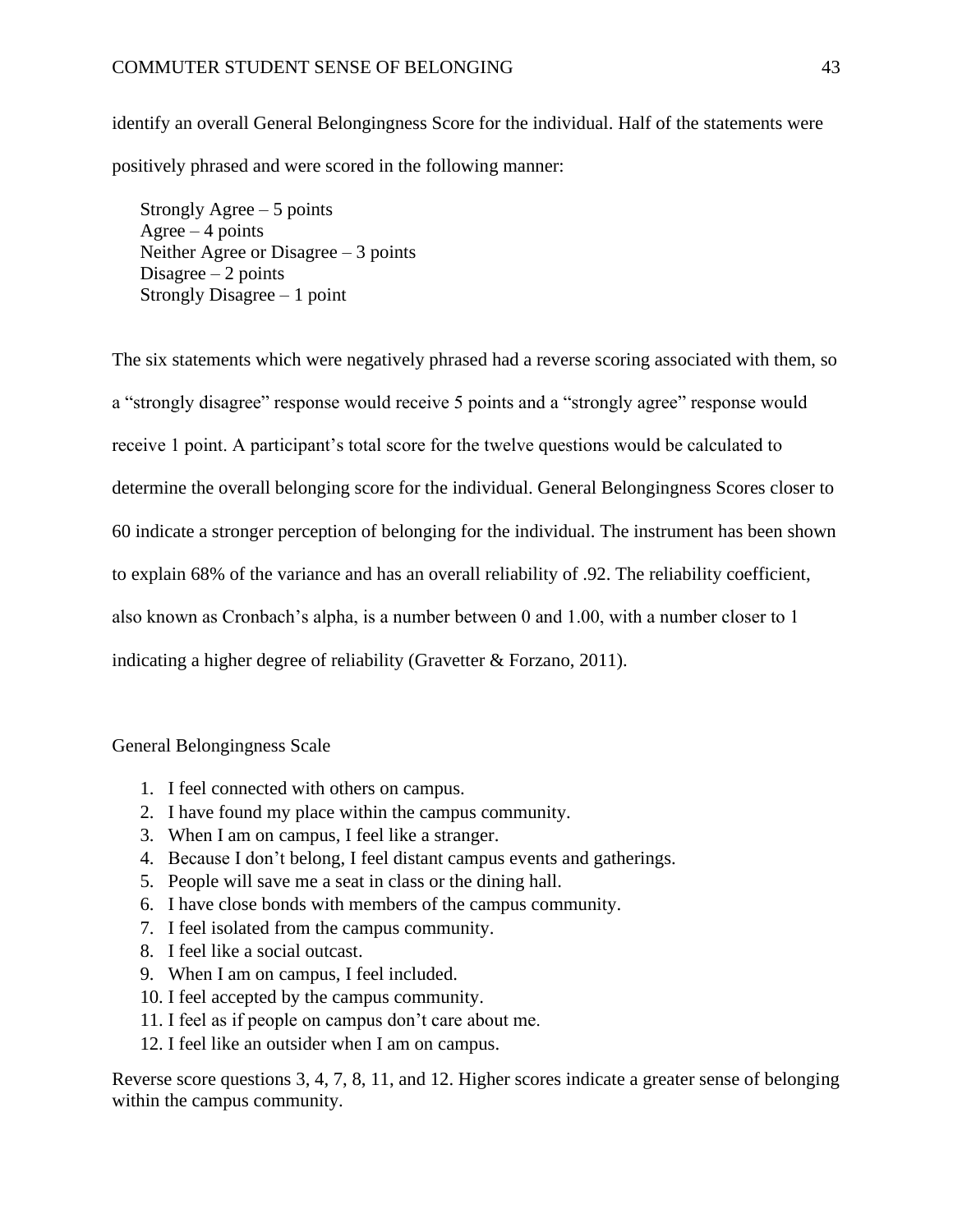identify an overall General Belongingness Score for the individual. Half of the statements were positively phrased and were scored in the following manner:

Strongly Agree – 5 points
Agree – 4 points
Neither Agree or Disagree – 3 points
Disagree – 2 points
Strongly Disagree – 1 point

The six statements which were negatively phrased had a reverse scoring associated with them, so a "strongly disagree" response would receive 5 points and a "strongly agree" response would receive 1 point. A participant's total score for the twelve questions would be calculated to determine the overall belonging score for the individual. General Belongingness Scores closer to 60 indicate a stronger perception of belonging for the individual. The instrument has been shown to explain 68% of the variance and has an overall reliability of .92. The reliability coefficient, also known as Cronbach's alpha, is a number between 0 and 1.00, with a number closer to 1 indicating a higher degree of reliability (Gravetter & Forzano, 2011).

General Belongingness Scale

1. I feel connected with others on campus.
2. I have found my place within the campus community.
3. When I am on campus, I feel like a stranger.
4. Because I don't belong, I feel distant campus events and gatherings.
5. People will save me a seat in class or the dining hall.
6. I have close bonds with members of the campus community.
7. I feel isolated from the campus community.
8. I feel like a social outcast.
9. When I am on campus, I feel included.
10. I feel accepted by the campus community.
11. I feel as if people on campus don't care about me.
12. I feel like an outsider when I am on campus.

Reverse score questions 3, 4, 7, 8, 11, and 12. Higher scores indicate a greater sense of belonging within the campus community.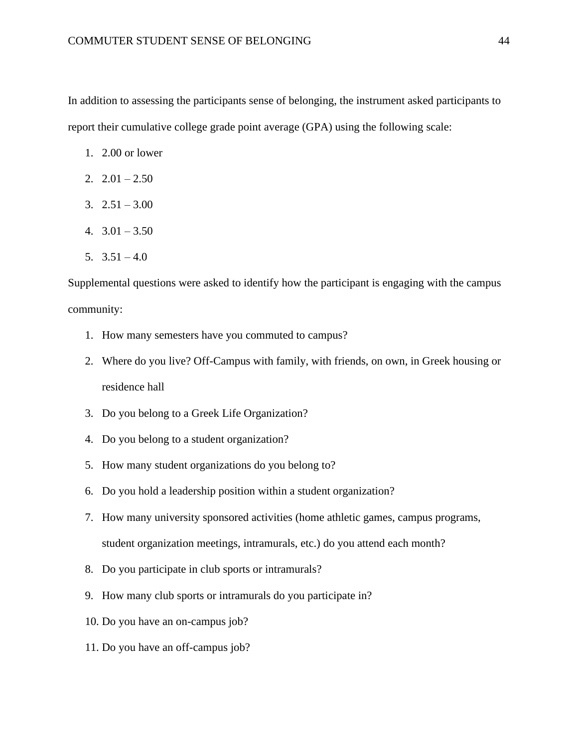In addition to assessing the participants sense of belonging, the instrument asked participants to report their cumulative college grade point average (GPA) using the following scale:

1. 2.00 or lower
2. 2.01 – 2.50
3. 2.51 – 3.00
4. 3.01 – 3.50
5. 3.51 – 4.0

Supplemental questions were asked to identify how the participant is engaging with the campus community:

1. How many semesters have you commuted to campus?
2. Where do you live? Off-Campus with family, with friends, on own, in Greek housing or residence hall
3. Do you belong to a Greek Life Organization?
4. Do you belong to a student organization?
5. How many student organizations do you belong to?
6. Do you hold a leadership position within a student organization?
7. How many university sponsored activities (home athletic games, campus programs, student organization meetings, intramurals, etc.) do you attend each month?
8. Do you participate in club sports or intramurals?
9. How many club sports or intramurals do you participate in?
10. Do you have an on-campus job?
11. Do you have an off-campus job?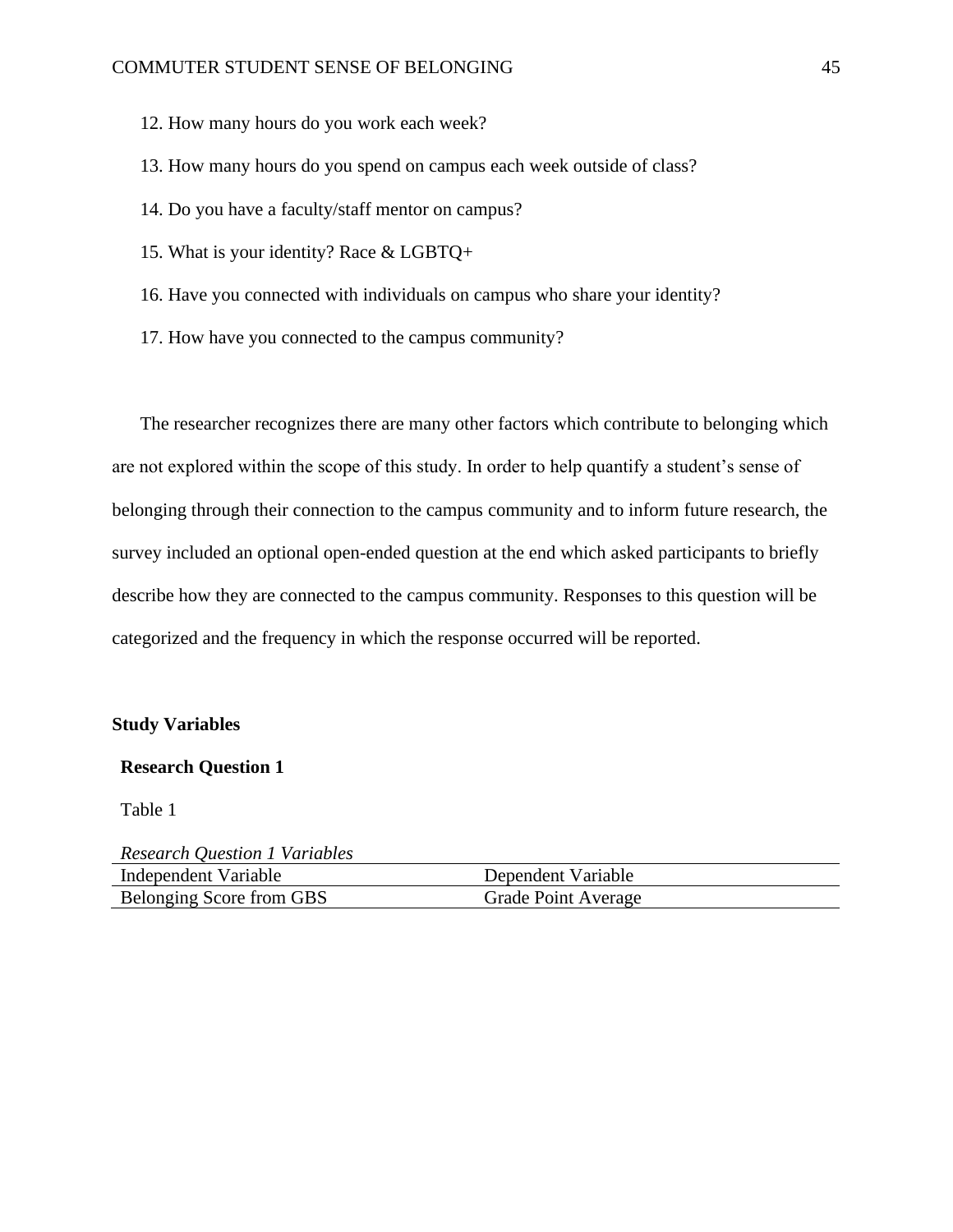12. How many hours do you work each week?

13. How many hours do you spend on campus each week outside of class?

14. Do you have a faculty/staff mentor on campus?

15. What is your identity? Race & LGBTQ+

16. Have you connected with individuals on campus who share your identity?

17. How have you connected to the campus community?

The researcher recognizes there are many other factors which contribute to belonging which are not explored within the scope of this study. In order to help quantify a student's sense of belonging through their connection to the campus community and to inform future research, the survey included an optional open-ended question at the end which asked participants to briefly describe how they are connected to the campus community. Responses to this question will be categorized and the frequency in which the response occurred will be reported.

## Study Variables

### Research Question 1

Table 1

*Research Question 1 Variables*

| Independent Variable | Dependent Variable |
|---|---|
| Belonging Score from GBS | Grade Point Average |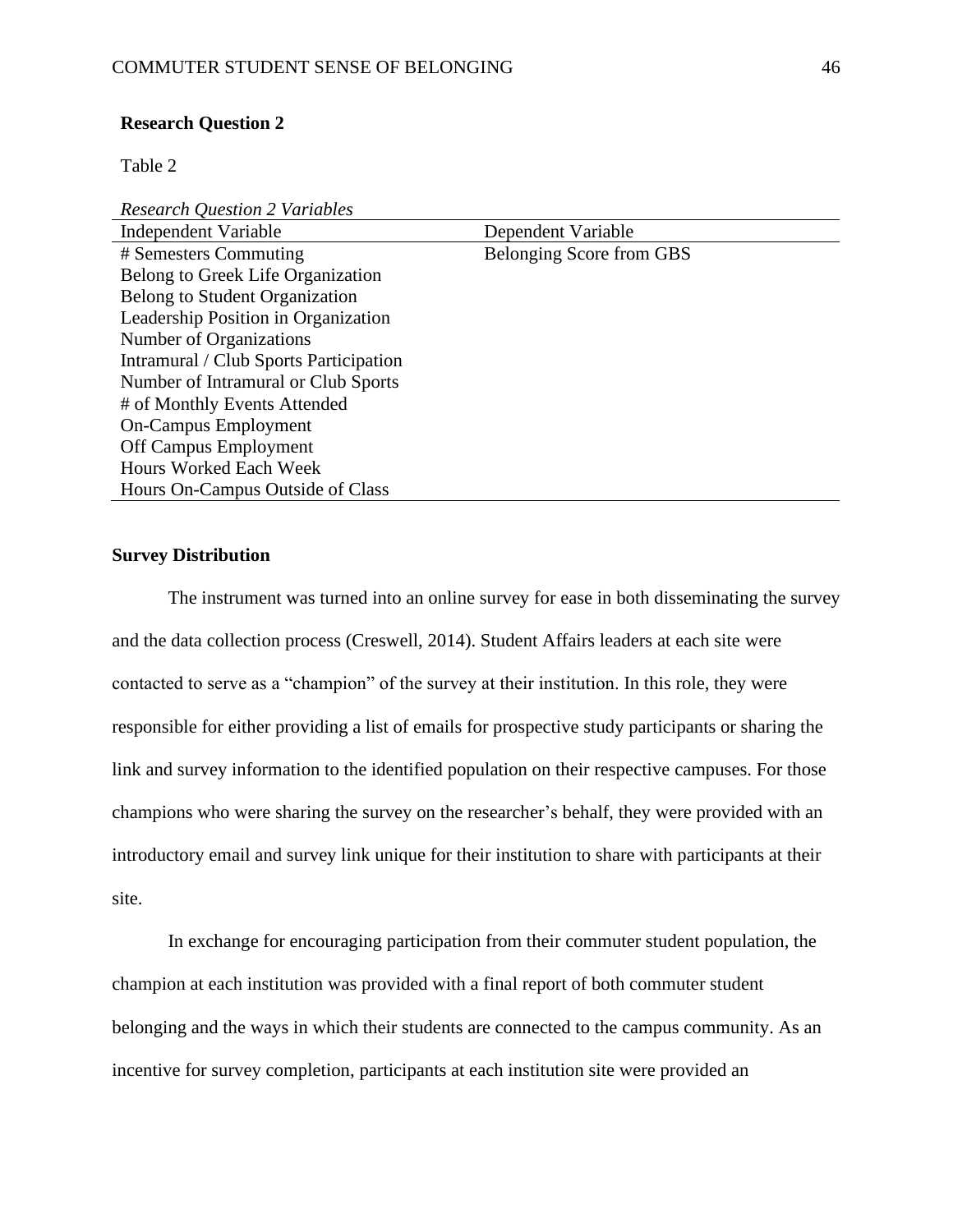**Research Question 2**

Table 2

*Research Question 2 Variables*

| Independent Variable | Dependent Variable |
|---|---|
| # Semesters Commuting | Belonging Score from GBS |
| Belong to Greek Life Organization | |
| Belong to Student Organization | |
| Leadership Position in Organization | |
| Number of Organizations | |
| Intramural / Club Sports Participation | |
| Number of Intramural or Club Sports | |
| # of Monthly Events Attended | |
| On-Campus Employment | |
| Off Campus Employment | |
| Hours Worked Each Week | |
| Hours On-Campus Outside of Class | |

## Survey Distribution

The instrument was turned into an online survey for ease in both disseminating the survey and the data collection process (Creswell, 2014). Student Affairs leaders at each site were contacted to serve as a "champion" of the survey at their institution. In this role, they were responsible for either providing a list of emails for prospective study participants or sharing the link and survey information to the identified population on their respective campuses. For those champions who were sharing the survey on the researcher's behalf, they were provided with an introductory email and survey link unique for their institution to share with participants at their site.

In exchange for encouraging participation from their commuter student population, the champion at each institution was provided with a final report of both commuter student belonging and the ways in which their students are connected to the campus community. As an incentive for survey completion, participants at each institution site were provided an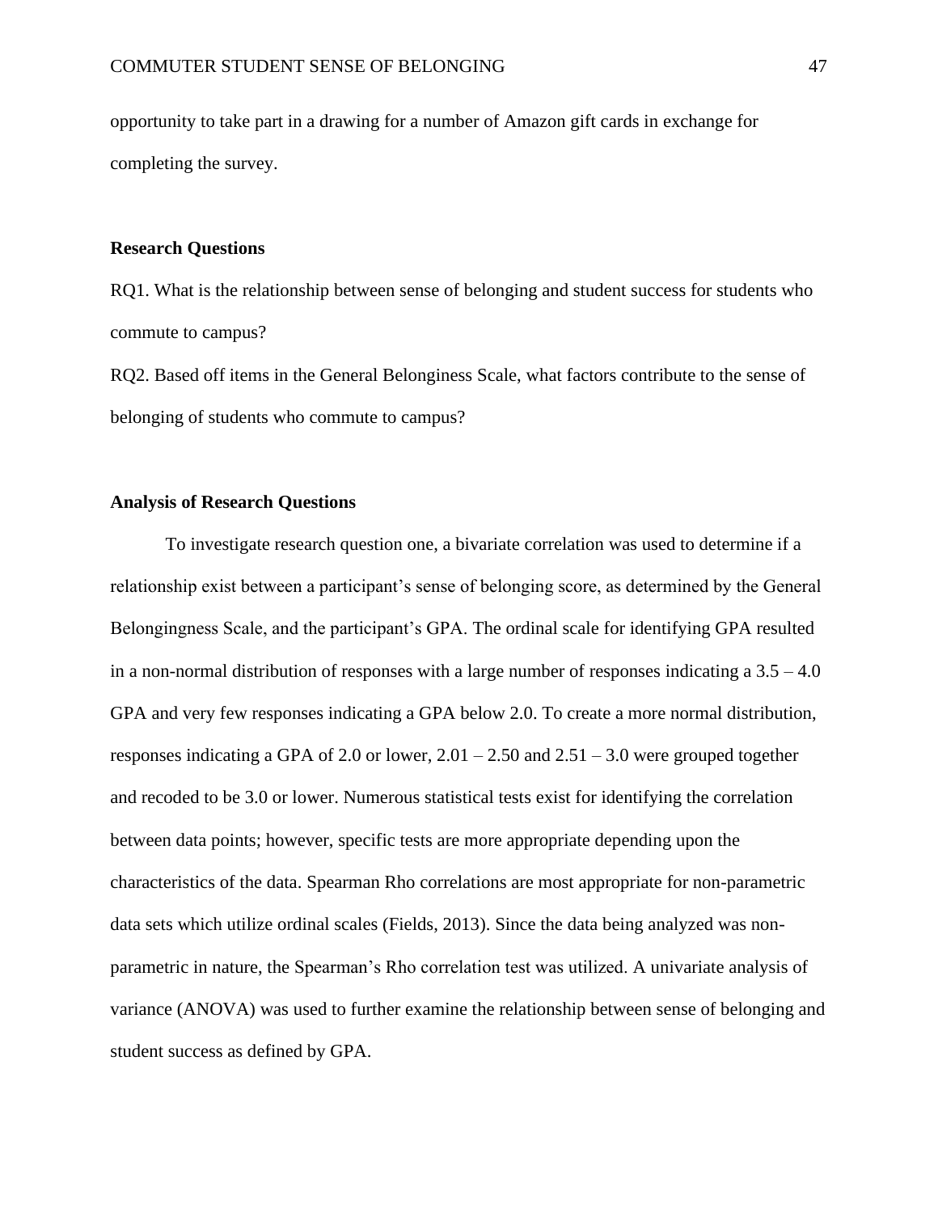opportunity to take part in a drawing for a number of Amazon gift cards in exchange for completing the survey.

**Research Questions**

RQ1. What is the relationship between sense of belonging and student success for students who commute to campus?

RQ2. Based off items in the General Belonginess Scale, what factors contribute to the sense of belonging of students who commute to campus?

**Analysis of Research Questions**

To investigate research question one, a bivariate correlation was used to determine if a relationship exist between a participant's sense of belonging score, as determined by the General Belongingness Scale, and the participant's GPA. The ordinal scale for identifying GPA resulted in a non-normal distribution of responses with a large number of responses indicating a 3.5 – 4.0 GPA and very few responses indicating a GPA below 2.0. To create a more normal distribution, responses indicating a GPA of 2.0 or lower, 2.01 – 2.50 and 2.51 – 3.0 were grouped together and recoded to be 3.0 or lower. Numerous statistical tests exist for identifying the correlation between data points; however, specific tests are more appropriate depending upon the characteristics of the data. Spearman Rho correlations are most appropriate for non-parametric data sets which utilize ordinal scales (Fields, 2013). Since the data being analyzed was non-parametric in nature, the Spearman's Rho correlation test was utilized. A univariate analysis of variance (ANOVA) was used to further examine the relationship between sense of belonging and student success as defined by GPA.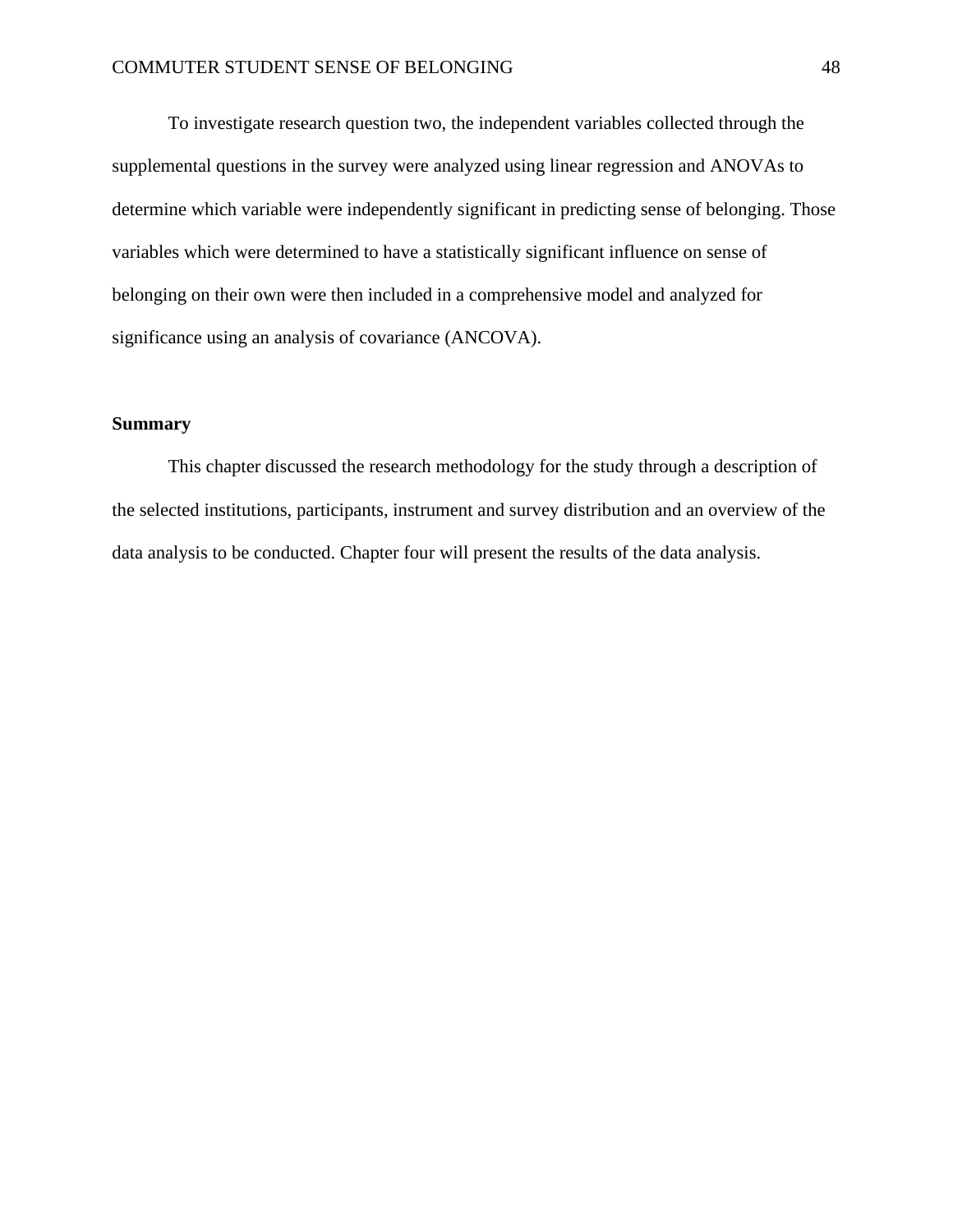To investigate research question two, the independent variables collected through the supplemental questions in the survey were analyzed using linear regression and ANOVAs to determine which variable were independently significant in predicting sense of belonging. Those variables which were determined to have a statistically significant influence on sense of belonging on their own were then included in a comprehensive model and analyzed for significance using an analysis of covariance (ANCOVA).

## Summary

This chapter discussed the research methodology for the study through a description of the selected institutions, participants, instrument and survey distribution and an overview of the data analysis to be conducted. Chapter four will present the results of the data analysis.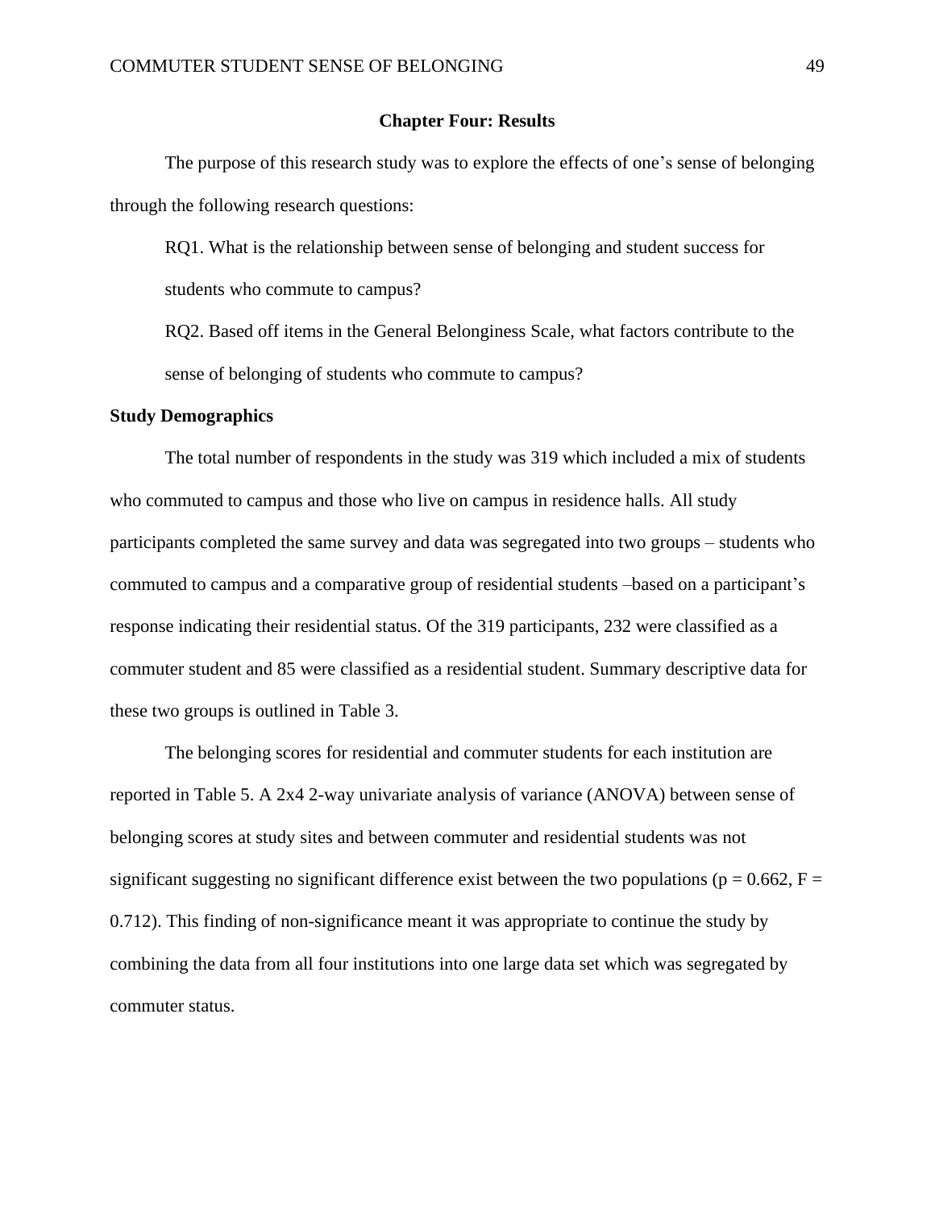# Chapter Four: Results

The purpose of this research study was to explore the effects of one's sense of belonging through the following research questions:

RQ1. What is the relationship between sense of belonging and student success for students who commute to campus?

RQ2. Based off items in the General Belonginess Scale, what factors contribute to the sense of belonging of students who commute to campus?

## Study Demographics

The total number of respondents in the study was 319 which included a mix of students who commuted to campus and those who live on campus in residence halls. All study participants completed the same survey and data was segregated into two groups – students who commuted to campus and a comparative group of residential students –based on a participant's response indicating their residential status. Of the 319 participants, 232 were classified as a commuter student and 85 were classified as a residential student. Summary descriptive data for these two groups is outlined in Table 3.

The belonging scores for residential and commuter students for each institution are reported in Table 5. A 2x4 2-way univariate analysis of variance (ANOVA) between sense of belonging scores at study sites and between commuter and residential students was not significant suggesting no significant difference exist between the two populations ($p = 0.662$, $F = 0.712$). This finding of non-significance meant it was appropriate to continue the study by combining the data from all four institutions into one large data set which was segregated by commuter status.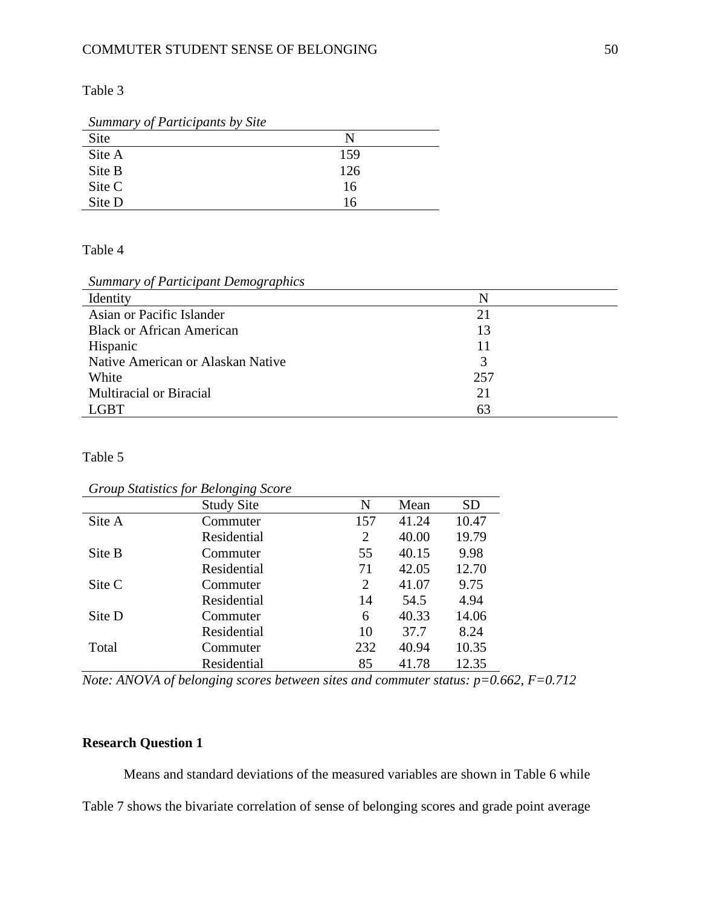Table 3

*Summary of Participants by Site*

| Site | N |
|---|---|
| Site A | 159 |
| Site B | 126 |
| Site C | 16 |
| Site D | 16 |

Table 4

*Summary of Participant Demographics*

| Identity | N |
|---|---|
| Asian or Pacific Islander | 21 |
| Black or African American | 13 |
| Hispanic | 11 |
| Native American or Alaskan Native | 3 |
| White | 257 |
| Multiracial or Biracial | 21 |
| LGBT | 63 |

Table 5

*Group Statistics for Belonging Score*

| | Study Site | N | Mean | SD |
|---|---|---|---|---|
| Site A | Commuter | 157 | 41.24 | 10.47 |
| | Residential | 2 | 40.00 | 19.79 |
| Site B | Commuter | 55 | 40.15 | 9.98 |
| | Residential | 71 | 42.05 | 12.70 |
| Site C | Commuter | 2 | 41.07 | 9.75 |
| | Residential | 14 | 54.5 | 4.94 |
| Site D | Commuter | 6 | 40.33 | 14.06 |
| | Residential | 10 | 37.7 | 8.24 |
| Total | Commuter | 232 | 40.94 | 10.35 |
| | Residential | 85 | 41.78 | 12.35 |

*Note: ANOVA of belonging scores between sites and commuter status: $p=0.662$, $F=0.712$*

**Research Question 1**

Means and standard deviations of the measured variables are shown in Table 6 while Table 7 shows the bivariate correlation of sense of belonging scores and grade point average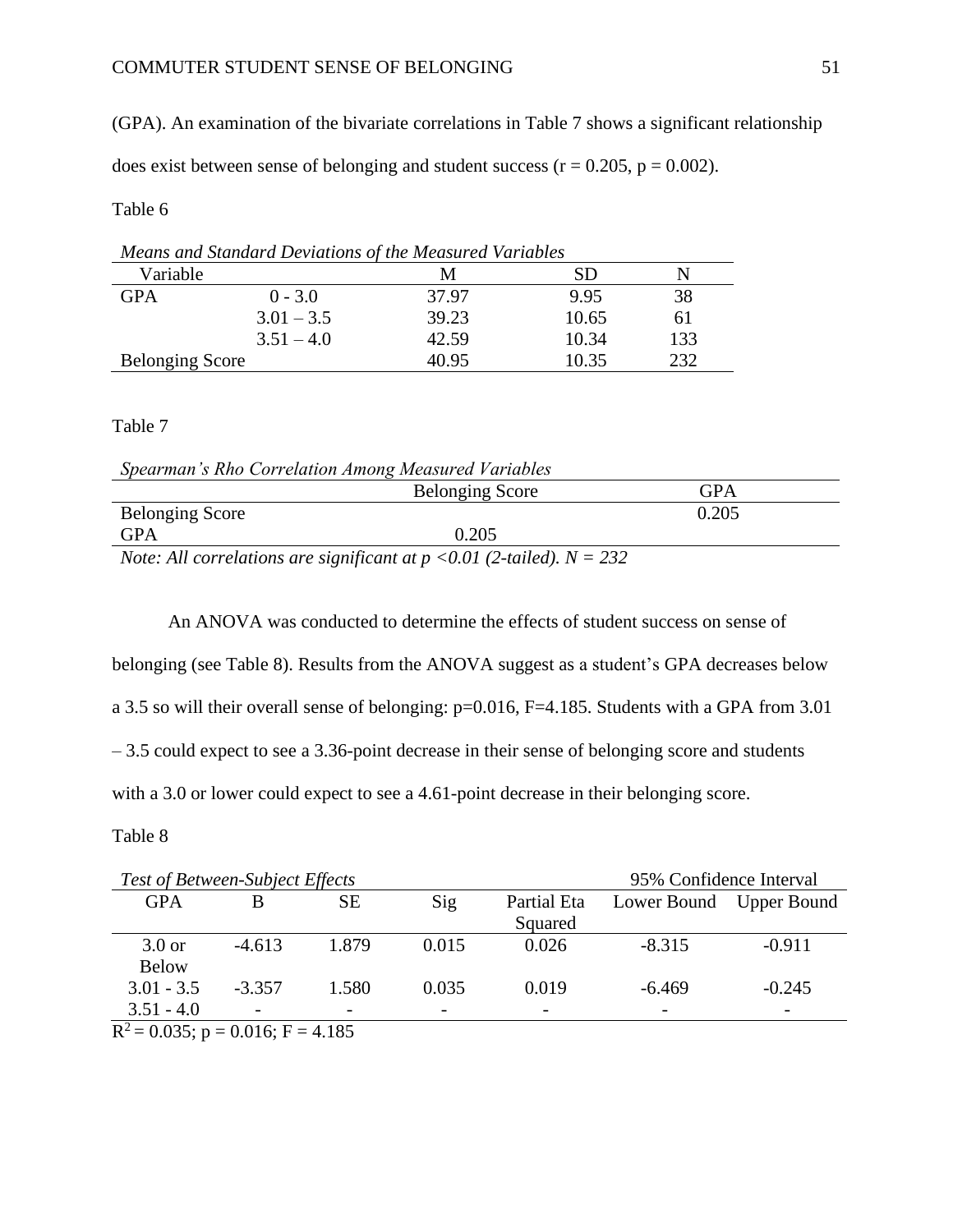(GPA). An examination of the bivariate correlations in Table 7 shows a significant relationship does exist between sense of belonging and student success ($r = 0.205$, $p = 0.002$).

Table 6

*Means and Standard Deviations of the Measured Variables*

| Variable | | M | SD | N |
|---|---|---|---|---|
| GPA | 0 - 3.0 | 37.97 | 9.95 | 38 |
| | 3.01 – 3.5 | 39.23 | 10.65 | 61 |
| | 3.51 – 4.0 | 42.59 | 10.34 | 133 |
| Belonging Score | | 40.95 | 10.35 | 232 |

Table 7

*Spearman's Rho Correlation Among Measured Variables*

| | Belonging Score | GPA |
|---|---|---|
| Belonging Score | | 0.205 |
| GPA | 0.205 | |

*Note: All correlations are significant at $p < 0.01$ (2-tailed). $N = 232$*

An ANOVA was conducted to determine the effects of student success on sense of belonging (see Table 8). Results from the ANOVA suggest as a student's GPA decreases below a 3.5 so will their overall sense of belonging: $p=0.016$, $F=4.185$. Students with a GPA from 3.01 – 3.5 could expect to see a 3.36-point decrease in their sense of belonging score and students with a 3.0 or lower could expect to see a 4.61-point decrease in their belonging score.

Table 8

*Test of Between-Subject Effects*

| | | | | | 95% Confidence Interval | |
|---|---|---|---|---|---|---|
| GPA | B | SE | Sig | Partial Eta Squared | Lower Bound | Upper Bound |
| 3.0 or Below | -4.613 | 1.879 | 0.015 | 0.026 | -8.315 | -0.911 |
| 3.01 - 3.5 | -3.357 | 1.580 | 0.035 | 0.019 | -6.469 | -0.245 |
| 3.51 - 4.0 | - | - | - | - | - | - |

$R^2 = 0.035$; $p = 0.016$; $F = 4.185$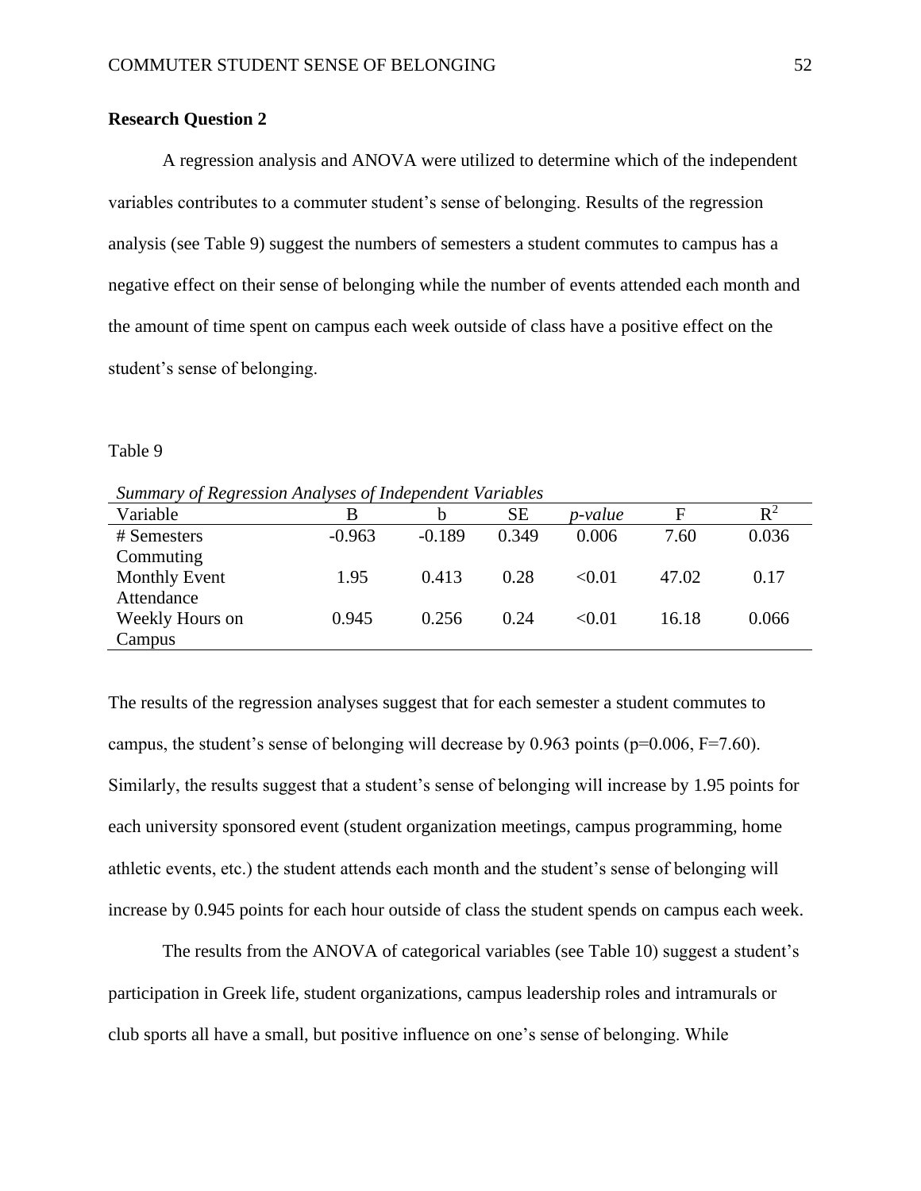**Research Question 2**

A regression analysis and ANOVA were utilized to determine which of the independent variables contributes to a commuter student's sense of belonging. Results of the regression analysis (see Table 9) suggest the numbers of semesters a student commutes to campus has a negative effect on their sense of belonging while the number of events attended each month and the amount of time spent on campus each week outside of class have a positive effect on the student's sense of belonging.

Table 9

*Summary of Regression Analyses of Independent Variables*

| Variable | B | b | SE | *p-value* | F | $R^2$ |
|---|---|---|---|---|---|---|
| # Semesters Commuting | -0.963 | -0.189 | 0.349 | 0.006 | 7.60 | 0.036 |
| Monthly Event Attendance | 1.95 | 0.413 | 0.28 | <0.01 | 47.02 | 0.17 |
| Weekly Hours on Campus | 0.945 | 0.256 | 0.24 | <0.01 | 16.18 | 0.066 |

The results of the regression analyses suggest that for each semester a student commutes to campus, the student's sense of belonging will decrease by 0.963 points ($p=0.006$, $F=7.60$). Similarly, the results suggest that a student's sense of belonging will increase by 1.95 points for each university sponsored event (student organization meetings, campus programming, home athletic events, etc.) the student attends each month and the student's sense of belonging will increase by 0.945 points for each hour outside of class the student spends on campus each week.

The results from the ANOVA of categorical variables (see Table 10) suggest a student's participation in Greek life, student organizations, campus leadership roles and intramurals or club sports all have a small, but positive influence on one's sense of belonging. While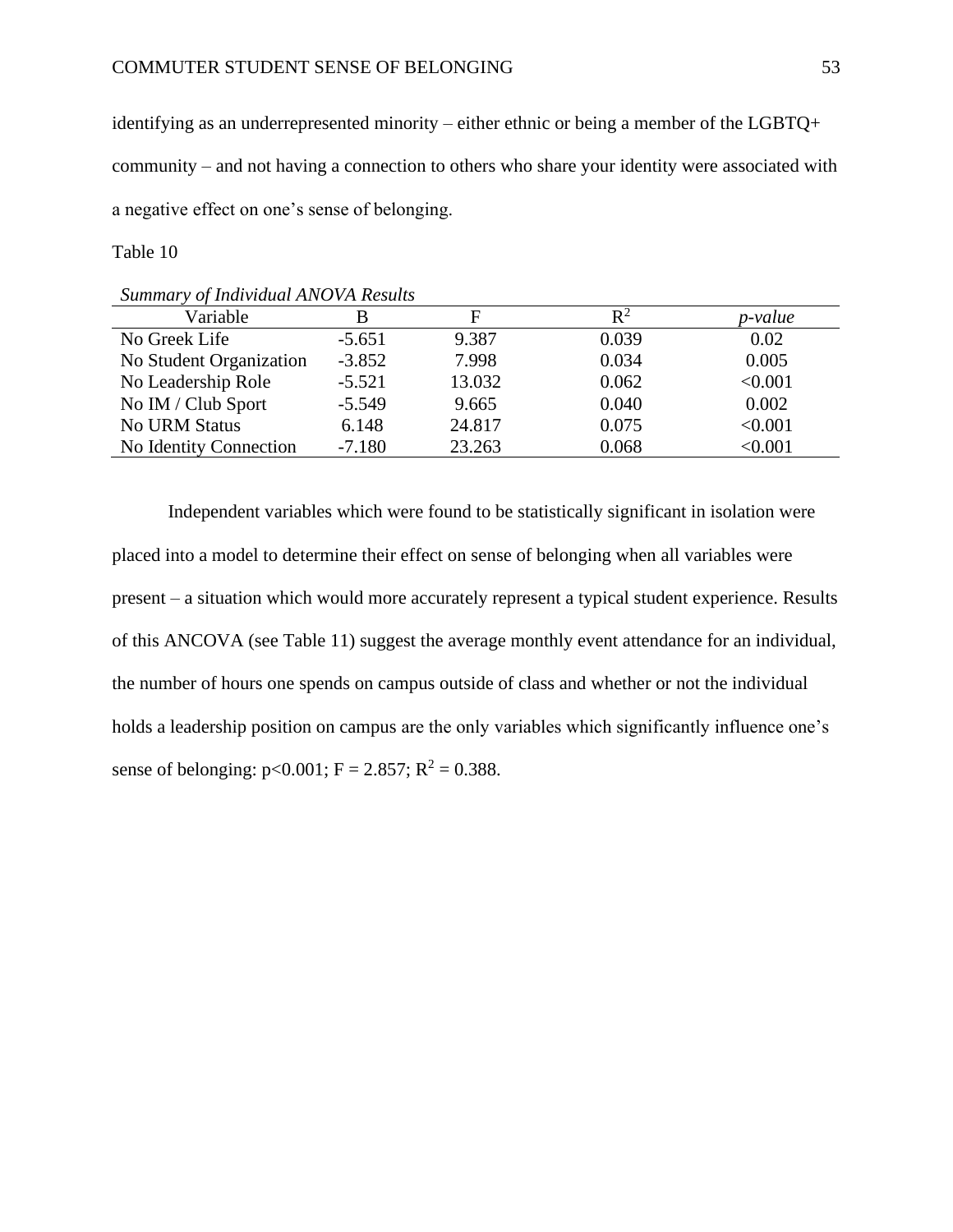identifying as an underrepresented minority – either ethnic or being a member of the LGBTQ+ community – and not having a connection to others who share your identity were associated with a negative effect on one's sense of belonging.

Table 10

*Summary of Individual ANOVA Results*

| Variable | B | F | $R^2$ | *p-value* |
|---|---|---|---|---|
| No Greek Life | -5.651 | 9.387 | 0.039 | 0.02 |
| No Student Organization | -3.852 | 7.998 | 0.034 | 0.005 |
| No Leadership Role | -5.521 | 13.032 | 0.062 | <0.001 |
| No IM / Club Sport | -5.549 | 9.665 | 0.040 | 0.002 |
| No URM Status | 6.148 | 24.817 | 0.075 | <0.001 |
| No Identity Connection | -7.180 | 23.263 | 0.068 | <0.001 |

Independent variables which were found to be statistically significant in isolation were placed into a model to determine their effect on sense of belonging when all variables were present – a situation which would more accurately represent a typical student experience. Results of this ANCOVA (see Table 11) suggest the average monthly event attendance for an individual, the number of hours one spends on campus outside of class and whether or not the individual holds a leadership position on campus are the only variables which significantly influence one's sense of belonging: $p<0.001$; $F = 2.857$; $R^2 = 0.388$.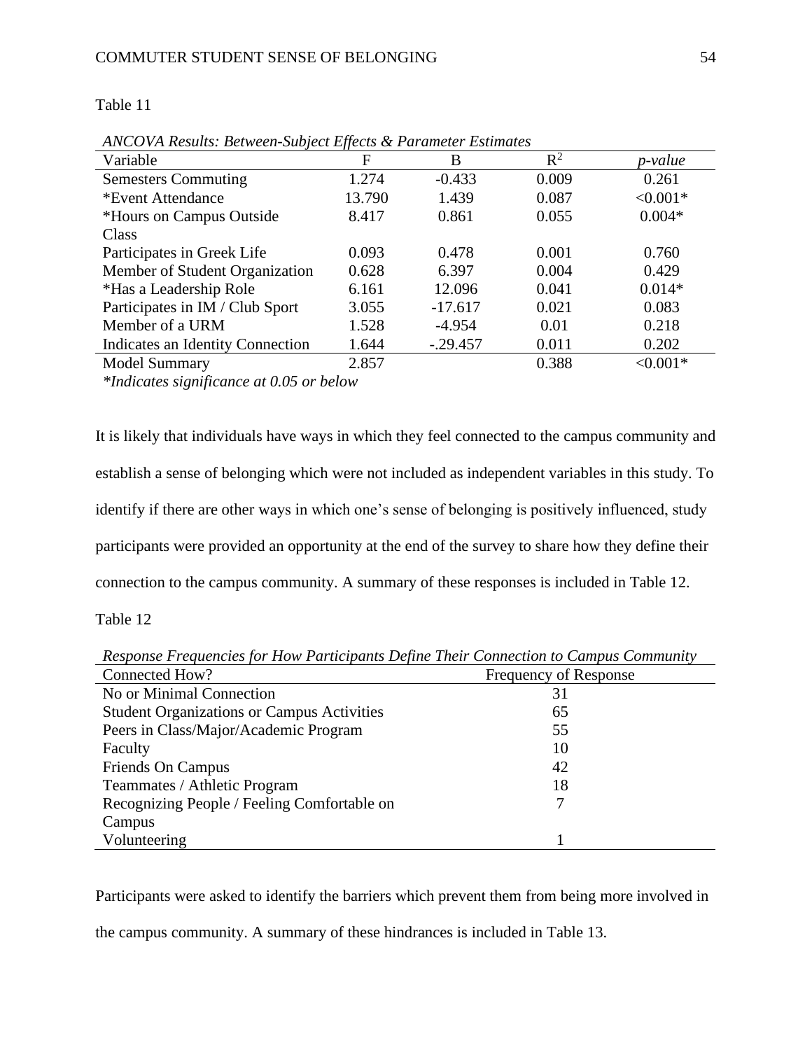Table 11

*ANCOVA Results: Between-Subject Effects & Parameter Estimates*

| Variable | F | B | $R^2$ | *p-value* |
|---|---|---|---|---|
| Semesters Commuting | 1.274 | -0.433 | 0.009 | 0.261 |
| *Event Attendance | 13.790 | 1.439 | 0.087 | <0.001* |
| *Hours on Campus Outside Class | 8.417 | 0.861 | 0.055 | 0.004* |
| Participates in Greek Life | 0.093 | 0.478 | 0.001 | 0.760 |
| Member of Student Organization | 0.628 | 6.397 | 0.004 | 0.429 |
| *Has a Leadership Role | 6.161 | 12.096 | 0.041 | 0.014* |
| Participates in IM / Club Sport | 3.055 | -17.617 | 0.021 | 0.083 |
| Member of a URM | 1.528 | -4.954 | 0.01 | 0.218 |
| Indicates an Identity Connection | 1.644 | -.29.457 | 0.011 | 0.202 |
| Model Summary | 2.857 | | 0.388 | <0.001* |

*\*Indicates significance at 0.05 or below*

It is likely that individuals have ways in which they feel connected to the campus community and establish a sense of belonging which were not included as independent variables in this study. To identify if there are other ways in which one's sense of belonging is positively influenced, study participants were provided an opportunity at the end of the survey to share how they define their connection to the campus community. A summary of these responses is included in Table 12.

Table 12

*Response Frequencies for How Participants Define Their Connection to Campus Community*

| Connected How? | Frequency of Response |
|---|---|
| No or Minimal Connection | 31 |
| Student Organizations or Campus Activities | 65 |
| Peers in Class/Major/Academic Program | 55 |
| Faculty | 10 |
| Friends On Campus | 42 |
| Teammates / Athletic Program | 18 |
| Recognizing People / Feeling Comfortable on Campus | 7 |
| Volunteering | 1 |

Participants were asked to identify the barriers which prevent them from being more involved in the campus community. A summary of these hindrances is included in Table 13.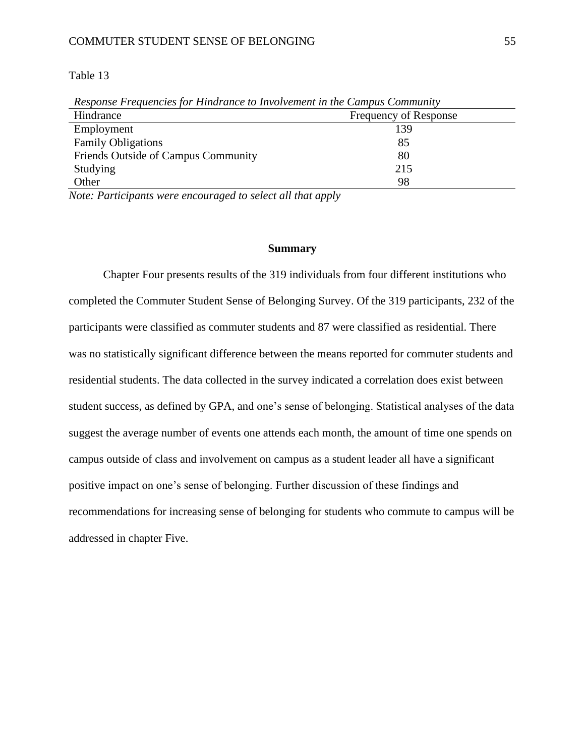Table 13

*Response Frequencies for Hindrance to Involvement in the Campus Community*

| Hindrance | Frequency of Response |
|---|---|
| Employment | 139 |
| Family Obligations | 85 |
| Friends Outside of Campus Community | 80 |
| Studying | 215 |
| Other | 98 |

*Note: Participants were encouraged to select all that apply*

## Summary

Chapter Four presents results of the 319 individuals from four different institutions who completed the Commuter Student Sense of Belonging Survey. Of the 319 participants, 232 of the participants were classified as commuter students and 87 were classified as residential. There was no statistically significant difference between the means reported for commuter students and residential students. The data collected in the survey indicated a correlation does exist between student success, as defined by GPA, and one's sense of belonging. Statistical analyses of the data suggest the average number of events one attends each month, the amount of time one spends on campus outside of class and involvement on campus as a student leader all have a significant positive impact on one's sense of belonging. Further discussion of these findings and recommendations for increasing sense of belonging for students who commute to campus will be addressed in chapter Five.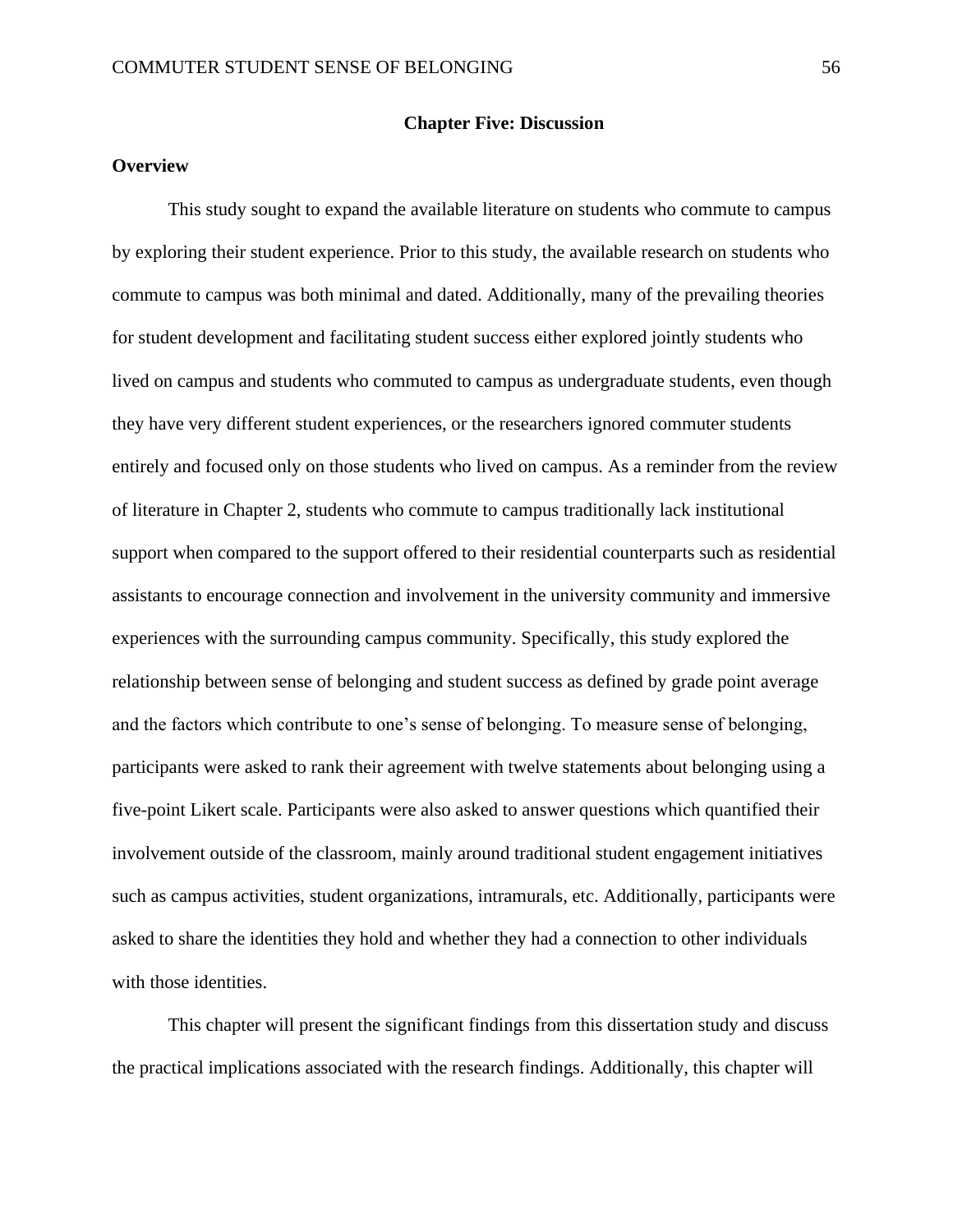# Chapter Five: Discussion

## Overview

This study sought to expand the available literature on students who commute to campus by exploring their student experience. Prior to this study, the available research on students who commute to campus was both minimal and dated. Additionally, many of the prevailing theories for student development and facilitating student success either explored jointly students who lived on campus and students who commuted to campus as undergraduate students, even though they have very different student experiences, or the researchers ignored commuter students entirely and focused only on those students who lived on campus. As a reminder from the review of literature in Chapter 2, students who commute to campus traditionally lack institutional support when compared to the support offered to their residential counterparts such as residential assistants to encourage connection and involvement in the university community and immersive experiences with the surrounding campus community. Specifically, this study explored the relationship between sense of belonging and student success as defined by grade point average and the factors which contribute to one's sense of belonging. To measure sense of belonging, participants were asked to rank their agreement with twelve statements about belonging using a five-point Likert scale. Participants were also asked to answer questions which quantified their involvement outside of the classroom, mainly around traditional student engagement initiatives such as campus activities, student organizations, intramurals, etc. Additionally, participants were asked to share the identities they hold and whether they had a connection to other individuals with those identities.

This chapter will present the significant findings from this dissertation study and discuss the practical implications associated with the research findings. Additionally, this chapter will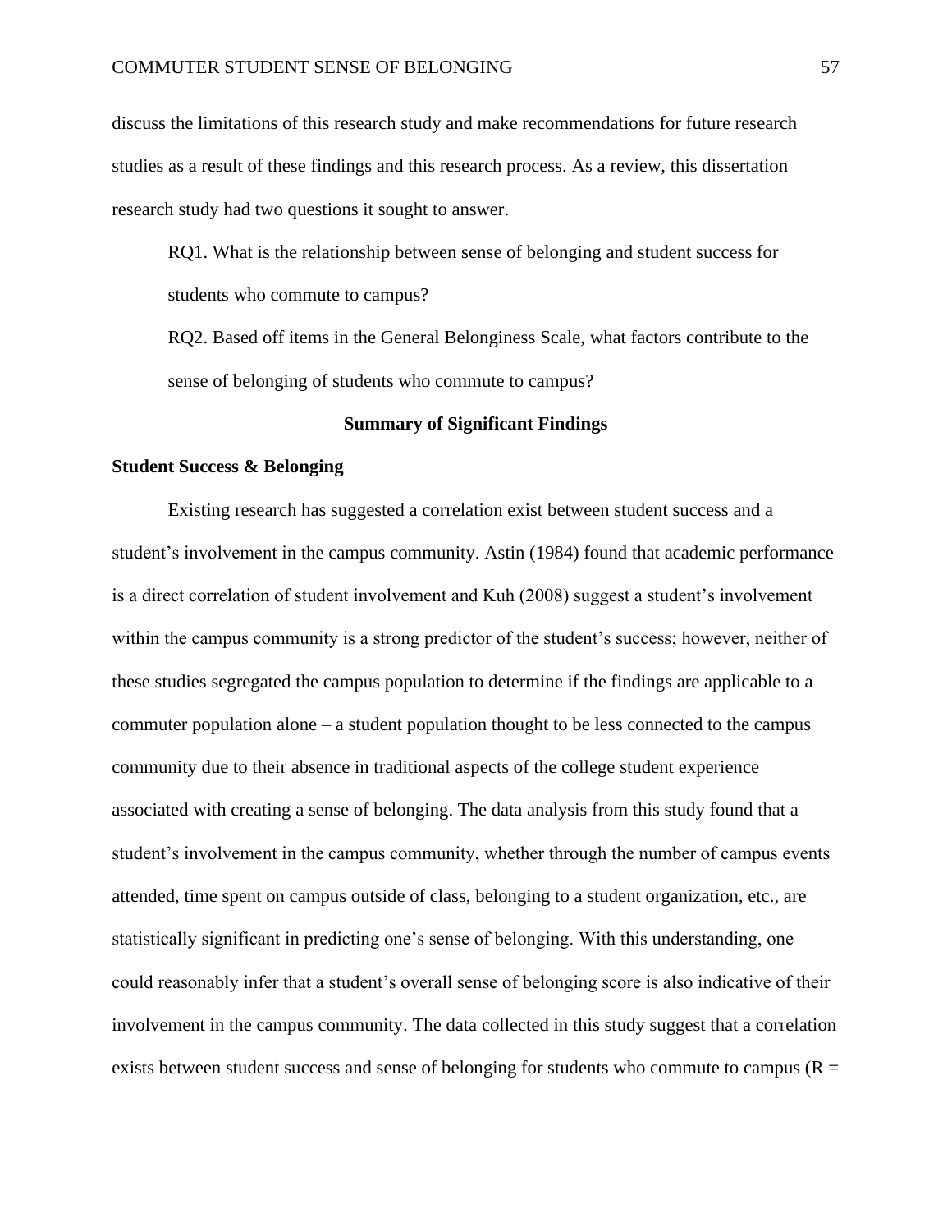discuss the limitations of this research study and make recommendations for future research studies as a result of these findings and this research process. As a review, this dissertation research study had two questions it sought to answer.

> RQ1. What is the relationship between sense of belonging and student success for students who commute to campus?
>
> RQ2. Based off items in the General Belonginess Scale, what factors contribute to the sense of belonging of students who commute to campus?

## Summary of Significant Findings

### Student Success & Belonging

Existing research has suggested a correlation exist between student success and a student's involvement in the campus community. Astin (1984) found that academic performance is a direct correlation of student involvement and Kuh (2008) suggest a student's involvement within the campus community is a strong predictor of the student's success; however, neither of these studies segregated the campus population to determine if the findings are applicable to a commuter population alone – a student population thought to be less connected to the campus community due to their absence in traditional aspects of the college student experience associated with creating a sense of belonging. The data analysis from this study found that a student's involvement in the campus community, whether through the number of campus events attended, time spent on campus outside of class, belonging to a student organization, etc., are statistically significant in predicting one's sense of belonging. With this understanding, one could reasonably infer that a student's overall sense of belonging score is also indicative of their involvement in the campus community. The data collected in this study suggest that a correlation exists between student success and sense of belonging for students who commute to campus ($R =$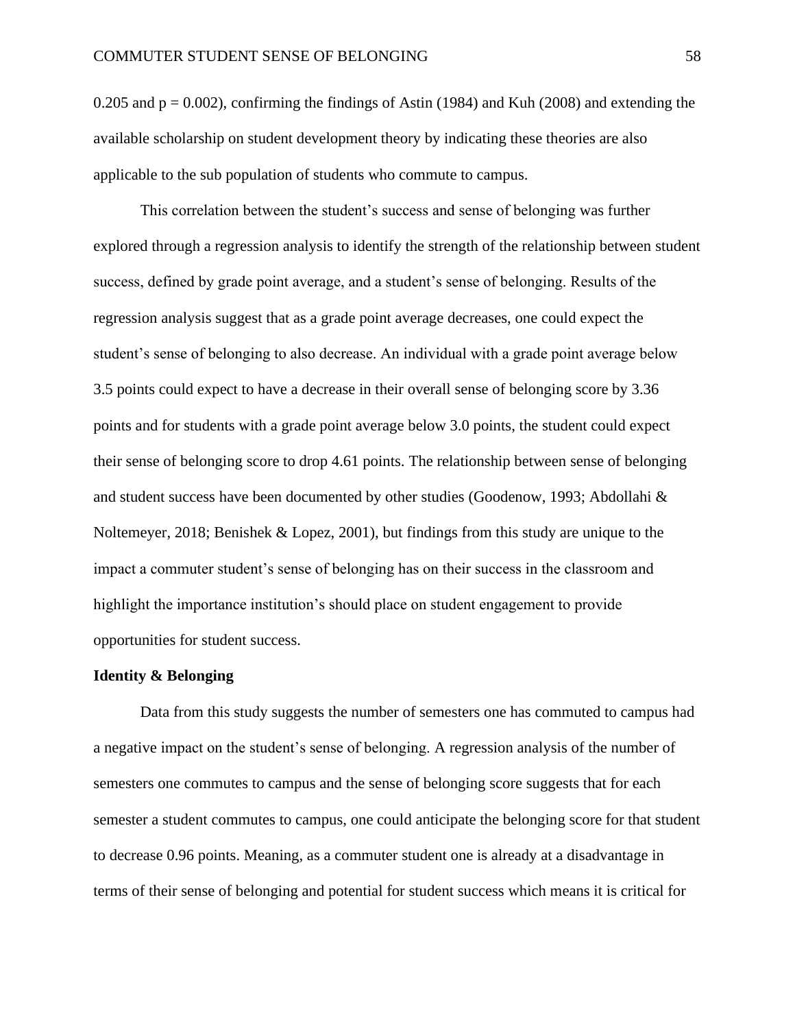0.205 and $p = 0.002$), confirming the findings of Astin (1984) and Kuh (2008) and extending the available scholarship on student development theory by indicating these theories are also applicable to the sub population of students who commute to campus.

This correlation between the student's success and sense of belonging was further explored through a regression analysis to identify the strength of the relationship between student success, defined by grade point average, and a student's sense of belonging. Results of the regression analysis suggest that as a grade point average decreases, one could expect the student's sense of belonging to also decrease. An individual with a grade point average below 3.5 points could expect to have a decrease in their overall sense of belonging score by 3.36 points and for students with a grade point average below 3.0 points, the student could expect their sense of belonging score to drop 4.61 points. The relationship between sense of belonging and student success have been documented by other studies (Goodenow, 1993; Abdollahi & Noltemeyer, 2018; Benishek & Lopez, 2001), but findings from this study are unique to the impact a commuter student's sense of belonging has on their success in the classroom and highlight the importance institution's should place on student engagement to provide opportunities for student success.

**Identity & Belonging**

Data from this study suggests the number of semesters one has commuted to campus had a negative impact on the student's sense of belonging. A regression analysis of the number of semesters one commutes to campus and the sense of belonging score suggests that for each semester a student commutes to campus, one could anticipate the belonging score for that student to decrease 0.96 points. Meaning, as a commuter student one is already at a disadvantage in terms of their sense of belonging and potential for student success which means it is critical for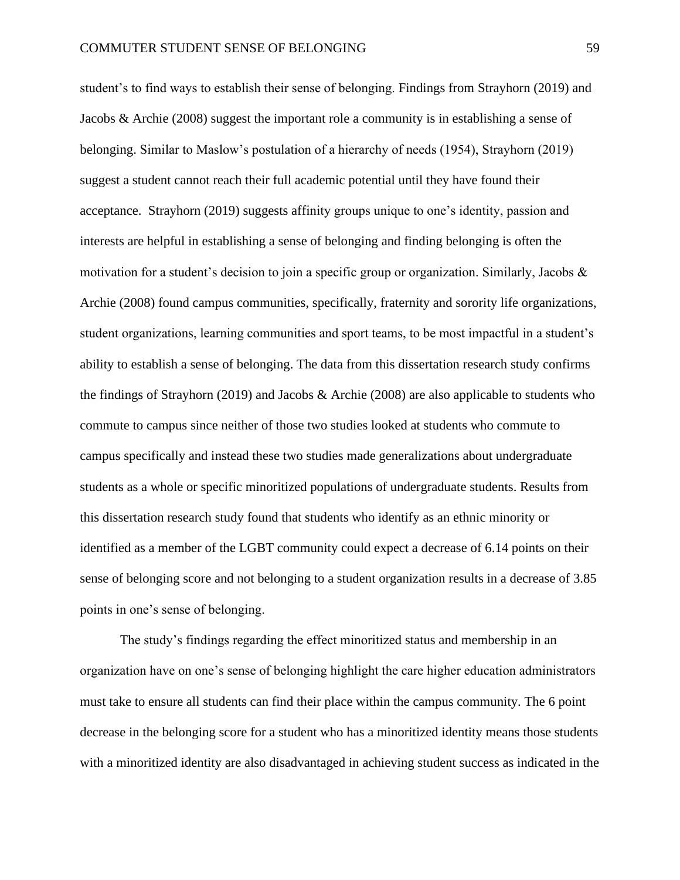student's to find ways to establish their sense of belonging. Findings from Strayhorn (2019) and Jacobs & Archie (2008) suggest the important role a community is in establishing a sense of belonging. Similar to Maslow's postulation of a hierarchy of needs (1954), Strayhorn (2019) suggest a student cannot reach their full academic potential until they have found their acceptance. Strayhorn (2019) suggests affinity groups unique to one's identity, passion and interests are helpful in establishing a sense of belonging and finding belonging is often the motivation for a student's decision to join a specific group or organization. Similarly, Jacobs & Archie (2008) found campus communities, specifically, fraternity and sorority life organizations, student organizations, learning communities and sport teams, to be most impactful in a student's ability to establish a sense of belonging. The data from this dissertation research study confirms the findings of Strayhorn (2019) and Jacobs & Archie (2008) are also applicable to students who commute to campus since neither of those two studies looked at students who commute to campus specifically and instead these two studies made generalizations about undergraduate students as a whole or specific minoritized populations of undergraduate students. Results from this dissertation research study found that students who identify as an ethnic minority or identified as a member of the LGBT community could expect a decrease of 6.14 points on their sense of belonging score and not belonging to a student organization results in a decrease of 3.85 points in one's sense of belonging.

The study's findings regarding the effect minoritized status and membership in an organization have on one's sense of belonging highlight the care higher education administrators must take to ensure all students can find their place within the campus community. The 6 point decrease in the belonging score for a student who has a minoritized identity means those students with a minoritized identity are also disadvantaged in achieving student success as indicated in the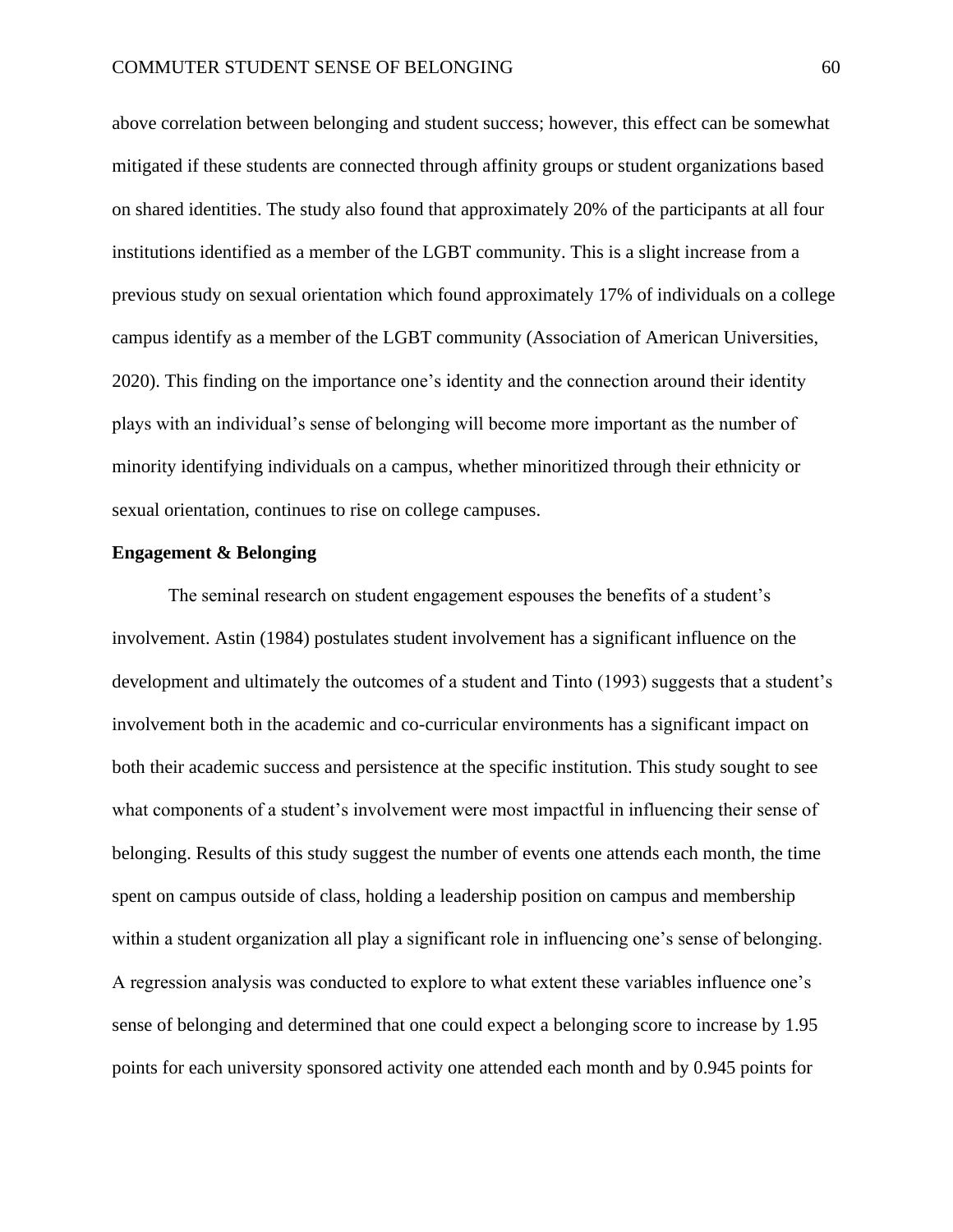above correlation between belonging and student success; however, this effect can be somewhat mitigated if these students are connected through affinity groups or student organizations based on shared identities. The study also found that approximately 20% of the participants at all four institutions identified as a member of the LGBT community. This is a slight increase from a previous study on sexual orientation which found approximately 17% of individuals on a college campus identify as a member of the LGBT community (Association of American Universities, 2020). This finding on the importance one's identity and the connection around their identity plays with an individual's sense of belonging will become more important as the number of minority identifying individuals on a campus, whether minoritized through their ethnicity or sexual orientation, continues to rise on college campuses.

**Engagement & Belonging**

The seminal research on student engagement espouses the benefits of a student's involvement. Astin (1984) postulates student involvement has a significant influence on the development and ultimately the outcomes of a student and Tinto (1993) suggests that a student's involvement both in the academic and co-curricular environments has a significant impact on both their academic success and persistence at the specific institution. This study sought to see what components of a student's involvement were most impactful in influencing their sense of belonging. Results of this study suggest the number of events one attends each month, the time spent on campus outside of class, holding a leadership position on campus and membership within a student organization all play a significant role in influencing one's sense of belonging. A regression analysis was conducted to explore to what extent these variables influence one's sense of belonging and determined that one could expect a belonging score to increase by 1.95 points for each university sponsored activity one attended each month and by 0.945 points for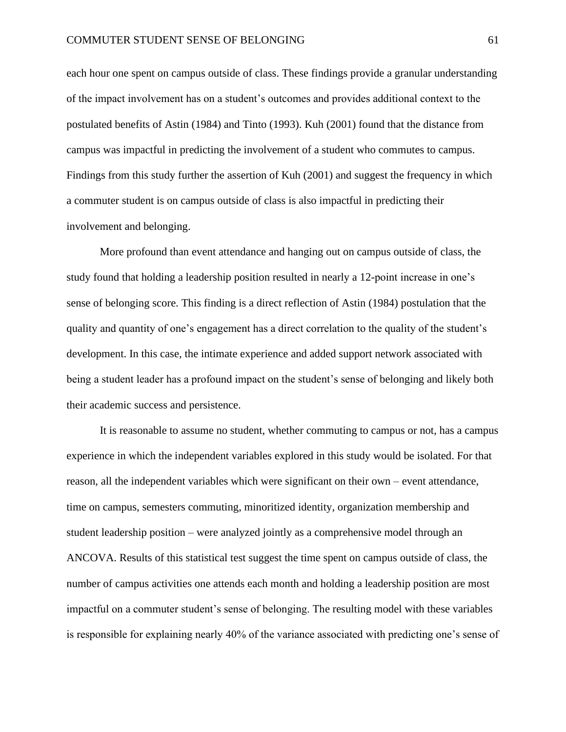each hour one spent on campus outside of class. These findings provide a granular understanding of the impact involvement has on a student's outcomes and provides additional context to the postulated benefits of Astin (1984) and Tinto (1993). Kuh (2001) found that the distance from campus was impactful in predicting the involvement of a student who commutes to campus. Findings from this study further the assertion of Kuh (2001) and suggest the frequency in which a commuter student is on campus outside of class is also impactful in predicting their involvement and belonging.

More profound than event attendance and hanging out on campus outside of class, the study found that holding a leadership position resulted in nearly a 12-point increase in one's sense of belonging score. This finding is a direct reflection of Astin (1984) postulation that the quality and quantity of one's engagement has a direct correlation to the quality of the student's development. In this case, the intimate experience and added support network associated with being a student leader has a profound impact on the student's sense of belonging and likely both their academic success and persistence.

It is reasonable to assume no student, whether commuting to campus or not, has a campus experience in which the independent variables explored in this study would be isolated. For that reason, all the independent variables which were significant on their own – event attendance, time on campus, semesters commuting, minoritized identity, organization membership and student leadership position – were analyzed jointly as a comprehensive model through an ANCOVA. Results of this statistical test suggest the time spent on campus outside of class, the number of campus activities one attends each month and holding a leadership position are most impactful on a commuter student's sense of belonging. The resulting model with these variables is responsible for explaining nearly 40% of the variance associated with predicting one's sense of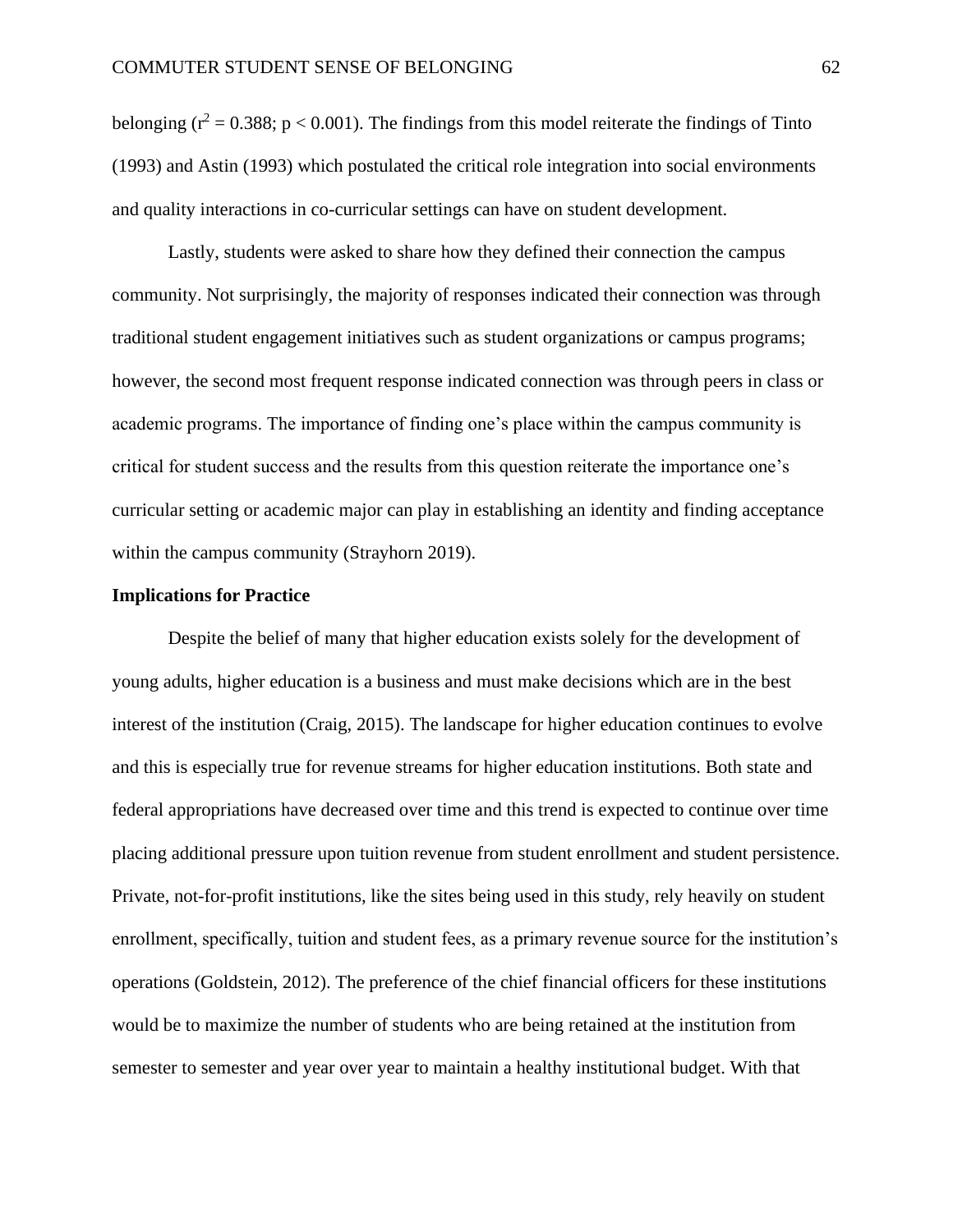belonging ($r^2 = 0.388$; $p < 0.001$). The findings from this model reiterate the findings of Tinto (1993) and Astin (1993) which postulated the critical role integration into social environments and quality interactions in co-curricular settings can have on student development.

Lastly, students were asked to share how they defined their connection the campus community. Not surprisingly, the majority of responses indicated their connection was through traditional student engagement initiatives such as student organizations or campus programs; however, the second most frequent response indicated connection was through peers in class or academic programs. The importance of finding one's place within the campus community is critical for student success and the results from this question reiterate the importance one's curricular setting or academic major can play in establishing an identity and finding acceptance within the campus community (Strayhorn 2019).

**Implications for Practice**

Despite the belief of many that higher education exists solely for the development of young adults, higher education is a business and must make decisions which are in the best interest of the institution (Craig, 2015). The landscape for higher education continues to evolve and this is especially true for revenue streams for higher education institutions. Both state and federal appropriations have decreased over time and this trend is expected to continue over time placing additional pressure upon tuition revenue from student enrollment and student persistence. Private, not-for-profit institutions, like the sites being used in this study, rely heavily on student enrollment, specifically, tuition and student fees, as a primary revenue source for the institution's operations (Goldstein, 2012). The preference of the chief financial officers for these institutions would be to maximize the number of students who are being retained at the institution from semester to semester and year over year to maintain a healthy institutional budget. With that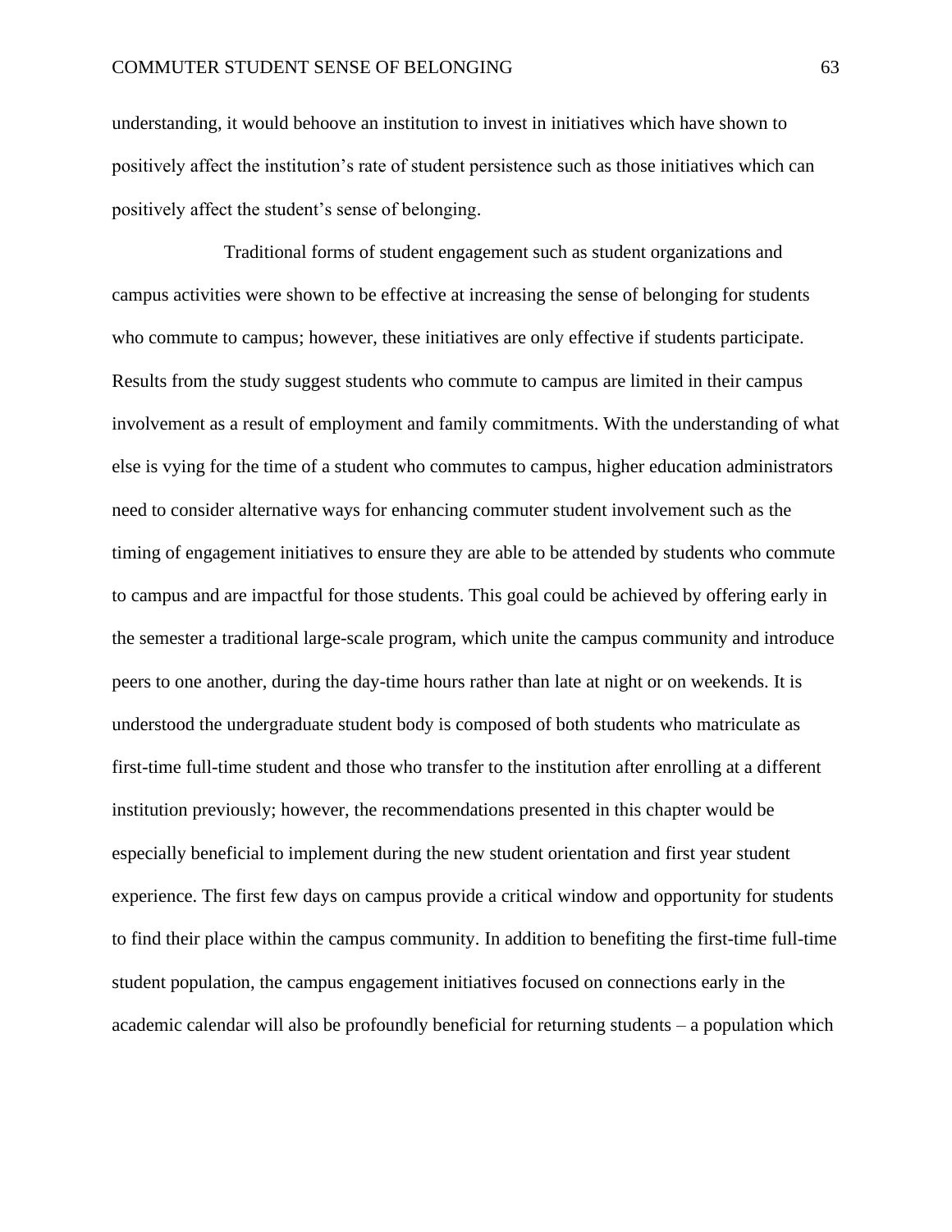understanding, it would behoove an institution to invest in initiatives which have shown to positively affect the institution's rate of student persistence such as those initiatives which can positively affect the student's sense of belonging.

Traditional forms of student engagement such as student organizations and campus activities were shown to be effective at increasing the sense of belonging for students who commute to campus; however, these initiatives are only effective if students participate. Results from the study suggest students who commute to campus are limited in their campus involvement as a result of employment and family commitments. With the understanding of what else is vying for the time of a student who commutes to campus, higher education administrators need to consider alternative ways for enhancing commuter student involvement such as the timing of engagement initiatives to ensure they are able to be attended by students who commute to campus and are impactful for those students. This goal could be achieved by offering early in the semester a traditional large-scale program, which unite the campus community and introduce peers to one another, during the day-time hours rather than late at night or on weekends. It is understood the undergraduate student body is composed of both students who matriculate as first-time full-time student and those who transfer to the institution after enrolling at a different institution previously; however, the recommendations presented in this chapter would be especially beneficial to implement during the new student orientation and first year student experience. The first few days on campus provide a critical window and opportunity for students to find their place within the campus community. In addition to benefiting the first-time full-time student population, the campus engagement initiatives focused on connections early in the academic calendar will also be profoundly beneficial for returning students – a population which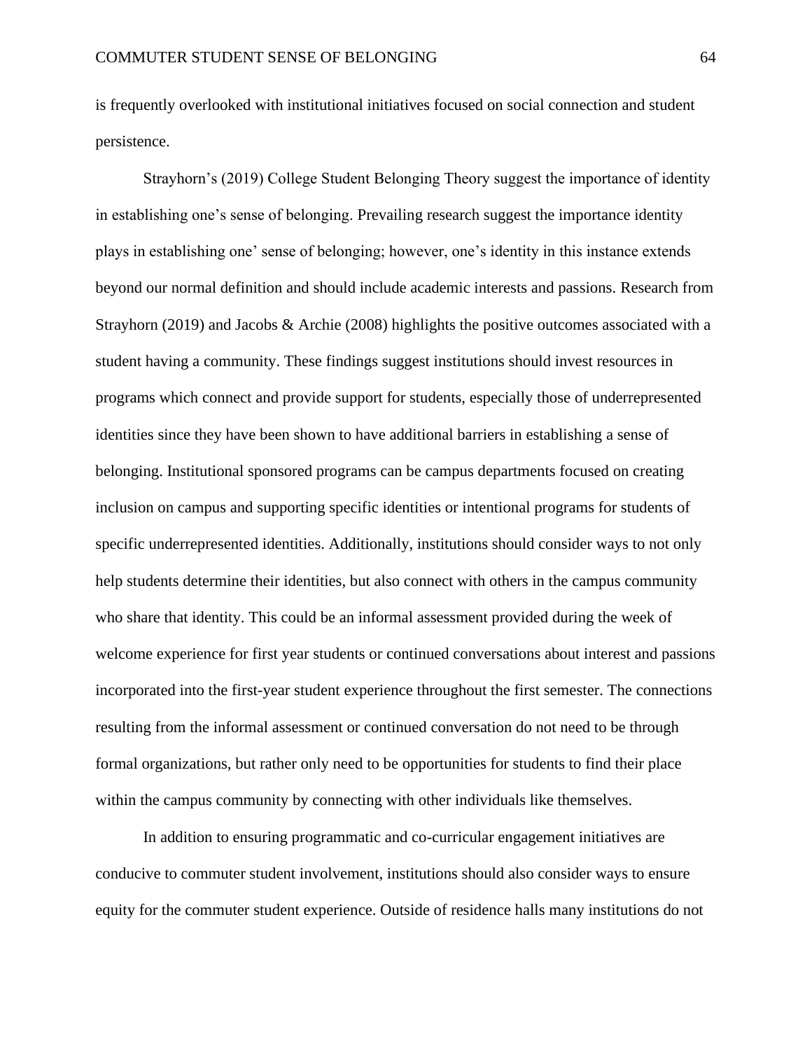is frequently overlooked with institutional initiatives focused on social connection and student persistence.

Strayhorn's (2019) College Student Belonging Theory suggest the importance of identity in establishing one's sense of belonging. Prevailing research suggest the importance identity plays in establishing one' sense of belonging; however, one's identity in this instance extends beyond our normal definition and should include academic interests and passions. Research from Strayhorn (2019) and Jacobs & Archie (2008) highlights the positive outcomes associated with a student having a community. These findings suggest institutions should invest resources in programs which connect and provide support for students, especially those of underrepresented identities since they have been shown to have additional barriers in establishing a sense of belonging. Institutional sponsored programs can be campus departments focused on creating inclusion on campus and supporting specific identities or intentional programs for students of specific underrepresented identities. Additionally, institutions should consider ways to not only help students determine their identities, but also connect with others in the campus community who share that identity. This could be an informal assessment provided during the week of welcome experience for first year students or continued conversations about interest and passions incorporated into the first-year student experience throughout the first semester. The connections resulting from the informal assessment or continued conversation do not need to be through formal organizations, but rather only need to be opportunities for students to find their place within the campus community by connecting with other individuals like themselves.

In addition to ensuring programmatic and co-curricular engagement initiatives are conducive to commuter student involvement, institutions should also consider ways to ensure equity for the commuter student experience. Outside of residence halls many institutions do not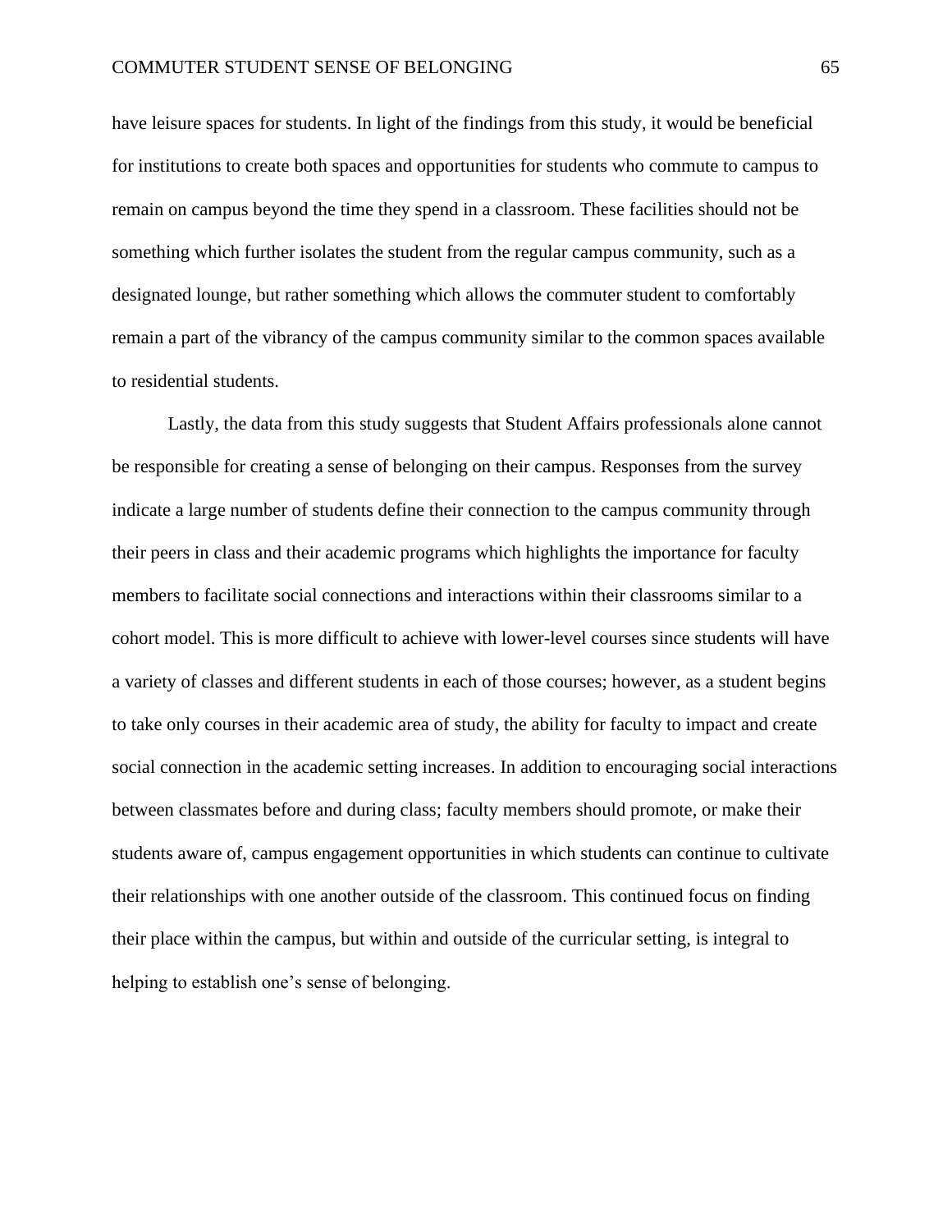have leisure spaces for students. In light of the findings from this study, it would be beneficial for institutions to create both spaces and opportunities for students who commute to campus to remain on campus beyond the time they spend in a classroom. These facilities should not be something which further isolates the student from the regular campus community, such as a designated lounge, but rather something which allows the commuter student to comfortably remain a part of the vibrancy of the campus community similar to the common spaces available to residential students.

Lastly, the data from this study suggests that Student Affairs professionals alone cannot be responsible for creating a sense of belonging on their campus. Responses from the survey indicate a large number of students define their connection to the campus community through their peers in class and their academic programs which highlights the importance for faculty members to facilitate social connections and interactions within their classrooms similar to a cohort model. This is more difficult to achieve with lower-level courses since students will have a variety of classes and different students in each of those courses; however, as a student begins to take only courses in their academic area of study, the ability for faculty to impact and create social connection in the academic setting increases. In addition to encouraging social interactions between classmates before and during class; faculty members should promote, or make their students aware of, campus engagement opportunities in which students can continue to cultivate their relationships with one another outside of the classroom. This continued focus on finding their place within the campus, but within and outside of the curricular setting, is integral to helping to establish one's sense of belonging.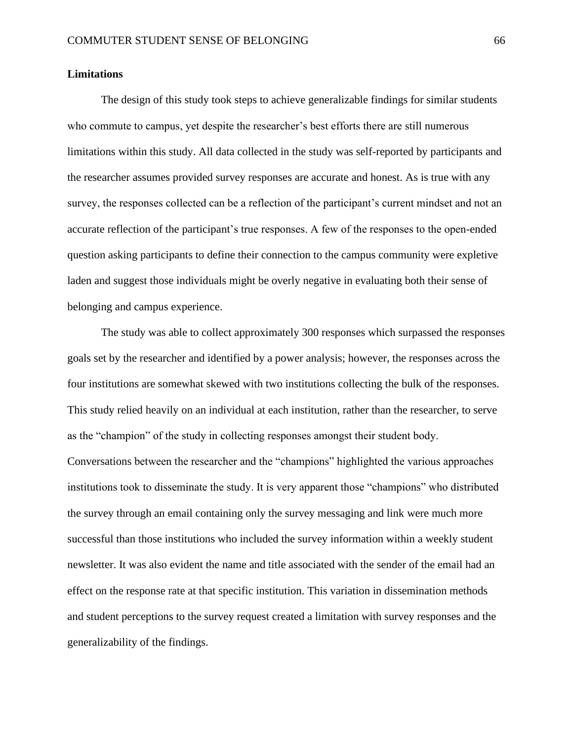## Limitations

The design of this study took steps to achieve generalizable findings for similar students who commute to campus, yet despite the researcher's best efforts there are still numerous limitations within this study. All data collected in the study was self-reported by participants and the researcher assumes provided survey responses are accurate and honest. As is true with any survey, the responses collected can be a reflection of the participant's current mindset and not an accurate reflection of the participant's true responses. A few of the responses to the open-ended question asking participants to define their connection to the campus community were expletive laden and suggest those individuals might be overly negative in evaluating both their sense of belonging and campus experience.

The study was able to collect approximately 300 responses which surpassed the responses goals set by the researcher and identified by a power analysis; however, the responses across the four institutions are somewhat skewed with two institutions collecting the bulk of the responses. This study relied heavily on an individual at each institution, rather than the researcher, to serve as the "champion" of the study in collecting responses amongst their student body. Conversations between the researcher and the "champions" highlighted the various approaches institutions took to disseminate the study. It is very apparent those "champions" who distributed the survey through an email containing only the survey messaging and link were much more successful than those institutions who included the survey information within a weekly student newsletter. It was also evident the name and title associated with the sender of the email had an effect on the response rate at that specific institution. This variation in dissemination methods and student perceptions to the survey request created a limitation with survey responses and the generalizability of the findings.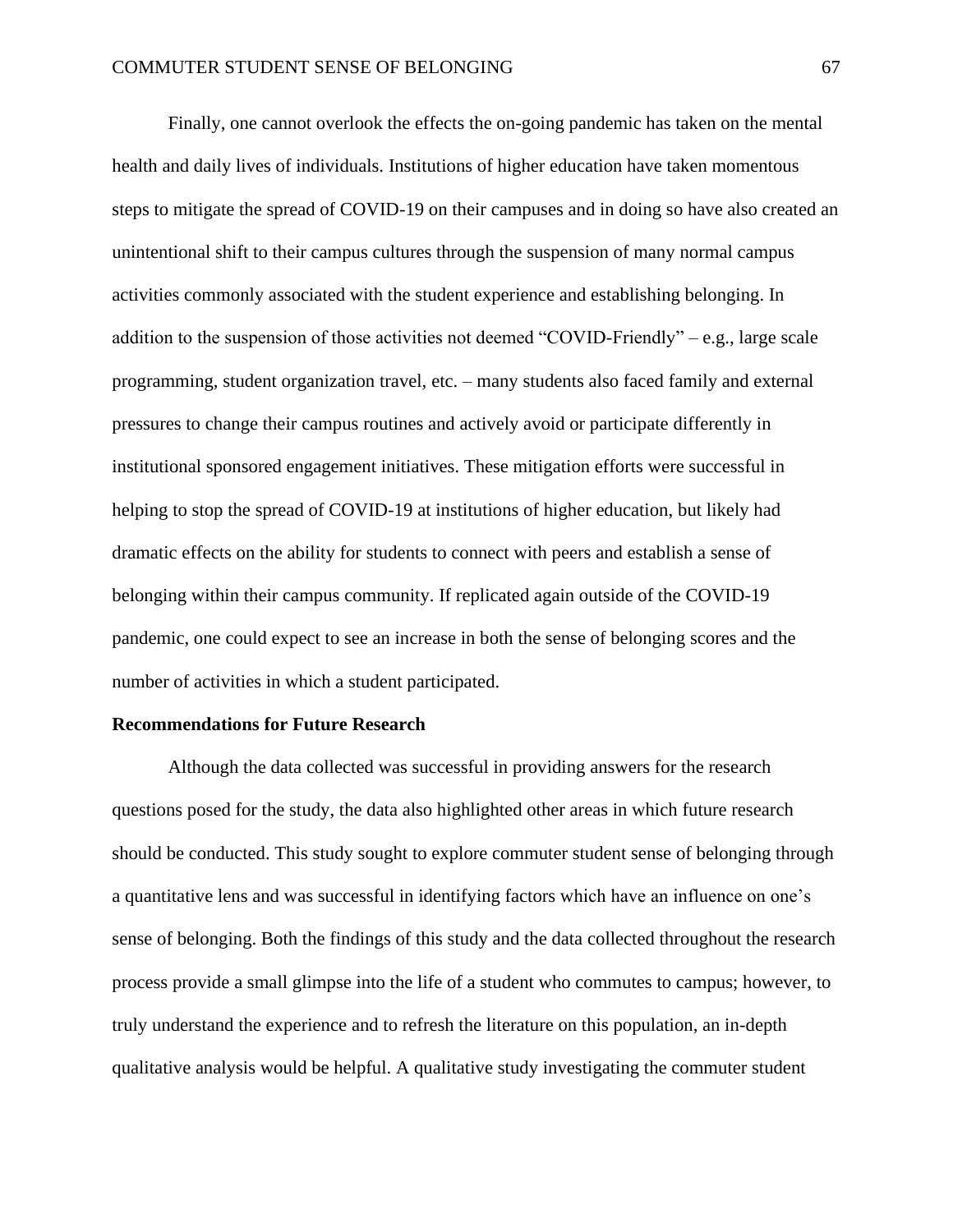Finally, one cannot overlook the effects the on-going pandemic has taken on the mental health and daily lives of individuals. Institutions of higher education have taken momentous steps to mitigate the spread of COVID-19 on their campuses and in doing so have also created an unintentional shift to their campus cultures through the suspension of many normal campus activities commonly associated with the student experience and establishing belonging. In addition to the suspension of those activities not deemed "COVID-Friendly" – e.g., large scale programming, student organization travel, etc. – many students also faced family and external pressures to change their campus routines and actively avoid or participate differently in institutional sponsored engagement initiatives. These mitigation efforts were successful in helping to stop the spread of COVID-19 at institutions of higher education, but likely had dramatic effects on the ability for students to connect with peers and establish a sense of belonging within their campus community. If replicated again outside of the COVID-19 pandemic, one could expect to see an increase in both the sense of belonging scores and the number of activities in which a student participated.

**Recommendations for Future Research**

Although the data collected was successful in providing answers for the research questions posed for the study, the data also highlighted other areas in which future research should be conducted. This study sought to explore commuter student sense of belonging through a quantitative lens and was successful in identifying factors which have an influence on one's sense of belonging. Both the findings of this study and the data collected throughout the research process provide a small glimpse into the life of a student who commutes to campus; however, to truly understand the experience and to refresh the literature on this population, an in-depth qualitative analysis would be helpful. A qualitative study investigating the commuter student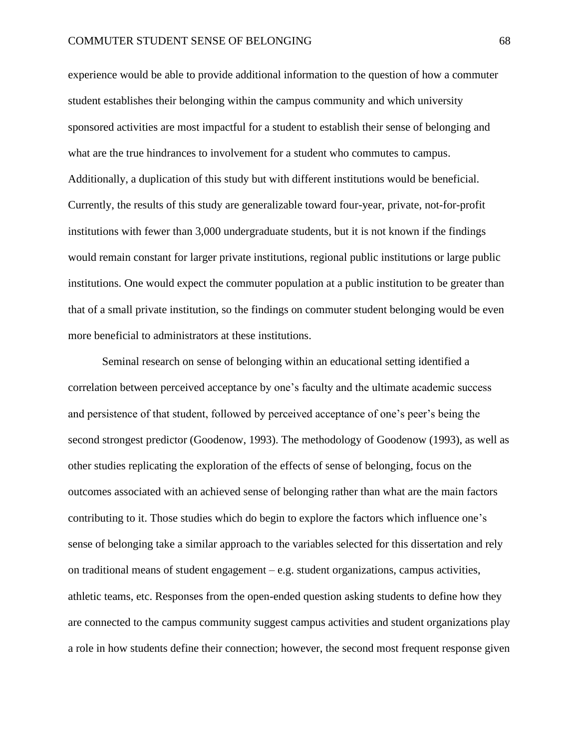experience would be able to provide additional information to the question of how a commuter student establishes their belonging within the campus community and which university sponsored activities are most impactful for a student to establish their sense of belonging and what are the true hindrances to involvement for a student who commutes to campus. Additionally, a duplication of this study but with different institutions would be beneficial. Currently, the results of this study are generalizable toward four-year, private, not-for-profit institutions with fewer than 3,000 undergraduate students, but it is not known if the findings would remain constant for larger private institutions, regional public institutions or large public institutions. One would expect the commuter population at a public institution to be greater than that of a small private institution, so the findings on commuter student belonging would be even more beneficial to administrators at these institutions.

Seminal research on sense of belonging within an educational setting identified a correlation between perceived acceptance by one's faculty and the ultimate academic success and persistence of that student, followed by perceived acceptance of one's peer's being the second strongest predictor (Goodenow, 1993). The methodology of Goodenow (1993), as well as other studies replicating the exploration of the effects of sense of belonging, focus on the outcomes associated with an achieved sense of belonging rather than what are the main factors contributing to it. Those studies which do begin to explore the factors which influence one's sense of belonging take a similar approach to the variables selected for this dissertation and rely on traditional means of student engagement – e.g. student organizations, campus activities, athletic teams, etc. Responses from the open-ended question asking students to define how they are connected to the campus community suggest campus activities and student organizations play a role in how students define their connection; however, the second most frequent response given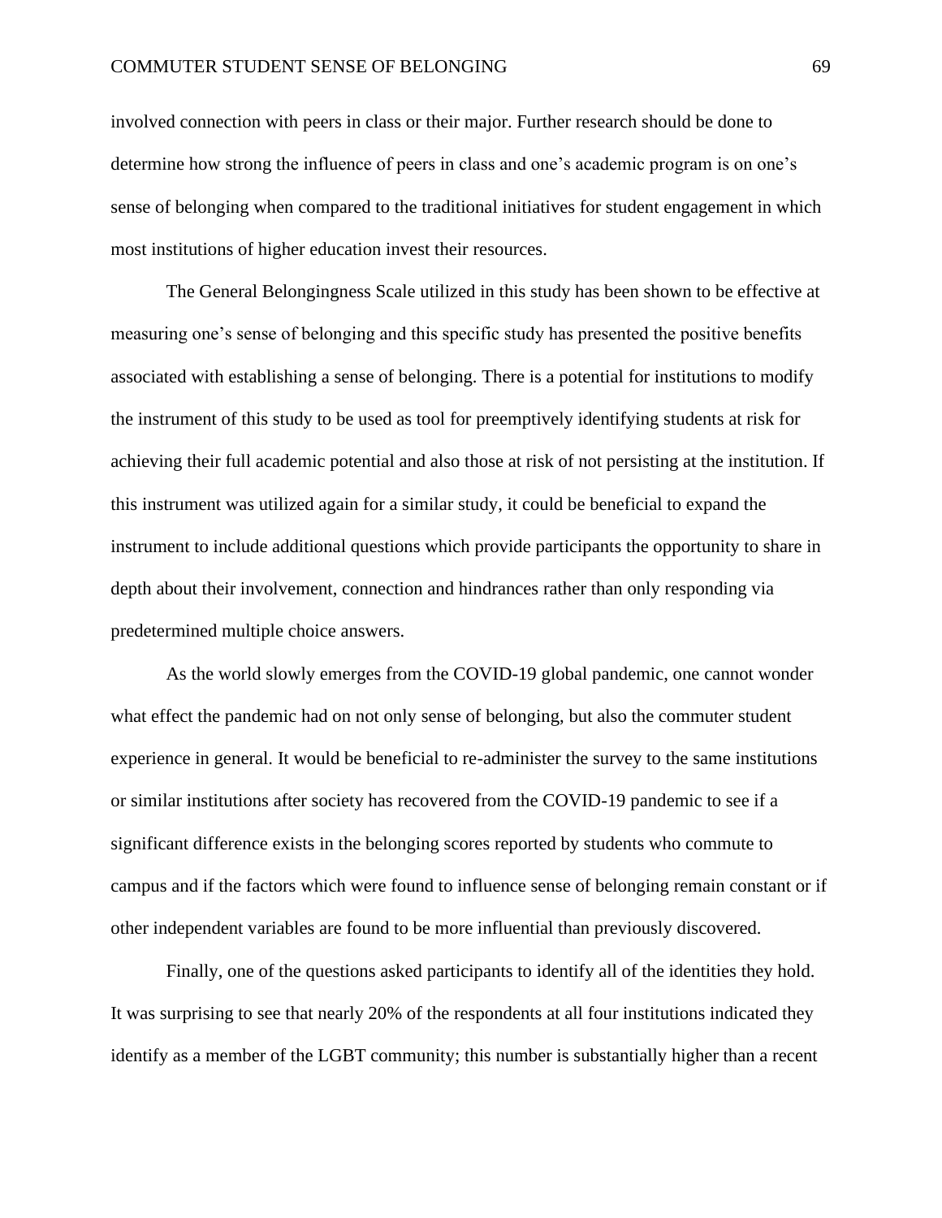involved connection with peers in class or their major. Further research should be done to determine how strong the influence of peers in class and one's academic program is on one's sense of belonging when compared to the traditional initiatives for student engagement in which most institutions of higher education invest their resources.

The General Belongingness Scale utilized in this study has been shown to be effective at measuring one's sense of belonging and this specific study has presented the positive benefits associated with establishing a sense of belonging. There is a potential for institutions to modify the instrument of this study to be used as tool for preemptively identifying students at risk for achieving their full academic potential and also those at risk of not persisting at the institution. If this instrument was utilized again for a similar study, it could be beneficial to expand the instrument to include additional questions which provide participants the opportunity to share in depth about their involvement, connection and hindrances rather than only responding via predetermined multiple choice answers.

As the world slowly emerges from the COVID-19 global pandemic, one cannot wonder what effect the pandemic had on not only sense of belonging, but also the commuter student experience in general. It would be beneficial to re-administer the survey to the same institutions or similar institutions after society has recovered from the COVID-19 pandemic to see if a significant difference exists in the belonging scores reported by students who commute to campus and if the factors which were found to influence sense of belonging remain constant or if other independent variables are found to be more influential than previously discovered.

Finally, one of the questions asked participants to identify all of the identities they hold. It was surprising to see that nearly 20% of the respondents at all four institutions indicated they identify as a member of the LGBT community; this number is substantially higher than a recent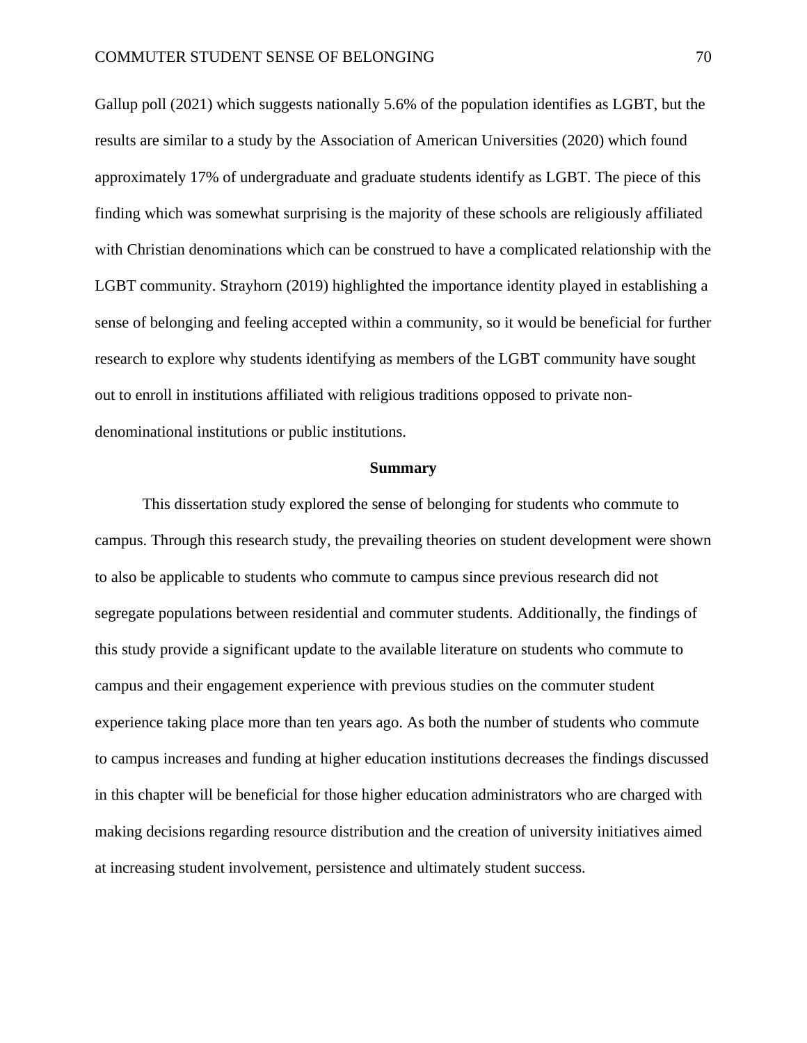Gallup poll (2021) which suggests nationally 5.6% of the population identifies as LGBT, but the results are similar to a study by the Association of American Universities (2020) which found approximately 17% of undergraduate and graduate students identify as LGBT. The piece of this finding which was somewhat surprising is the majority of these schools are religiously affiliated with Christian denominations which can be construed to have a complicated relationship with the LGBT community. Strayhorn (2019) highlighted the importance identity played in establishing a sense of belonging and feeling accepted within a community, so it would be beneficial for further research to explore why students identifying as members of the LGBT community have sought out to enroll in institutions affiliated with religious traditions opposed to private non-denominational institutions or public institutions.

## Summary

This dissertation study explored the sense of belonging for students who commute to campus. Through this research study, the prevailing theories on student development were shown to also be applicable to students who commute to campus since previous research did not segregate populations between residential and commuter students. Additionally, the findings of this study provide a significant update to the available literature on students who commute to campus and their engagement experience with previous studies on the commuter student experience taking place more than ten years ago. As both the number of students who commute to campus increases and funding at higher education institutions decreases the findings discussed in this chapter will be beneficial for those higher education administrators who are charged with making decisions regarding resource distribution and the creation of university initiatives aimed at increasing student involvement, persistence and ultimately student success.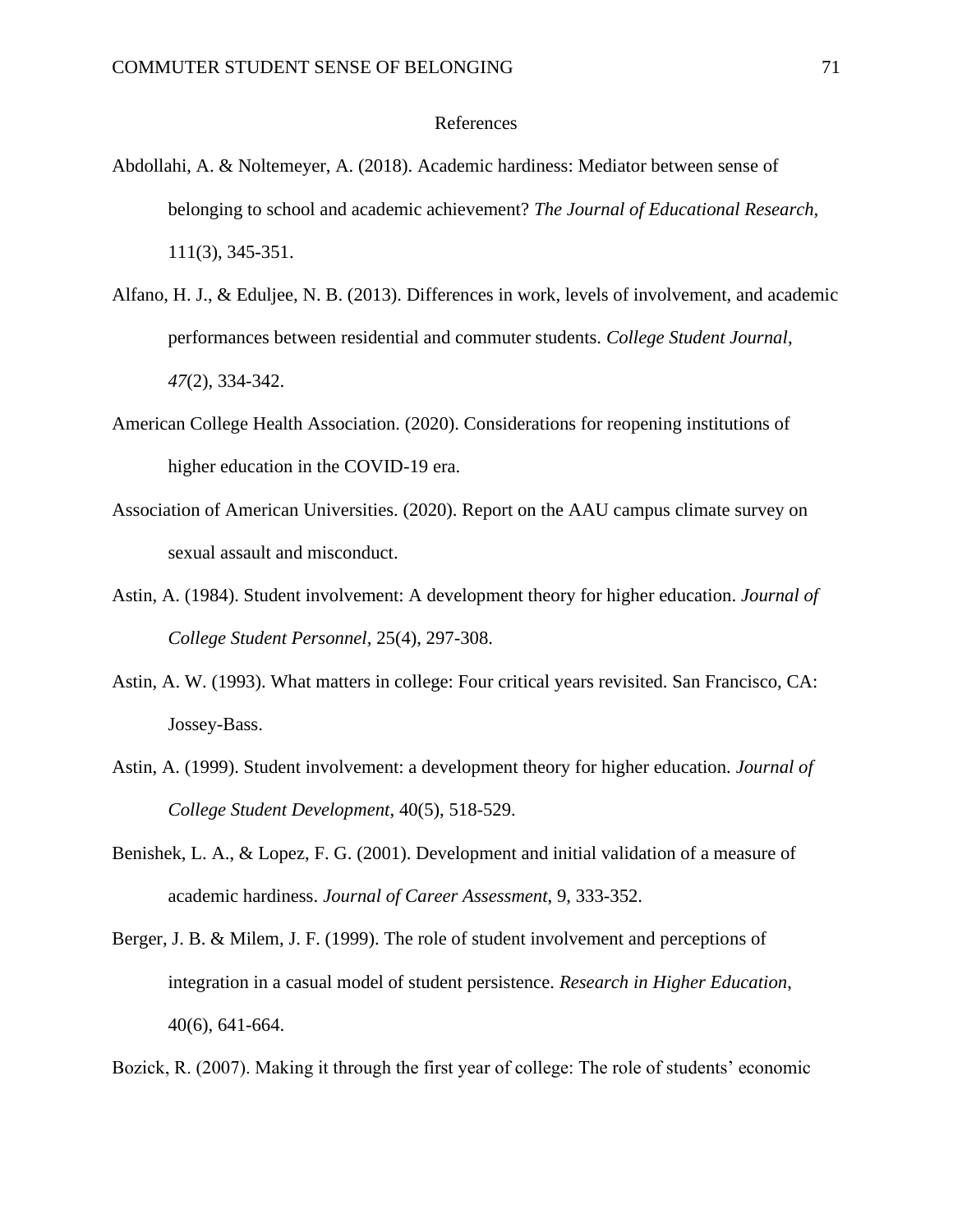# References

Abdollahi, A. & Noltemeyer, A. (2018). Academic hardiness: Mediator between sense of belonging to school and academic achievement? *The Journal of Educational Research,* 111(3), 345-351.

Alfano, H. J., & Eduljee, N. B. (2013). Differences in work, levels of involvement, and academic performances between residential and commuter students. *College Student Journal*, *47*(2), 334-342.

American College Health Association. (2020). Considerations for reopening institutions of higher education in the COVID-19 era.

Association of American Universities. (2020). Report on the AAU campus climate survey on sexual assault and misconduct.

Astin, A. (1984). Student involvement: A development theory for higher education. *Journal of College Student Personnel,* 25(4), 297-308.

Astin, A. W. (1993). What matters in college: Four critical years revisited. San Francisco, CA: Jossey-Bass.

Astin, A. (1999). Student involvement: a development theory for higher education. *Journal of College Student Development*, 40(5), 518-529.

Benishek, L. A., & Lopez, F. G. (2001). Development and initial validation of a measure of academic hardiness. *Journal of Career Assessment*, 9, 333-352.

Berger, J. B. & Milem, J. F. (1999). The role of student involvement and perceptions of integration in a casual model of student persistence. *Research in Higher Education*, 40(6), 641-664.

Bozick, R. (2007). Making it through the first year of college: The role of students' economic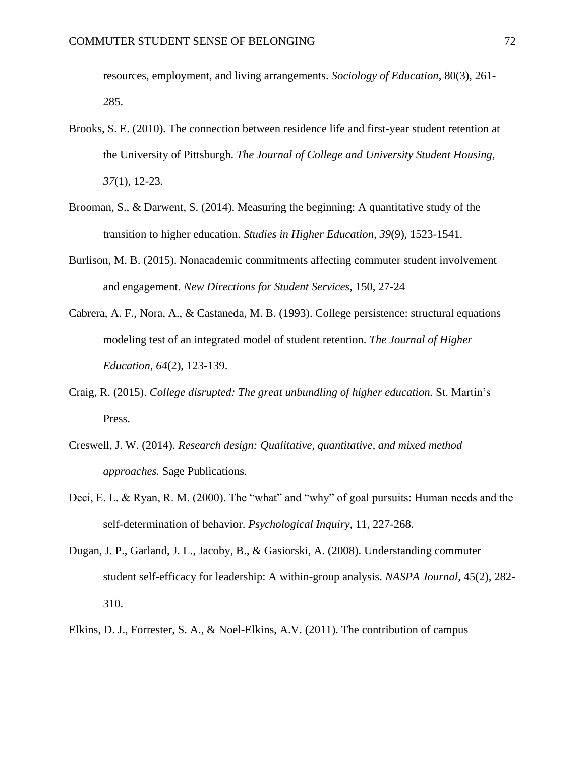resources, employment, and living arrangements. *Sociology of Education*, 80(3), 261-285.

Brooks, S. E. (2010). The connection between residence life and first-year student retention at the University of Pittsburgh. *The Journal of College and University Student Housing, 37*(1), 12-23.

Brooman, S., & Darwent, S. (2014). Measuring the beginning: A quantitative study of the transition to higher education. *Studies in Higher Education, 39*(9), 1523-1541.

Burlison, M. B. (2015). Nonacademic commitments affecting commuter student involvement and engagement. *New Directions for Student Services,* 150, 27-24

Cabrera, A. F., Nora, A., & Castaneda, M. B. (1993). College persistence: structural equations modeling test of an integrated model of student retention. *The Journal of Higher Education, 64*(2), 123-139.

Craig, R. (2015). *College disrupted: The great unbundling of higher education.* St. Martin's Press.

Creswell, J. W. (2014). *Research design: Qualitative, quantitative, and mixed method approaches.* Sage Publications.

Deci, E. L. & Ryan, R. M. (2000). The "what" and "why" of goal pursuits: Human needs and the self-determination of behavior. *Psychological Inquiry,* 11, 227-268.

Dugan, J. P., Garland, J. L., Jacoby, B., & Gasiorski, A. (2008). Understanding commuter student self-efficacy for leadership: A within-group analysis. *NASPA Journal*, 45(2), 282-310.

Elkins, D. J., Forrester, S. A., & Noel-Elkins, A.V. (2011). The contribution of campus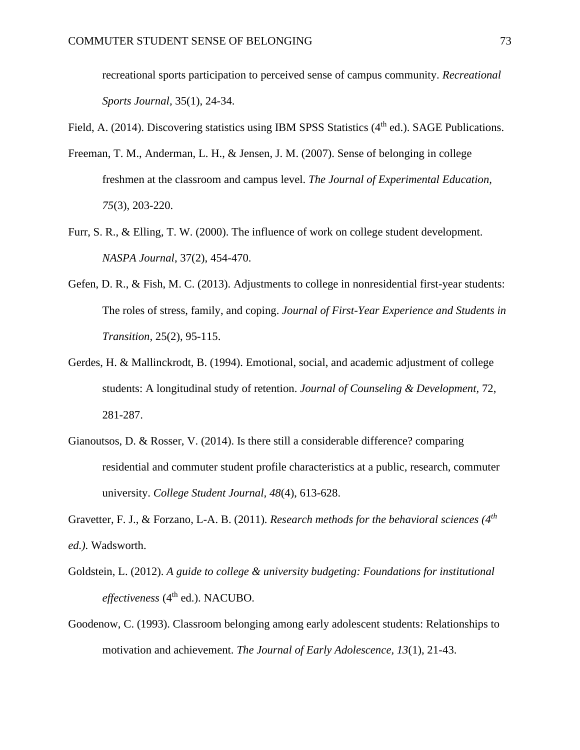recreational sports participation to perceived sense of campus community. *Recreational Sports Journal,* 35(1), 24-34.

Field, A. (2014). Discovering statistics using IBM SPSS Statistics (4th ed.). SAGE Publications.

Freeman, T. M., Anderman, L. H., & Jensen, J. M. (2007). Sense of belonging in college freshmen at the classroom and campus level. *The Journal of Experimental Education, 75*(3), 203-220.

Furr, S. R., & Elling, T. W. (2000). The influence of work on college student development. *NASPA Journal*, 37(2), 454-470.

Gefen, D. R., & Fish, M. C. (2013). Adjustments to college in nonresidential first-year students: The roles of stress, family, and coping. *Journal of First-Year Experience and Students in Transition,* 25(2), 95-115.

Gerdes, H. & Mallinckrodt, B. (1994). Emotional, social, and academic adjustment of college students: A longitudinal study of retention. *Journal of Counseling & Development*, 72, 281-287.

Gianoutsos, D. & Rosser, V. (2014). Is there still a considerable difference? comparing residential and commuter student profile characteristics at a public, research, commuter university. *College Student Journal*, *48*(4), 613-628.

Gravetter, F. J., & Forzano, L-A. B. (2011). *Research methods for the behavioral sciences (4th ed.).* Wadsworth.

Goldstein, L. (2012). *A guide to college & university budgeting: Foundations for institutional effectiveness* (4th ed.). NACUBO.

Goodenow, C. (1993). Classroom belonging among early adolescent students: Relationships to motivation and achievement. *The Journal of Early Adolescence*, *13*(1), 21-43.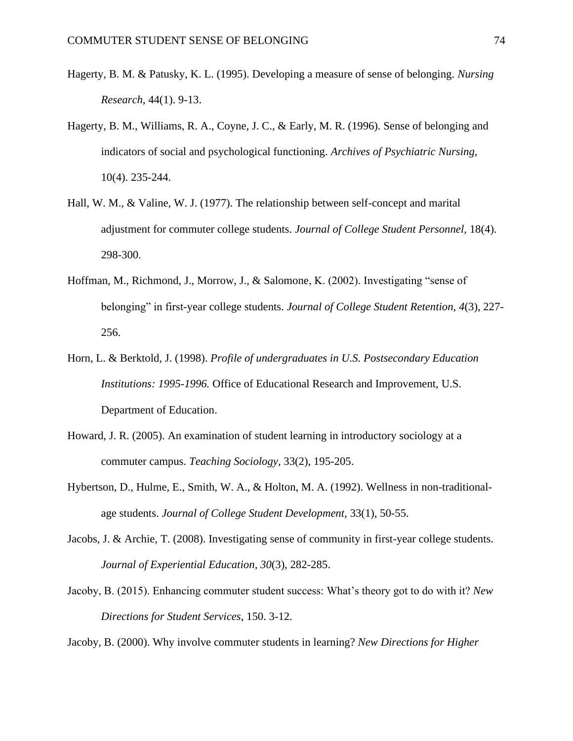Hagerty, B. M. & Patusky, K. L. (1995). Developing a measure of sense of belonging. *Nursing Research*, 44(1). 9-13.

Hagerty, B. M., Williams, R. A., Coyne, J. C., & Early, M. R. (1996). Sense of belonging and indicators of social and psychological functioning. *Archives of Psychiatric Nursing,* 10(4). 235-244.

Hall, W. M., & Valine, W. J. (1977). The relationship between self-concept and marital adjustment for commuter college students. *Journal of College Student Personnel,* 18(4). 298-300.

Hoffman, M., Richmond, J., Morrow, J., & Salomone, K. (2002). Investigating "sense of belonging" in first-year college students. *Journal of College Student Retention, 4*(3), 227-256.

Horn, L. & Berktold, J. (1998). *Profile of undergraduates in U.S. Postsecondary Education Institutions: 1995-1996.* Office of Educational Research and Improvement, U.S. Department of Education.

Howard, J. R. (2005). An examination of student learning in introductory sociology at a commuter campus. *Teaching Sociology*, 33(2), 195-205.

Hybertson, D., Hulme, E., Smith, W. A., & Holton, M. A. (1992). Wellness in non-traditional-age students. *Journal of College Student Development,* 33(1), 50-55.

Jacobs, J. & Archie, T. (2008). Investigating sense of community in first-year college students. *Journal of Experiential Education*, *30*(3), 282-285.

Jacoby, B. (2015). Enhancing commuter student success: What's theory got to do with it? *New Directions for Student Services*, 150. 3-12.

Jacoby, B. (2000). Why involve commuter students in learning? *New Directions for Higher*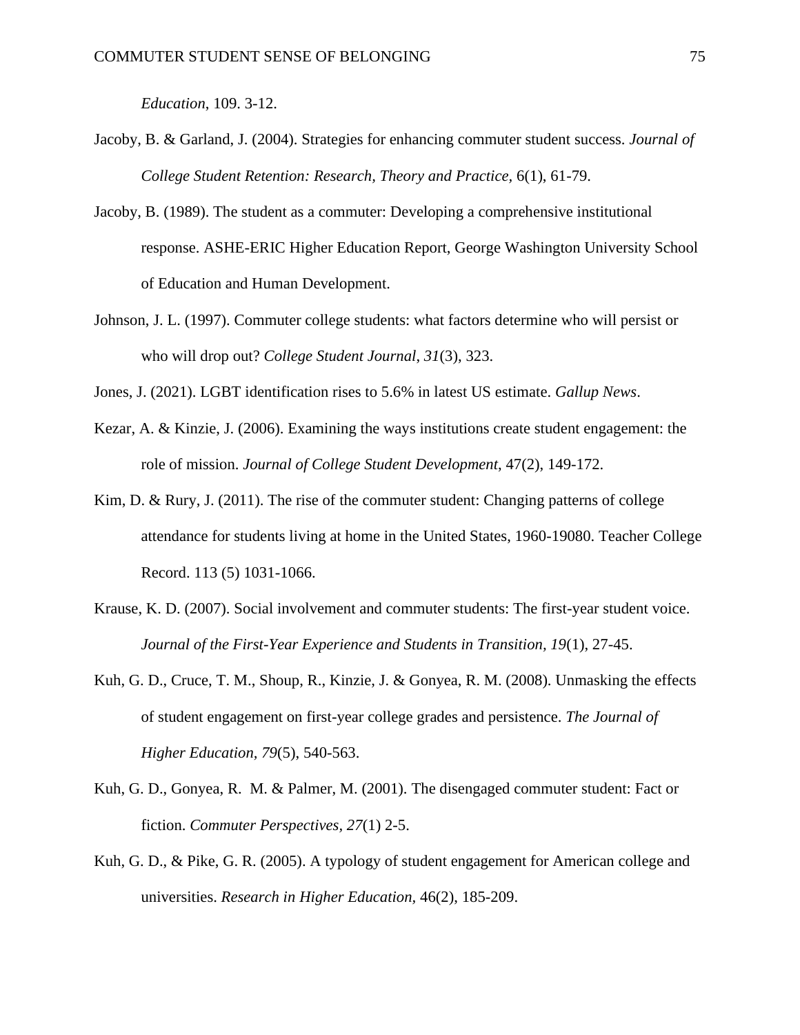*Education*, 109. 3-12.

Jacoby, B. & Garland, J. (2004). Strategies for enhancing commuter student success. *Journal of College Student Retention: Research, Theory and Practice,* 6(1), 61-79.

Jacoby, B. (1989). The student as a commuter: Developing a comprehensive institutional response. ASHE-ERIC Higher Education Report, George Washington University School of Education and Human Development.

Johnson, J. L. (1997). Commuter college students: what factors determine who will persist or who will drop out? *College Student Journal*, *31*(3), 323.

Jones, J. (2021). LGBT identification rises to 5.6% in latest US estimate. *Gallup News*.

Kezar, A. & Kinzie, J. (2006). Examining the ways institutions create student engagement: the role of mission. *Journal of College Student Development*, 47(2), 149-172.

Kim, D. & Rury, J. (2011). The rise of the commuter student: Changing patterns of college attendance for students living at home in the United States, 1960-19080. Teacher College Record. 113 (5) 1031-1066.

Krause, K. D. (2007). Social involvement and commuter students: The first-year student voice. *Journal of the First-Year Experience and Students in Transition, 19*(1), 27-45.

Kuh, G. D., Cruce, T. M., Shoup, R., Kinzie, J. & Gonyea, R. M. (2008). Unmasking the effects of student engagement on first-year college grades and persistence. *The Journal of Higher Education, 79*(5), 540-563.

Kuh, G. D., Gonyea, R. M. & Palmer, M. (2001). The disengaged commuter student: Fact or fiction. *Commuter Perspectives, 27*(1) 2-5.

Kuh, G. D., & Pike, G. R. (2005). A typology of student engagement for American college and universities. *Research in Higher Education,* 46(2), 185-209.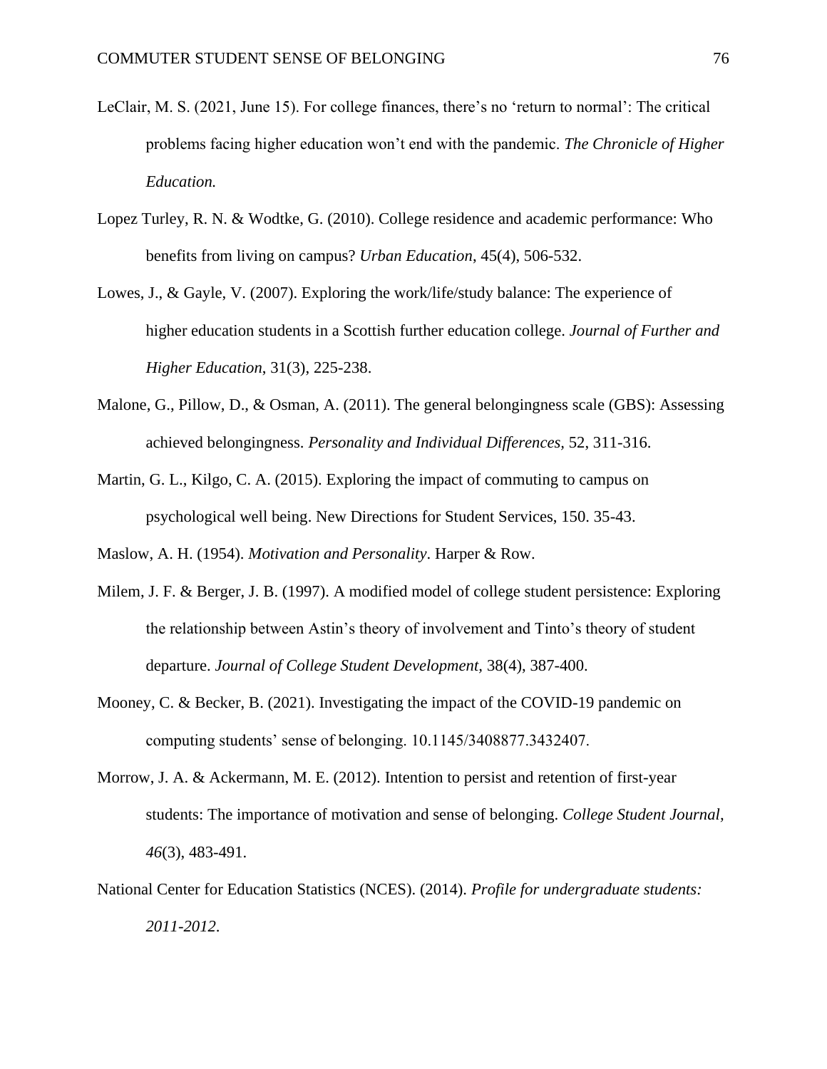LeClair, M. S. (2021, June 15). For college finances, there's no 'return to normal': The critical problems facing higher education won't end with the pandemic. *The Chronicle of Higher Education.*

Lopez Turley, R. N. & Wodtke, G. (2010). College residence and academic performance: Who benefits from living on campus? *Urban Education*, 45(4), 506-532.

Lowes, J., & Gayle, V. (2007). Exploring the work/life/study balance: The experience of higher education students in a Scottish further education college. *Journal of Further and Higher Education*, 31(3), 225-238.

Malone, G., Pillow, D., & Osman, A. (2011). The general belongingness scale (GBS): Assessing achieved belongingness. *Personality and Individual Differences,* 52, 311-316.

Martin, G. L., Kilgo, C. A. (2015). Exploring the impact of commuting to campus on psychological well being. New Directions for Student Services, 150. 35-43.

Maslow, A. H. (1954). *Motivation and Personality*. Harper & Row.

Milem, J. F. & Berger, J. B. (1997). A modified model of college student persistence: Exploring the relationship between Astin's theory of involvement and Tinto's theory of student departure. *Journal of College Student Development,* 38(4), 387-400.

Mooney, C. & Becker, B. (2021). Investigating the impact of the COVID-19 pandemic on computing students' sense of belonging. 10.1145/3408877.3432407.

Morrow, J. A. & Ackermann, M. E. (2012). Intention to persist and retention of first-year students: The importance of motivation and sense of belonging. *College Student Journal, 46*(3), 483-491.

National Center for Education Statistics (NCES). (2014). *Profile for undergraduate students: 2011-2012*.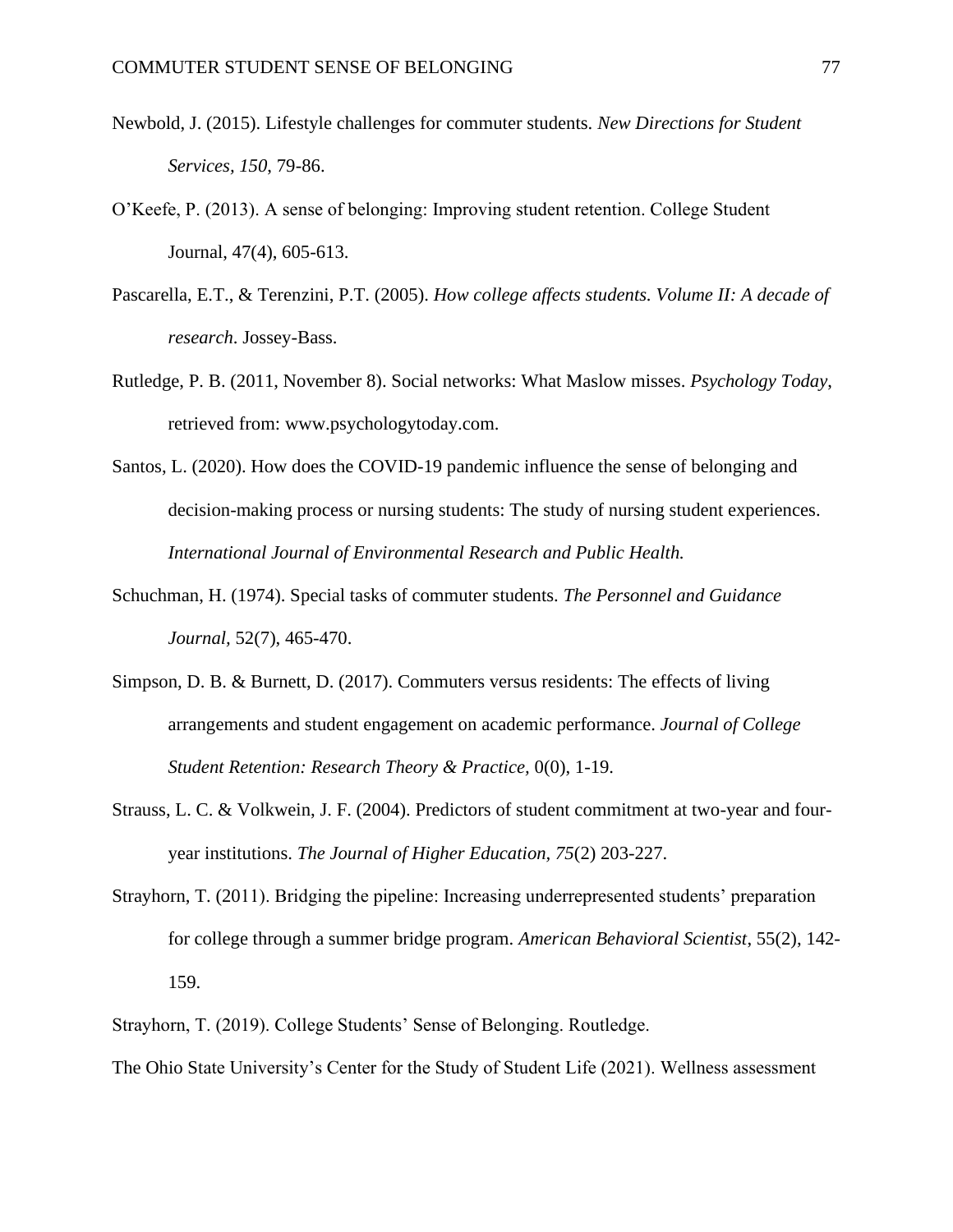Newbold, J. (2015). Lifestyle challenges for commuter students. *New Directions for Student Services, 150*, 79-86.

O'Keefe, P. (2013). A sense of belonging: Improving student retention. College Student Journal, 47(4), 605-613.

Pascarella, E.T., & Terenzini, P.T. (2005). *How college affects students. Volume II: A decade of research*. Jossey-Bass.

Rutledge, P. B. (2011, November 8). Social networks: What Maslow misses. *Psychology Today*, retrieved from: www.psychologytoday.com.

Santos, L. (2020). How does the COVID-19 pandemic influence the sense of belonging and decision-making process or nursing students: The study of nursing student experiences. *International Journal of Environmental Research and Public Health.*

Schuchman, H. (1974). Special tasks of commuter students. *The Personnel and Guidance Journal*, 52(7), 465-470.

Simpson, D. B. & Burnett, D. (2017). Commuters versus residents: The effects of living arrangements and student engagement on academic performance. *Journal of College Student Retention: Research Theory & Practice,* 0(0), 1-19.

Strauss, L. C. & Volkwein, J. F. (2004). Predictors of student commitment at two-year and four-year institutions. *The Journal of Higher Education, 75*(2) 203-227.

Strayhorn, T. (2011). Bridging the pipeline: Increasing underrepresented students' preparation for college through a summer bridge program. *American Behavioral Scientist*, 55(2), 142-159.

Strayhorn, T. (2019). College Students' Sense of Belonging. Routledge.

The Ohio State University's Center for the Study of Student Life (2021). Wellness assessment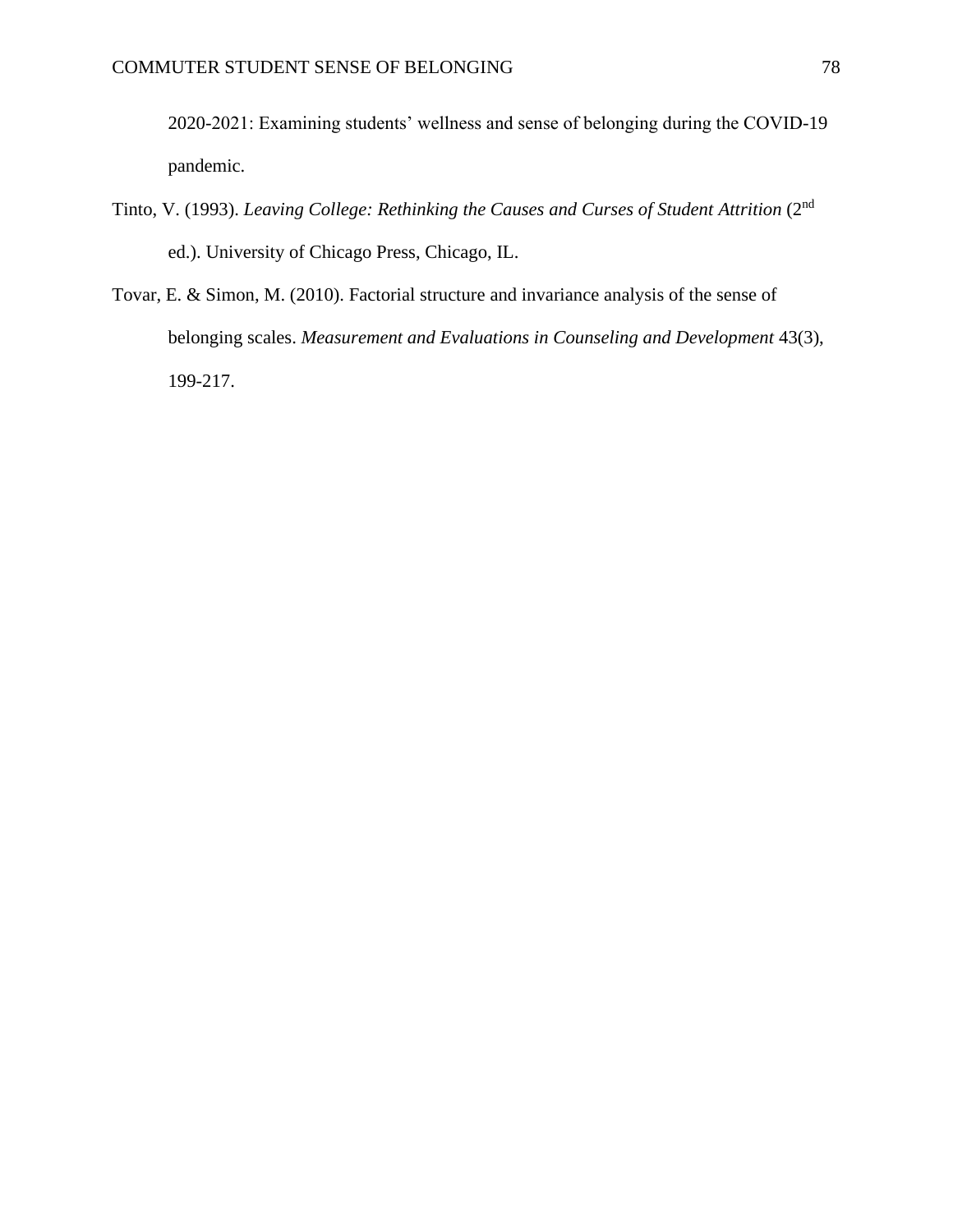2020-2021: Examining students' wellness and sense of belonging during the COVID-19 pandemic.

Tinto, V. (1993). *Leaving College: Rethinking the Causes and Curses of Student Attrition* (2nd ed.). University of Chicago Press, Chicago, IL.

Tovar, E. & Simon, M. (2010). Factorial structure and invariance analysis of the sense of belonging scales. *Measurement and Evaluations in Counseling and Development* 43(3), 199-217.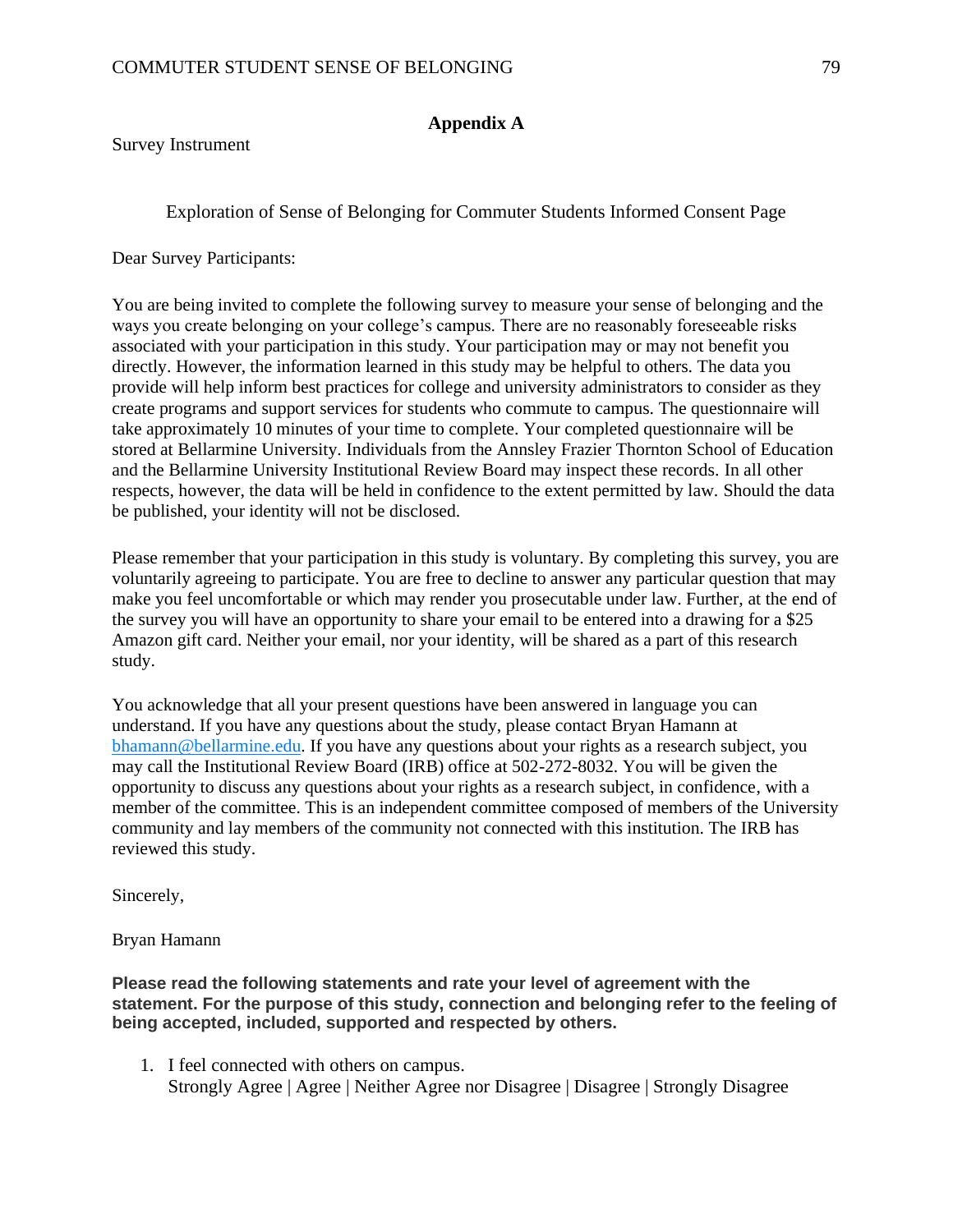## Appendix A

Survey Instrument

Exploration of Sense of Belonging for Commuter Students Informed Consent Page

Dear Survey Participants:

You are being invited to complete the following survey to measure your sense of belonging and the ways you create belonging on your college's campus. There are no reasonably foreseeable risks associated with your participation in this study. Your participation may or may not benefit you directly. However, the information learned in this study may be helpful to others. The data you provide will help inform best practices for college and university administrators to consider as they create programs and support services for students who commute to campus. The questionnaire will take approximately 10 minutes of your time to complete. Your completed questionnaire will be stored at Bellarmine University. Individuals from the Annsley Frazier Thornton School of Education and the Bellarmine University Institutional Review Board may inspect these records. In all other respects, however, the data will be held in confidence to the extent permitted by law. Should the data be published, your identity will not be disclosed.

Please remember that your participation in this study is voluntary. By completing this survey, you are voluntarily agreeing to participate. You are free to decline to answer any particular question that may make you feel uncomfortable or which may render you prosecutable under law. Further, at the end of the survey you will have an opportunity to share your email to be entered into a drawing for a $25 Amazon gift card. Neither your email, nor your identity, will be shared as a part of this research study.

You acknowledge that all your present questions have been answered in language you can understand. If you have any questions about the study, please contact Bryan Hamann at bhamann@bellarmine.edu. If you have any questions about your rights as a research subject, you may call the Institutional Review Board (IRB) office at 502-272-8032. You will be given the opportunity to discuss any questions about your rights as a research subject, in confidence, with a member of the committee. This is an independent committee composed of members of the University community and lay members of the community not connected with this institution. The IRB has reviewed this study.

Sincerely,

Bryan Hamann

**Please read the following statements and rate your level of agreement with the statement. For the purpose of this study, connection and belonging refer to the feeling of being accepted, included, supported and respected by others.**

1. I feel connected with others on campus.
   Strongly Agree | Agree | Neither Agree nor Disagree | Disagree | Strongly Disagree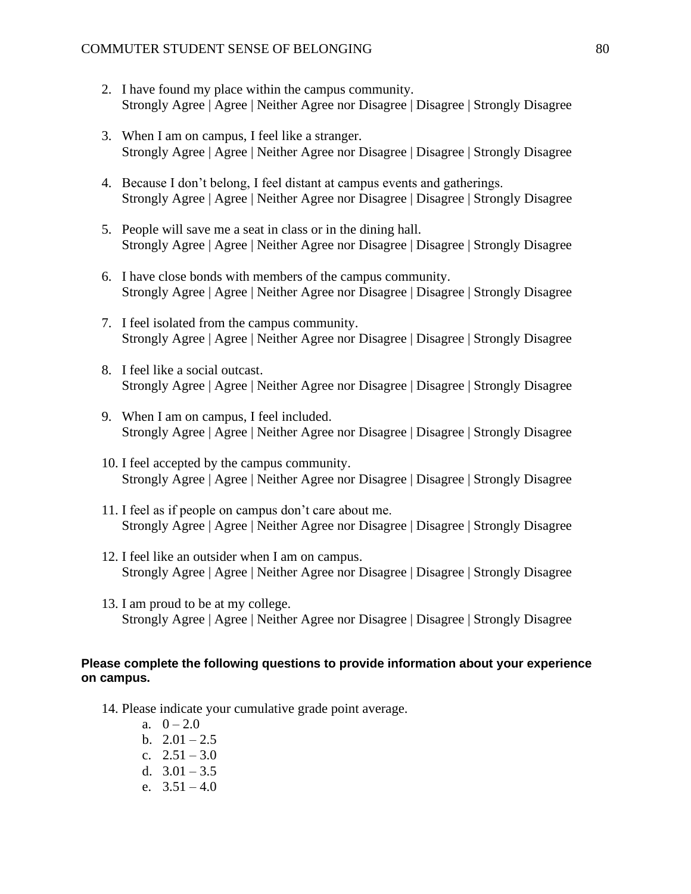2. I have found my place within the campus community.
   Strongly Agree | Agree | Neither Agree nor Disagree | Disagree | Strongly Disagree

3. When I am on campus, I feel like a stranger.
   Strongly Agree | Agree | Neither Agree nor Disagree | Disagree | Strongly Disagree

4. Because I don't belong, I feel distant at campus events and gatherings.
   Strongly Agree | Agree | Neither Agree nor Disagree | Disagree | Strongly Disagree

5. People will save me a seat in class or in the dining hall.
   Strongly Agree | Agree | Neither Agree nor Disagree | Disagree | Strongly Disagree

6. I have close bonds with members of the campus community.
   Strongly Agree | Agree | Neither Agree nor Disagree | Disagree | Strongly Disagree

7. I feel isolated from the campus community.
   Strongly Agree | Agree | Neither Agree nor Disagree | Disagree | Strongly Disagree

8. I feel like a social outcast.
   Strongly Agree | Agree | Neither Agree nor Disagree | Disagree | Strongly Disagree

9. When I am on campus, I feel included.
   Strongly Agree | Agree | Neither Agree nor Disagree | Disagree | Strongly Disagree

10. I feel accepted by the campus community.
    Strongly Agree | Agree | Neither Agree nor Disagree | Disagree | Strongly Disagree

11. I feel as if people on campus don't care about me.
    Strongly Agree | Agree | Neither Agree nor Disagree | Disagree | Strongly Disagree

12. I feel like an outsider when I am on campus.
    Strongly Agree | Agree | Neither Agree nor Disagree | Disagree | Strongly Disagree

13. I am proud to be at my college.
    Strongly Agree | Agree | Neither Agree nor Disagree | Disagree | Strongly Disagree

**Please complete the following questions to provide information about your experience on campus.**

14. Please indicate your cumulative grade point average.
    a. 0 – 2.0
    b. 2.01 – 2.5
    c. 2.51 – 3.0
    d. 3.01 – 3.5
    e. 3.51 – 4.0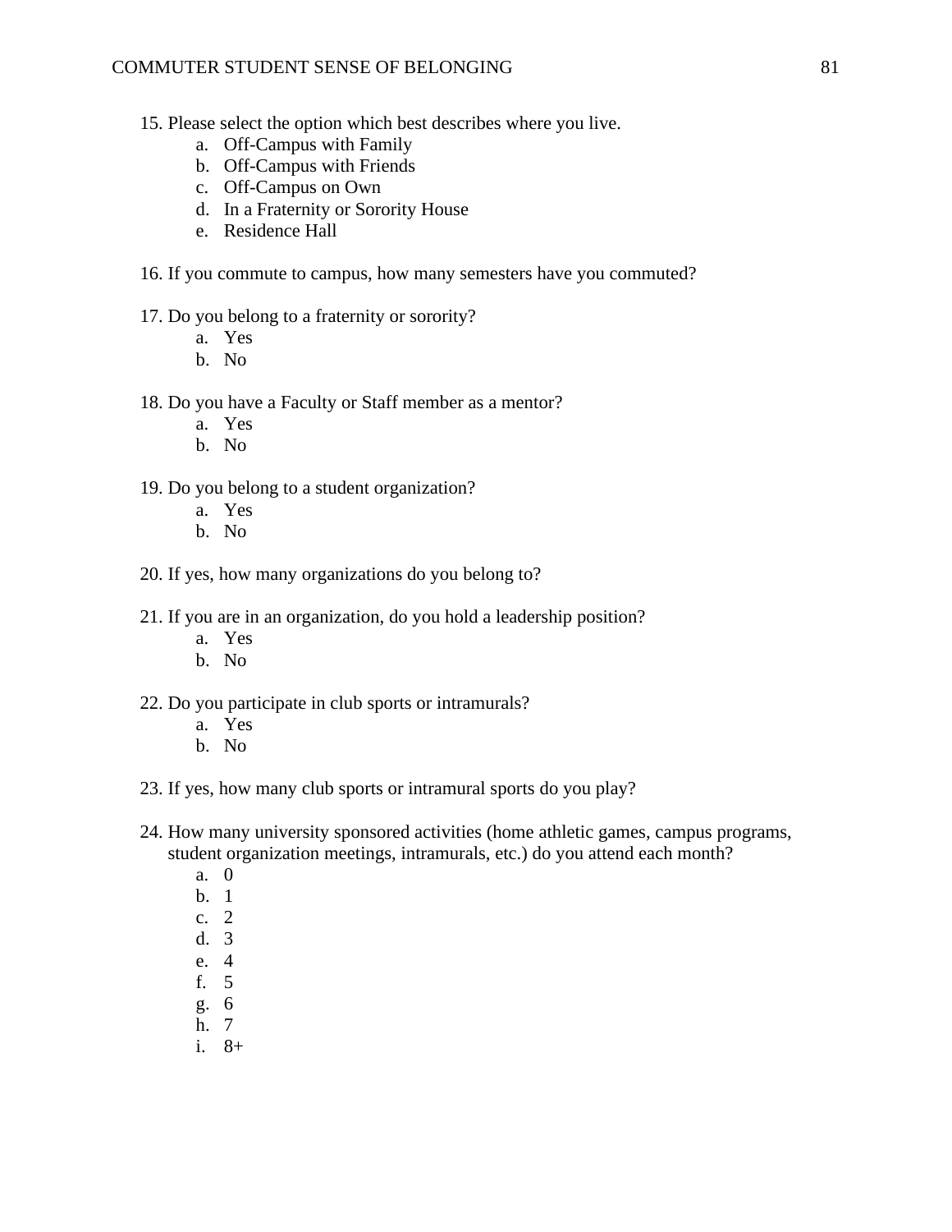15. Please select the option which best describes where you live.
    a. Off-Campus with Family
    b. Off-Campus with Friends
    c. Off-Campus on Own
    d. In a Fraternity or Sorority House
    e. Residence Hall

16. If you commute to campus, how many semesters have you commuted?

17. Do you belong to a fraternity or sorority?
    a. Yes
    b. No

18. Do you have a Faculty or Staff member as a mentor?
    a. Yes
    b. No

19. Do you belong to a student organization?
    a. Yes
    b. No

20. If yes, how many organizations do you belong to?

21. If you are in an organization, do you hold a leadership position?
    a. Yes
    b. No

22. Do you participate in club sports or intramurals?
    a. Yes
    b. No

23. If yes, how many club sports or intramural sports do you play?

24. How many university sponsored activities (home athletic games, campus programs, student organization meetings, intramurals, etc.) do you attend each month?
    a. 0
    b. 1
    c. 2
    d. 3
    e. 4
    f. 5
    g. 6
    h. 7
    i. 8+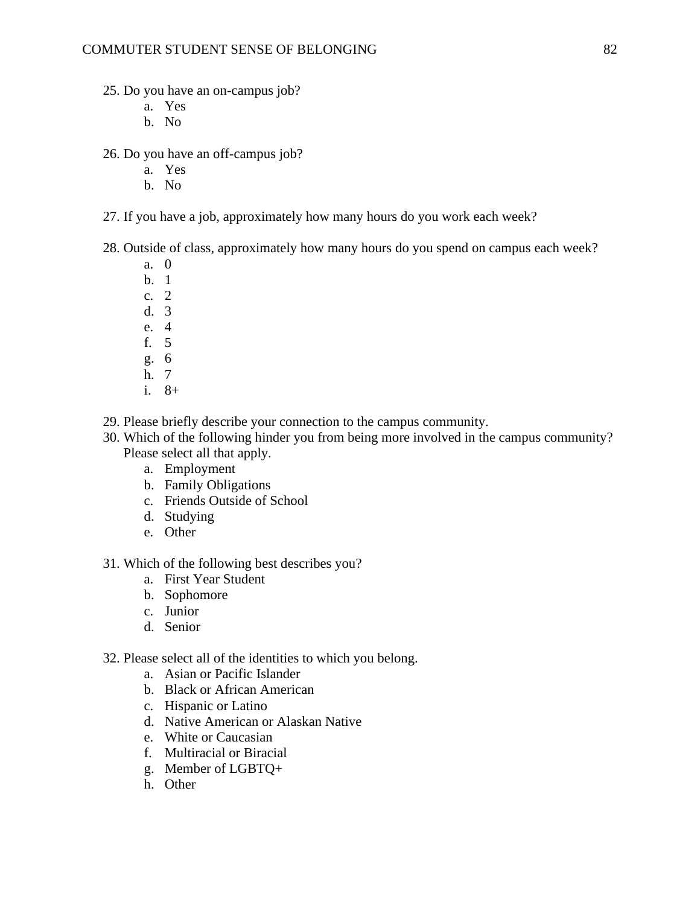25. Do you have an on-campus job?
    a. Yes
    b. No

26. Do you have an off-campus job?
    a. Yes
    b. No

27. If you have a job, approximately how many hours do you work each week?

28. Outside of class, approximately how many hours do you spend on campus each week?
    a. 0
    b. 1
    c. 2
    d. 3
    e. 4
    f. 5
    g. 6
    h. 7
    i. 8+

29. Please briefly describe your connection to the campus community.

30. Which of the following hinder you from being more involved in the campus community? Please select all that apply.
    a. Employment
    b. Family Obligations
    c. Friends Outside of School
    d. Studying
    e. Other

31. Which of the following best describes you?
    a. First Year Student
    b. Sophomore
    c. Junior
    d. Senior

32. Please select all of the identities to which you belong.
    a. Asian or Pacific Islander
    b. Black or African American
    c. Hispanic or Latino
    d. Native American or Alaskan Native
    e. White or Caucasian
    f. Multiracial or Biracial
    g. Member of LGBTQ+
    h. Other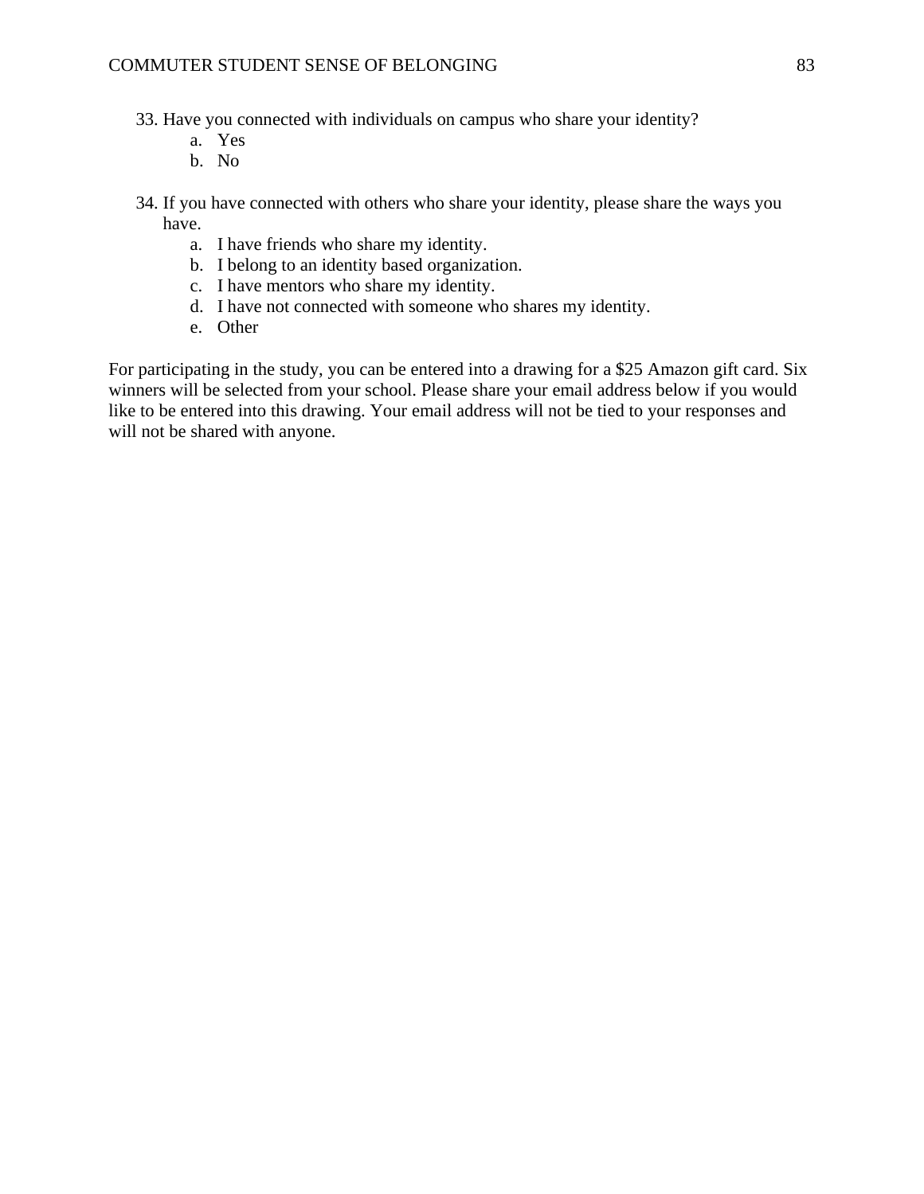33. Have you connected with individuals on campus who share your identity?
    a. Yes
    b. No

34. If you have connected with others who share your identity, please share the ways you have.
    a. I have friends who share my identity.
    b. I belong to an identity based organization.
    c. I have mentors who share my identity.
    d. I have not connected with someone who shares my identity.
    e. Other

For participating in the study, you can be entered into a drawing for a $25 Amazon gift card. Six winners will be selected from your school. Please share your email address below if you would like to be entered into this drawing. Your email address will not be tied to your responses and will not be shared with anyone.